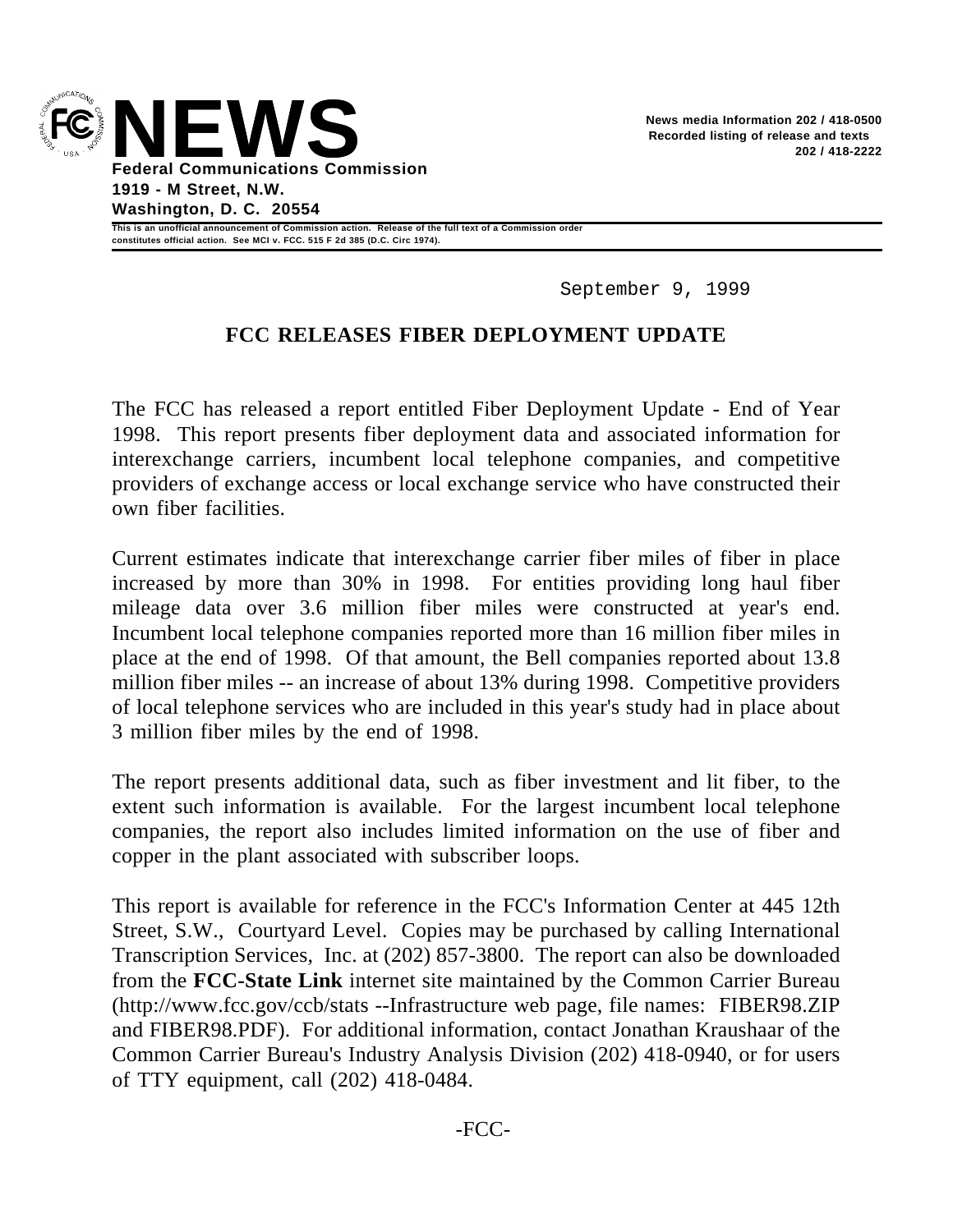# NEWS

**Federal Communications Commission**
**1919 - M Street, N.W.**
**Washington, D. C. 20554**

**News media Information 202 / 418-0500**
**Recorded listing of release and texts 202 / 418-2222**

**This is an unofficial announcement of Commission action. Release of the full text of a Commission order constitutes official action. See MCI v. FCC. 515 F 2d 385 (D.C. Circ 1974).**

September 9, 1999

## FCC RELEASES FIBER DEPLOYMENT UPDATE

The FCC has released a report entitled Fiber Deployment Update - End of Year 1998. This report presents fiber deployment data and associated information for interexchange carriers, incumbent local telephone companies, and competitive providers of exchange access or local exchange service who have constructed their own fiber facilities.

Current estimates indicate that interexchange carrier fiber miles of fiber in place increased by more than 30% in 1998. For entities providing long haul fiber mileage data over 3.6 million fiber miles were constructed at year's end. Incumbent local telephone companies reported more than 16 million fiber miles in place at the end of 1998. Of that amount, the Bell companies reported about 13.8 million fiber miles -- an increase of about 13% during 1998. Competitive providers of local telephone services who are included in this year's study had in place about 3 million fiber miles by the end of 1998.

The report presents additional data, such as fiber investment and lit fiber, to the extent such information is available. For the largest incumbent local telephone companies, the report also includes limited information on the use of fiber and copper in the plant associated with subscriber loops.

This report is available for reference in the FCC's Information Center at 445 12th Street, S.W., Courtyard Level. Copies may be purchased by calling International Transcription Services, Inc. at (202) 857-3800. The report can also be downloaded from the **FCC-State Link** internet site maintained by the Common Carrier Bureau (http://www.fcc.gov/ccb/stats --Infrastructure web page, file names: FIBER98.ZIP and FIBER98.PDF). For additional information, contact Jonathan Kraushaar of the Common Carrier Bureau's Industry Analysis Division (202) 418-0940, or for users of TTY equipment, call (202) 418-0484.

-FCC-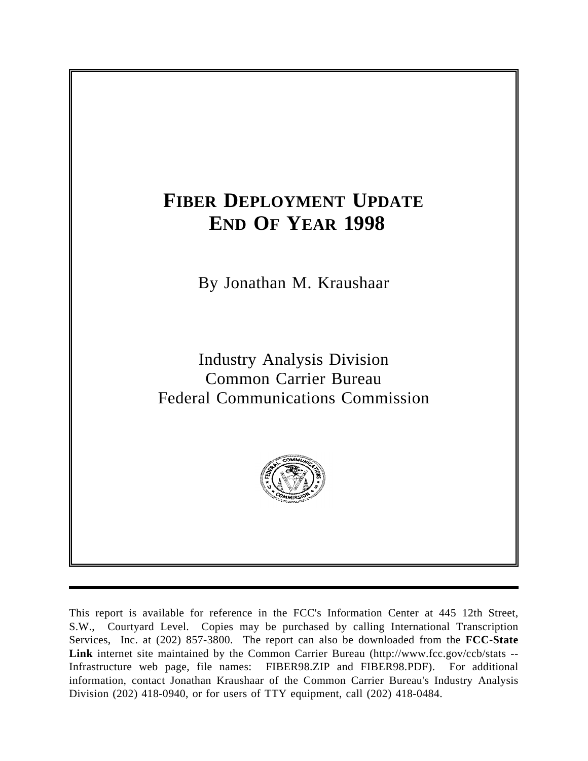# FIBER DEPLOYMENT UPDATE
# END OF YEAR 1998

By Jonathan M. Kraushaar

Industry Analysis Division
Common Carrier Bureau
Federal Communications Commission

---

This report is available for reference in the FCC's Information Center at 445 12th Street, S.W., Courtyard Level. Copies may be purchased by calling International Transcription Services, Inc. at (202) 857-3800. The report can also be downloaded from the **FCC-State Link** internet site maintained by the Common Carrier Bureau (http://www.fcc.gov/ccb/stats -- Infrastructure web page, file names: FIBER98.ZIP and FIBER98.PDF). For additional information, contact Jonathan Kraushaar of the Common Carrier Bureau's Industry Analysis Division (202) 418-0940, or for users of TTY equipment, call (202) 418-0484.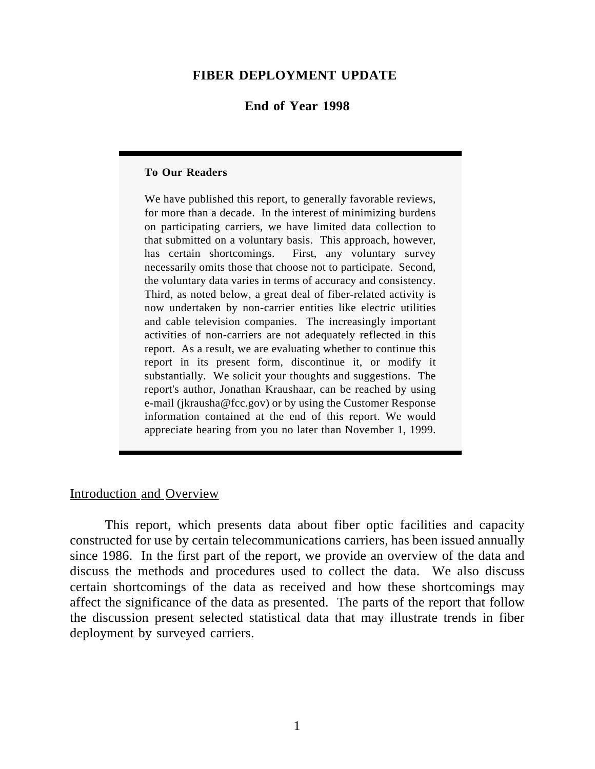# FIBER DEPLOYMENT UPDATE

## End of Year 1998

---

**To Our Readers**

We have published this report, to generally favorable reviews, for more than a decade. In the interest of minimizing burdens on participating carriers, we have limited data collection to that submitted on a voluntary basis. This approach, however, has certain shortcomings. First, any voluntary survey necessarily omits those that choose not to participate. Second, the voluntary data varies in terms of accuracy and consistency. Third, as noted below, a great deal of fiber-related activity is now undertaken by non-carrier entities like electric utilities and cable television companies. The increasingly important activities of non-carriers are not adequately reflected in this report. As a result, we are evaluating whether to continue this report in its present form, discontinue it, or modify it substantially. We solicit your thoughts and suggestions. The report's author, Jonathan Kraushaar, can be reached by using e-mail (jkrausha@fcc.gov) or by using the Customer Response information contained at the end of this report. We would appreciate hearing from you no later than November 1, 1999.

---

### Introduction and Overview

This report, which presents data about fiber optic facilities and capacity constructed for use by certain telecommunications carriers, has been issued annually since 1986. In the first part of the report, we provide an overview of the data and discuss the methods and procedures used to collect the data. We also discuss certain shortcomings of the data as received and how these shortcomings may affect the significance of the data as presented. The parts of the report that follow the discussion present selected statistical data that may illustrate trends in fiber deployment by surveyed carriers.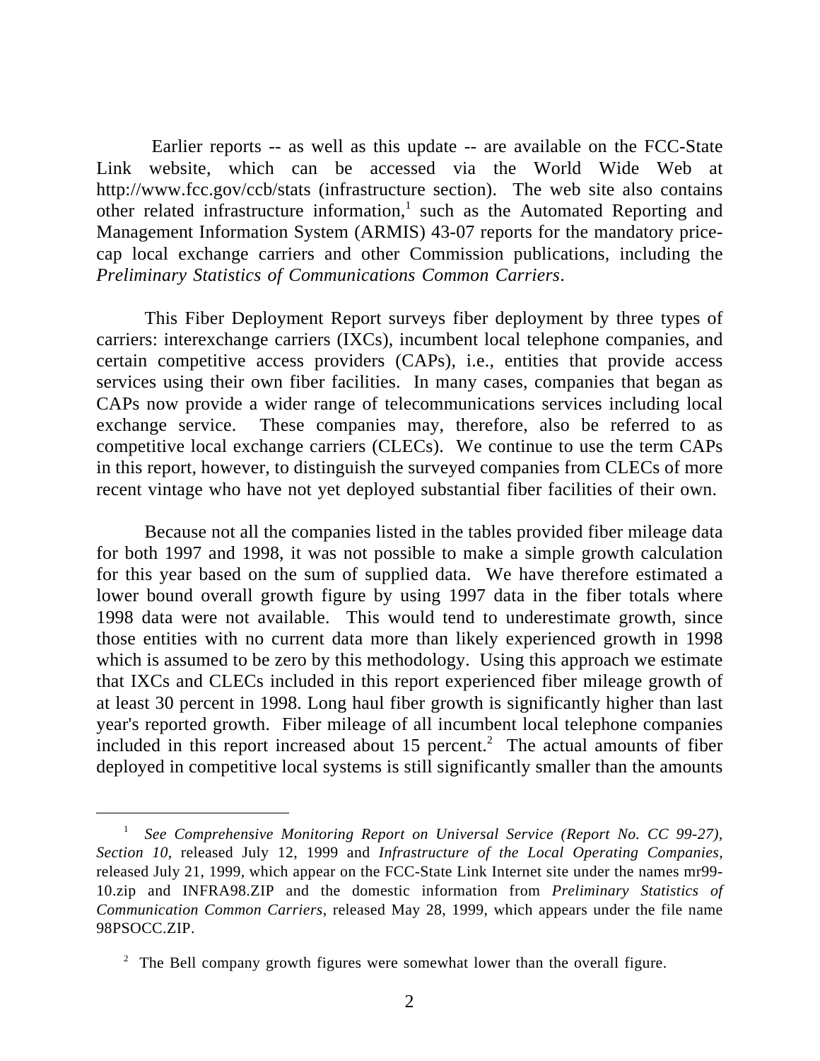Earlier reports -- as well as this update -- are available on the FCC-State Link website, which can be accessed via the World Wide Web at http://www.fcc.gov/ccb/stats (infrastructure section). The web site also contains other related infrastructure information,[1] such as the Automated Reporting and Management Information System (ARMIS) 43-07 reports for the mandatory price-cap local exchange carriers and other Commission publications, including the *Preliminary Statistics of Communications Common Carriers*.

This Fiber Deployment Report surveys fiber deployment by three types of carriers: interexchange carriers (IXCs), incumbent local telephone companies, and certain competitive access providers (CAPs), i.e., entities that provide access services using their own fiber facilities. In many cases, companies that began as CAPs now provide a wider range of telecommunications services including local exchange service. These companies may, therefore, also be referred to as competitive local exchange carriers (CLECs). We continue to use the term CAPs in this report, however, to distinguish the surveyed companies from CLECs of more recent vintage who have not yet deployed substantial fiber facilities of their own.

Because not all the companies listed in the tables provided fiber mileage data for both 1997 and 1998, it was not possible to make a simple growth calculation for this year based on the sum of supplied data. We have therefore estimated a lower bound overall growth figure by using 1997 data in the fiber totals where 1998 data were not available. This would tend to underestimate growth, since those entities with no current data more than likely experienced growth in 1998 which is assumed to be zero by this methodology. Using this approach we estimate that IXCs and CLECs included in this report experienced fiber mileage growth of at least 30 percent in 1998. Long haul fiber growth is significantly higher than last year's reported growth. Fiber mileage of all incumbent local telephone companies included in this report increased about 15 percent.[2] The actual amounts of fiber deployed in competitive local systems is still significantly smaller than the amounts

---

[1] *See Comprehensive Monitoring Report on Universal Service (Report No. CC 99-27), Section 10,* released July 12, 1999 and *Infrastructure of the Local Operating Companies*, released July 21, 1999, which appear on the FCC-State Link Internet site under the names mr99-10.zip and INFRA98.ZIP and the domestic information from *Preliminary Statistics of Communication Common Carriers*, released May 28, 1999, which appears under the file name 98PSOCC.ZIP.

[2] The Bell company growth figures were somewhat lower than the overall figure.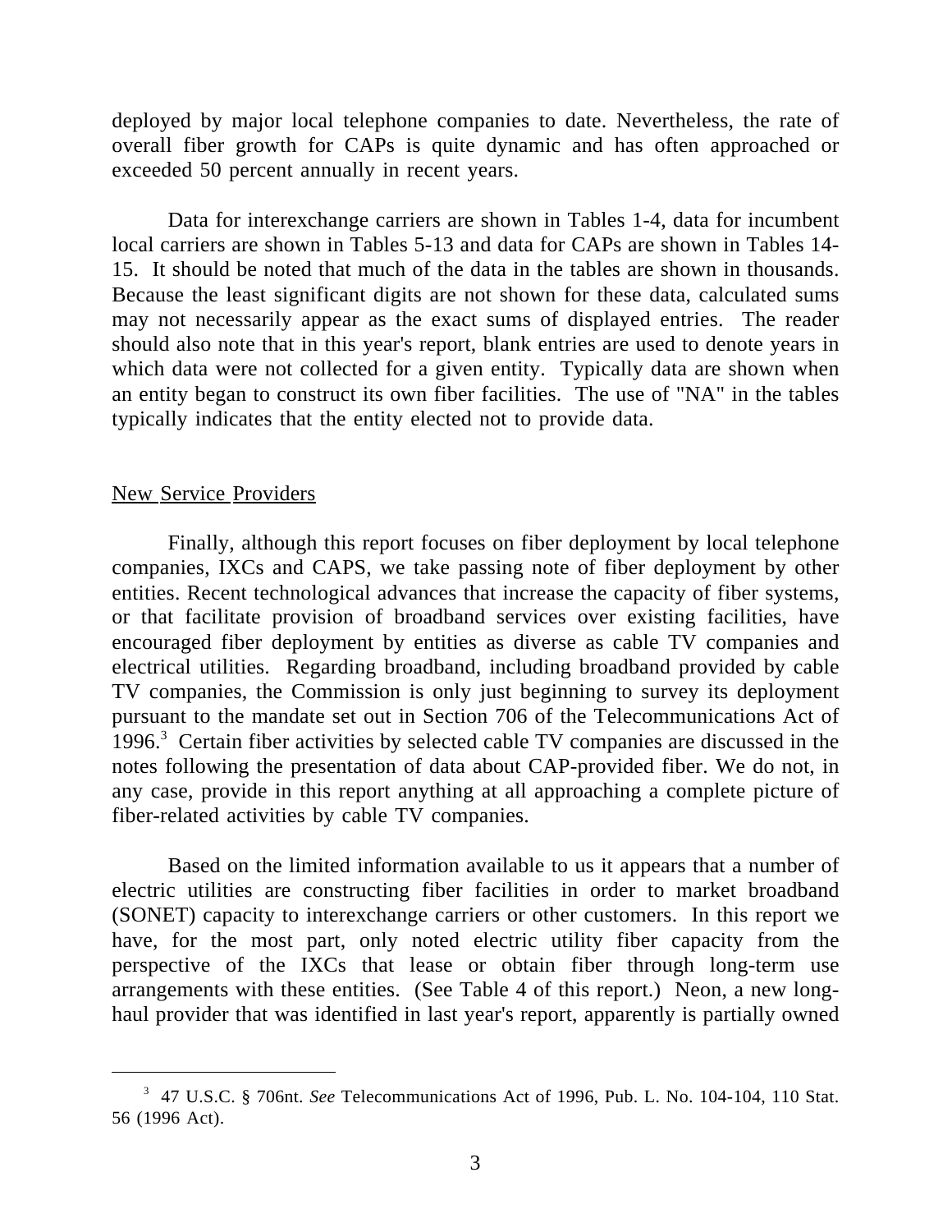deployed by major local telephone companies to date. Nevertheless, the rate of overall fiber growth for CAPs is quite dynamic and has often approached or exceeded 50 percent annually in recent years.

Data for interexchange carriers are shown in Tables 1-4, data for incumbent local carriers are shown in Tables 5-13 and data for CAPs are shown in Tables 14-15. It should be noted that much of the data in the tables are shown in thousands. Because the least significant digits are not shown for these data, calculated sums may not necessarily appear as the exact sums of displayed entries. The reader should also note that in this year's report, blank entries are used to denote years in which data were not collected for a given entity. Typically data are shown when an entity began to construct its own fiber facilities. The use of "NA" in the tables typically indicates that the entity elected not to provide data.

## New Service Providers

Finally, although this report focuses on fiber deployment by local telephone companies, IXCs and CAPS, we take passing note of fiber deployment by other entities. Recent technological advances that increase the capacity of fiber systems, or that facilitate provision of broadband services over existing facilities, have encouraged fiber deployment by entities as diverse as cable TV companies and electrical utilities. Regarding broadband, including broadband provided by cable TV companies, the Commission is only just beginning to survey its deployment pursuant to the mandate set out in Section 706 of the Telecommunications Act of 1996.[3] Certain fiber activities by selected cable TV companies are discussed in the notes following the presentation of data about CAP-provided fiber. We do not, in any case, provide in this report anything at all approaching a complete picture of fiber-related activities by cable TV companies.

Based on the limited information available to us it appears that a number of electric utilities are constructing fiber facilities in order to market broadband (SONET) capacity to interexchange carriers or other customers. In this report we have, for the most part, only noted electric utility fiber capacity from the perspective of the IXCs that lease or obtain fiber through long-term use arrangements with these entities. (See Table 4 of this report.) Neon, a new long-haul provider that was identified in last year's report, apparently is partially owned

---

[3] 47 U.S.C. § 706nt. *See* Telecommunications Act of 1996, Pub. L. No. 104-104, 110 Stat. 56 (1996 Act).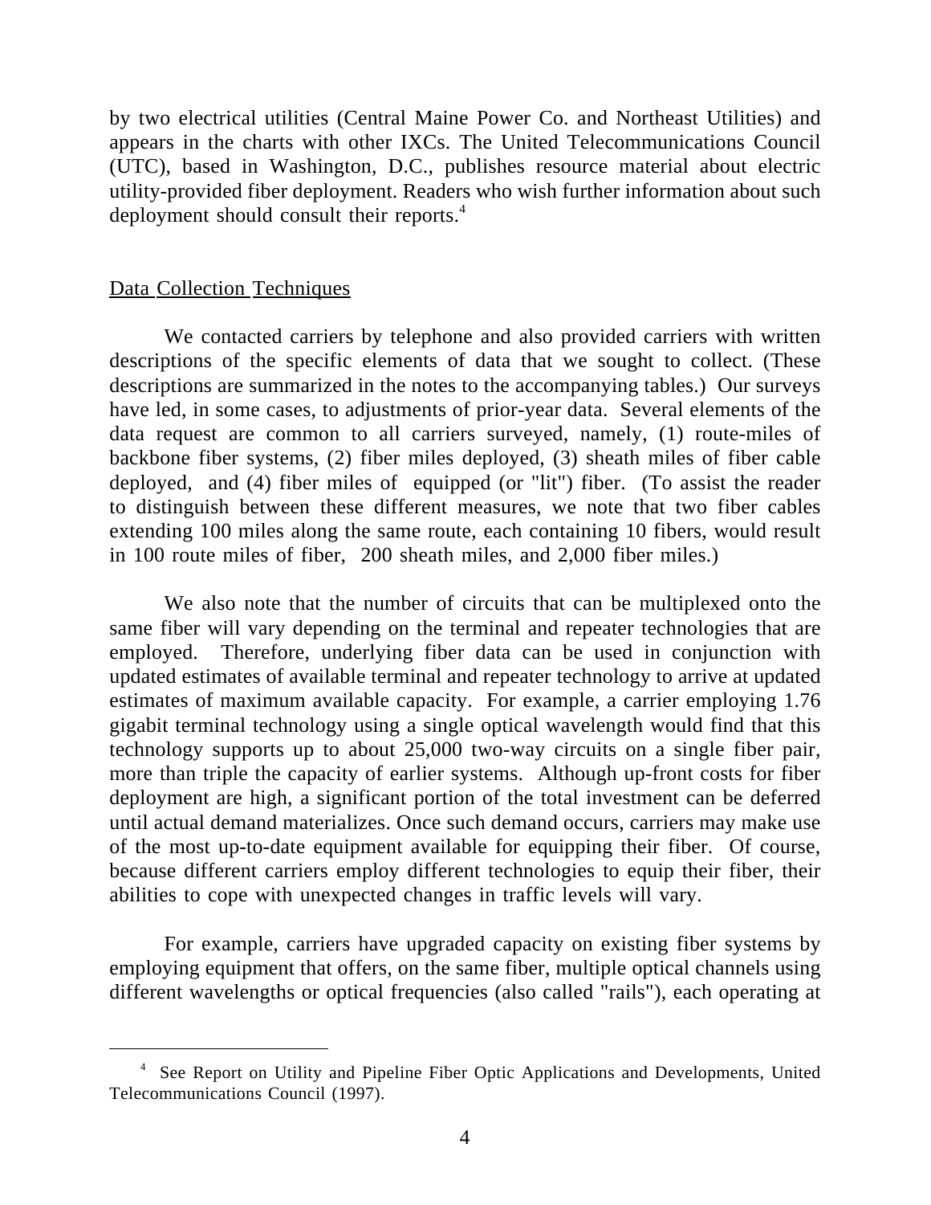by two electrical utilities (Central Maine Power Co. and Northeast Utilities) and appears in the charts with other IXCs. The United Telecommunications Council (UTC), based in Washington, D.C., publishes resource material about electric utility-provided fiber deployment. Readers who wish further information about such deployment should consult their reports.[4]

## Data Collection Techniques

We contacted carriers by telephone and also provided carriers with written descriptions of the specific elements of data that we sought to collect. (These descriptions are summarized in the notes to the accompanying tables.) Our surveys have led, in some cases, to adjustments of prior-year data. Several elements of the data request are common to all carriers surveyed, namely, (1) route-miles of backbone fiber systems, (2) fiber miles deployed, (3) sheath miles of fiber cable deployed, and (4) fiber miles of equipped (or "lit") fiber. (To assist the reader to distinguish between these different measures, we note that two fiber cables extending 100 miles along the same route, each containing 10 fibers, would result in 100 route miles of fiber, 200 sheath miles, and 2,000 fiber miles.)

We also note that the number of circuits that can be multiplexed onto the same fiber will vary depending on the terminal and repeater technologies that are employed. Therefore, underlying fiber data can be used in conjunction with updated estimates of available terminal and repeater technology to arrive at updated estimates of maximum available capacity. For example, a carrier employing 1.76 gigabit terminal technology using a single optical wavelength would find that this technology supports up to about 25,000 two-way circuits on a single fiber pair, more than triple the capacity of earlier systems. Although up-front costs for fiber deployment are high, a significant portion of the total investment can be deferred until actual demand materializes. Once such demand occurs, carriers may make use of the most up-to-date equipment available for equipping their fiber. Of course, because different carriers employ different technologies to equip their fiber, their abilities to cope with unexpected changes in traffic levels will vary.

For example, carriers have upgraded capacity on existing fiber systems by employing equipment that offers, on the same fiber, multiple optical channels using different wavelengths or optical frequencies (also called "rails"), each operating at

---

[4] See Report on Utility and Pipeline Fiber Optic Applications and Developments, United Telecommunications Council (1997).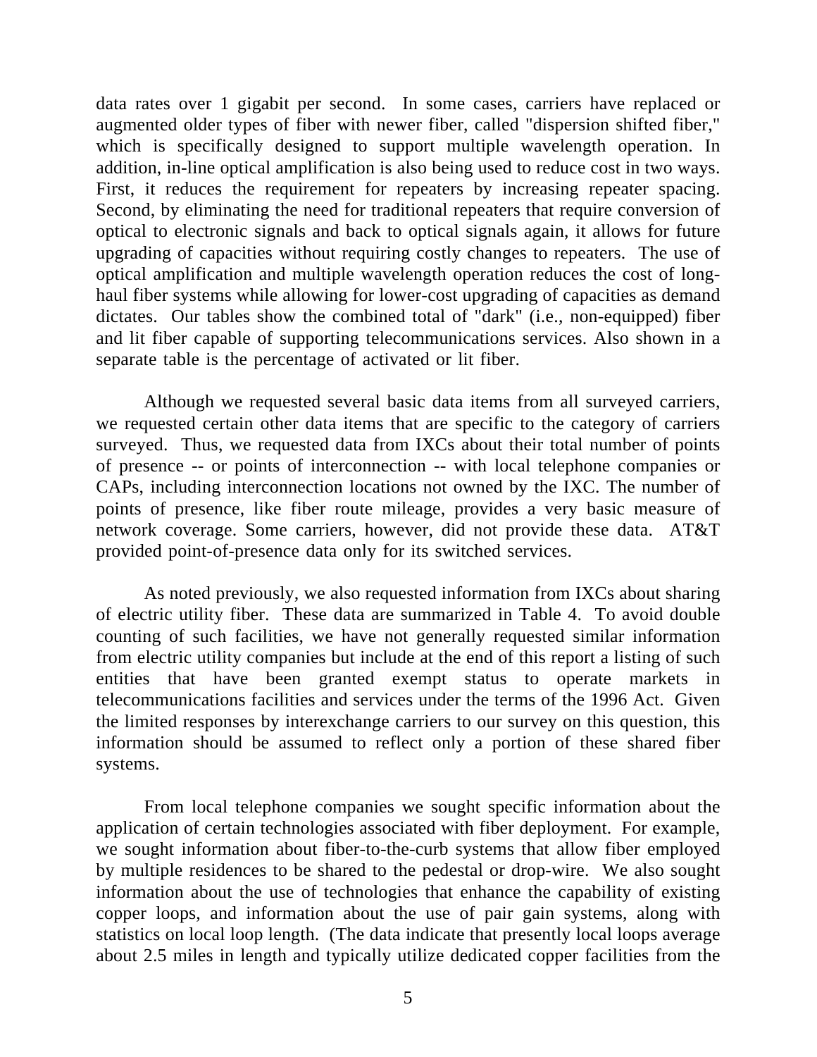data rates over 1 gigabit per second. In some cases, carriers have replaced or augmented older types of fiber with newer fiber, called "dispersion shifted fiber," which is specifically designed to support multiple wavelength operation. In addition, in-line optical amplification is also being used to reduce cost in two ways. First, it reduces the requirement for repeaters by increasing repeater spacing. Second, by eliminating the need for traditional repeaters that require conversion of optical to electronic signals and back to optical signals again, it allows for future upgrading of capacities without requiring costly changes to repeaters. The use of optical amplification and multiple wavelength operation reduces the cost of long-haul fiber systems while allowing for lower-cost upgrading of capacities as demand dictates. Our tables show the combined total of "dark" (i.e., non-equipped) fiber and lit fiber capable of supporting telecommunications services. Also shown in a separate table is the percentage of activated or lit fiber.

Although we requested several basic data items from all surveyed carriers, we requested certain other data items that are specific to the category of carriers surveyed. Thus, we requested data from IXCs about their total number of points of presence -- or points of interconnection -- with local telephone companies or CAPs, including interconnection locations not owned by the IXC. The number of points of presence, like fiber route mileage, provides a very basic measure of network coverage. Some carriers, however, did not provide these data. AT&T provided point-of-presence data only for its switched services.

As noted previously, we also requested information from IXCs about sharing of electric utility fiber. These data are summarized in Table 4. To avoid double counting of such facilities, we have not generally requested similar information from electric utility companies but include at the end of this report a listing of such entities that have been granted exempt status to operate markets in telecommunications facilities and services under the terms of the 1996 Act. Given the limited responses by interexchange carriers to our survey on this question, this information should be assumed to reflect only a portion of these shared fiber systems.

From local telephone companies we sought specific information about the application of certain technologies associated with fiber deployment. For example, we sought information about fiber-to-the-curb systems that allow fiber employed by multiple residences to be shared to the pedestal or drop-wire. We also sought information about the use of technologies that enhance the capability of existing copper loops, and information about the use of pair gain systems, along with statistics on local loop length. (The data indicate that presently local loops average about 2.5 miles in length and typically utilize dedicated copper facilities from the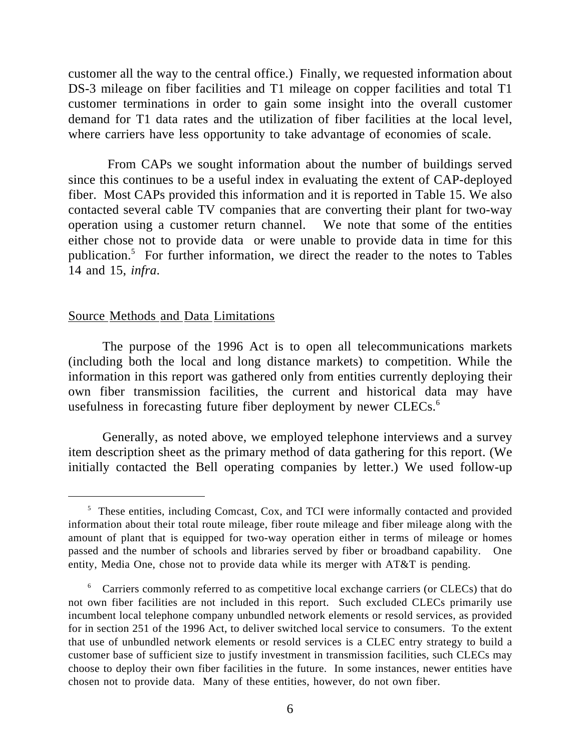customer all the way to the central office.) Finally, we requested information about DS-3 mileage on fiber facilities and T1 mileage on copper facilities and total T1 customer terminations in order to gain some insight into the overall customer demand for T1 data rates and the utilization of fiber facilities at the local level, where carriers have less opportunity to take advantage of economies of scale.

From CAPs we sought information about the number of buildings served since this continues to be a useful index in evaluating the extent of CAP-deployed fiber. Most CAPs provided this information and it is reported in Table 15. We also contacted several cable TV companies that are converting their plant for two-way operation using a customer return channel. We note that some of the entities either chose not to provide data or were unable to provide data in time for this publication.[5] For further information, we direct the reader to the notes to Tables 14 and 15, *infra*.

<u>Source Methods and Data Limitations</u>

The purpose of the 1996 Act is to open all telecommunications markets (including both the local and long distance markets) to competition. While the information in this report was gathered only from entities currently deploying their own fiber transmission facilities, the current and historical data may have usefulness in forecasting future fiber deployment by newer CLECs.[6]

Generally, as noted above, we employed telephone interviews and a survey item description sheet as the primary method of data gathering for this report. (We initially contacted the Bell operating companies by letter.) We used follow-up

---

[5] These entities, including Comcast, Cox, and TCI were informally contacted and provided information about their total route mileage, fiber route mileage and fiber mileage along with the amount of plant that is equipped for two-way operation either in terms of mileage or homes passed and the number of schools and libraries served by fiber or broadband capability. One entity, Media One, chose not to provide data while its merger with AT&T is pending.

[6] Carriers commonly referred to as competitive local exchange carriers (or CLECs) that do not own fiber facilities are not included in this report. Such excluded CLECs primarily use incumbent local telephone company unbundled network elements or resold services, as provided for in section 251 of the 1996 Act, to deliver switched local service to consumers. To the extent that use of unbundled network elements or resold services is a CLEC entry strategy to build a customer base of sufficient size to justify investment in transmission facilities, such CLECs may choose to deploy their own fiber facilities in the future. In some instances, newer entities have chosen not to provide data. Many of these entities, however, do not own fiber.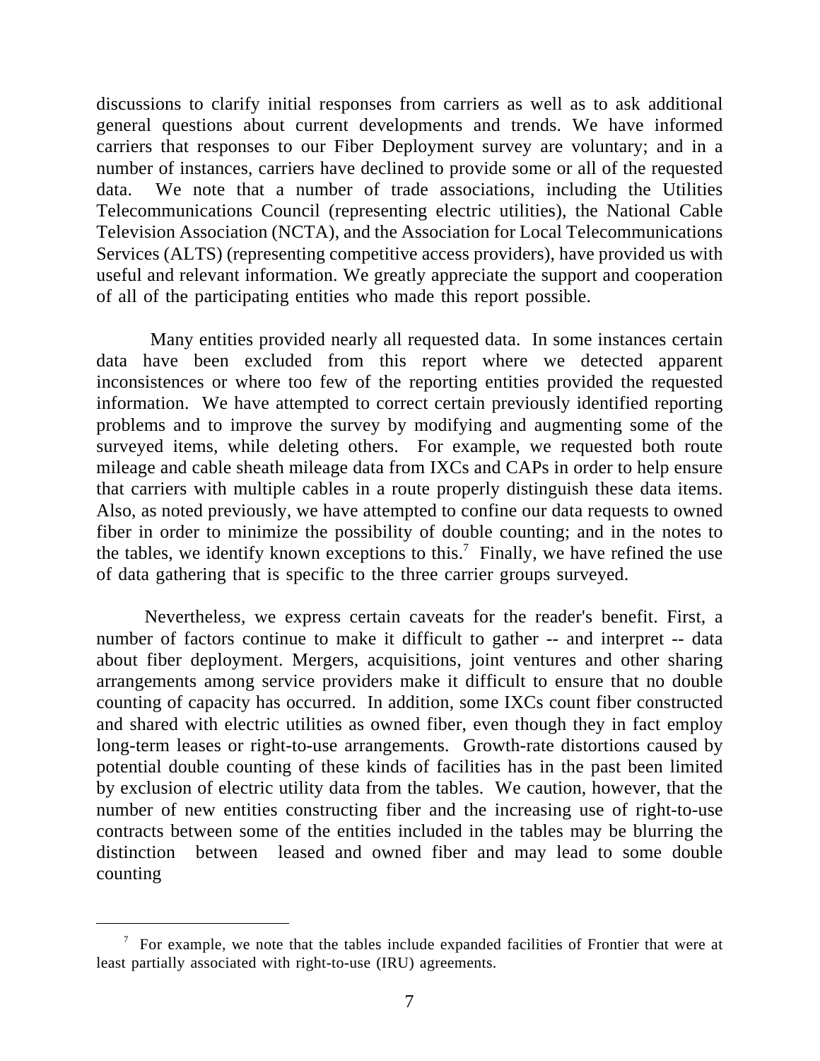discussions to clarify initial responses from carriers as well as to ask additional general questions about current developments and trends. We have informed carriers that responses to our Fiber Deployment survey are voluntary; and in a number of instances, carriers have declined to provide some or all of the requested data. We note that a number of trade associations, including the Utilities Telecommunications Council (representing electric utilities), the National Cable Television Association (NCTA), and the Association for Local Telecommunications Services (ALTS) (representing competitive access providers), have provided us with useful and relevant information. We greatly appreciate the support and cooperation of all of the participating entities who made this report possible.

Many entities provided nearly all requested data. In some instances certain data have been excluded from this report where we detected apparent inconsistences or where too few of the reporting entities provided the requested information. We have attempted to correct certain previously identified reporting problems and to improve the survey by modifying and augmenting some of the surveyed items, while deleting others. For example, we requested both route mileage and cable sheath mileage data from IXCs and CAPs in order to help ensure that carriers with multiple cables in a route properly distinguish these data items. Also, as noted previously, we have attempted to confine our data requests to owned fiber in order to minimize the possibility of double counting; and in the notes to the tables, we identify known exceptions to this.[7] Finally, we have refined the use of data gathering that is specific to the three carrier groups surveyed.

Nevertheless, we express certain caveats for the reader's benefit. First, a number of factors continue to make it difficult to gather -- and interpret -- data about fiber deployment. Mergers, acquisitions, joint ventures and other sharing arrangements among service providers make it difficult to ensure that no double counting of capacity has occurred. In addition, some IXCs count fiber constructed and shared with electric utilities as owned fiber, even though they in fact employ long-term leases or right-to-use arrangements. Growth-rate distortions caused by potential double counting of these kinds of facilities has in the past been limited by exclusion of electric utility data from the tables. We caution, however, that the number of new entities constructing fiber and the increasing use of right-to-use contracts between some of the entities included in the tables may be blurring the distinction between leased and owned fiber and may lead to some double counting

---

[7] For example, we note that the tables include expanded facilities of Frontier that were at least partially associated with right-to-use (IRU) agreements.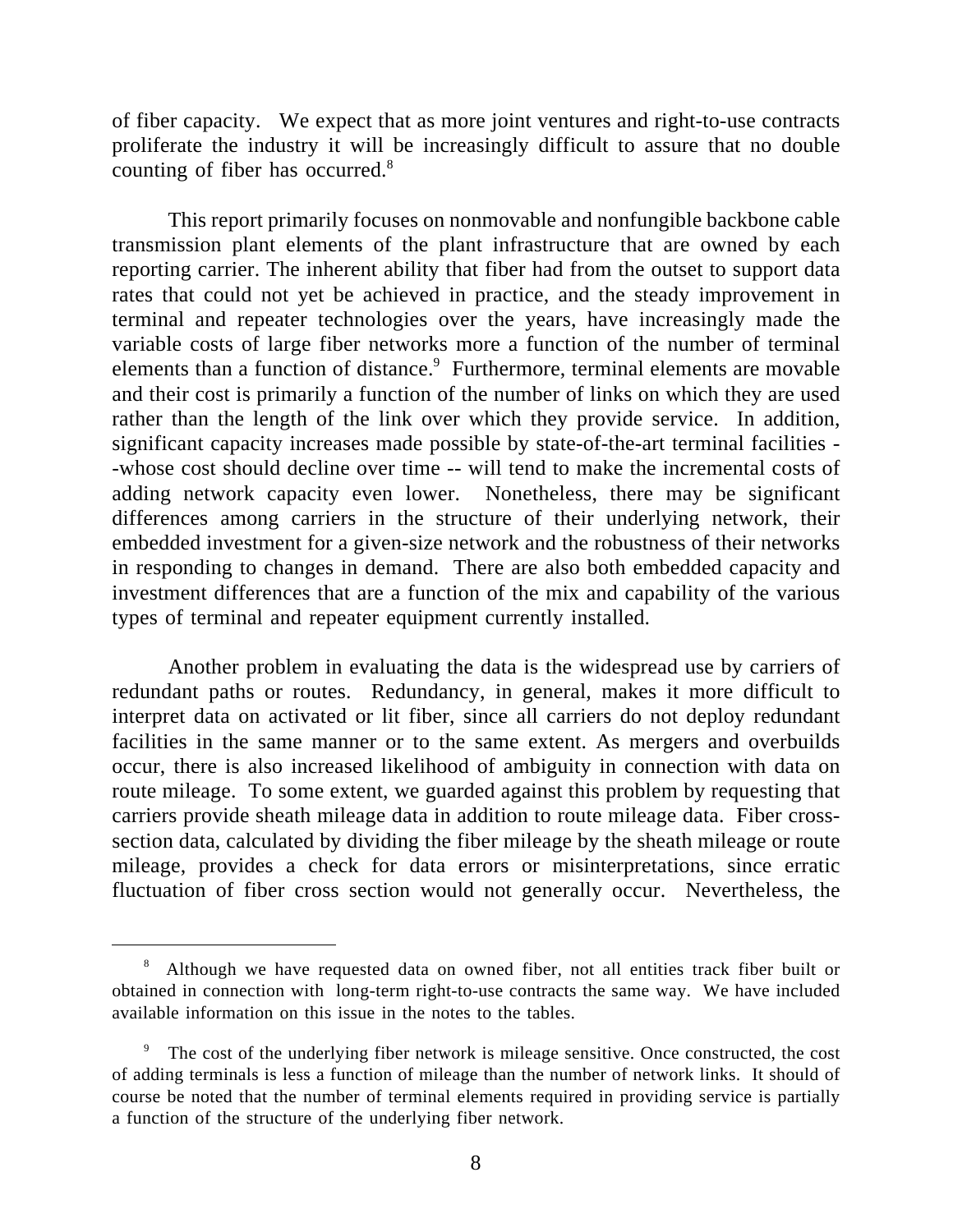of fiber capacity. We expect that as more joint ventures and right-to-use contracts proliferate the industry it will be increasingly difficult to assure that no double counting of fiber has occurred.[8]

This report primarily focuses on nonmovable and nonfungible backbone cable transmission plant elements of the plant infrastructure that are owned by each reporting carrier. The inherent ability that fiber had from the outset to support data rates that could not yet be achieved in practice, and the steady improvement in terminal and repeater technologies over the years, have increasingly made the variable costs of large fiber networks more a function of the number of terminal elements than a function of distance.[9] Furthermore, terminal elements are movable and their cost is primarily a function of the number of links on which they are used rather than the length of the link over which they provide service. In addition, significant capacity increases made possible by state-of-the-art terminal facilities --whose cost should decline over time -- will tend to make the incremental costs of adding network capacity even lower. Nonetheless, there may be significant differences among carriers in the structure of their underlying network, their embedded investment for a given-size network and the robustness of their networks in responding to changes in demand. There are also both embedded capacity and investment differences that are a function of the mix and capability of the various types of terminal and repeater equipment currently installed.

Another problem in evaluating the data is the widespread use by carriers of redundant paths or routes. Redundancy, in general, makes it more difficult to interpret data on activated or lit fiber, since all carriers do not deploy redundant facilities in the same manner or to the same extent. As mergers and overbuilds occur, there is also increased likelihood of ambiguity in connection with data on route mileage. To some extent, we guarded against this problem by requesting that carriers provide sheath mileage data in addition to route mileage data. Fiber cross-section data, calculated by dividing the fiber mileage by the sheath mileage or route mileage, provides a check for data errors or misinterpretations, since erratic fluctuation of fiber cross section would not generally occur. Nevertheless, the

---

[8] Although we have requested data on owned fiber, not all entities track fiber built or obtained in connection with long-term right-to-use contracts the same way. We have included available information on this issue in the notes to the tables.

[9] The cost of the underlying fiber network is mileage sensitive. Once constructed, the cost of adding terminals is less a function of mileage than the number of network links. It should of course be noted that the number of terminal elements required in providing service is partially a function of the structure of the underlying fiber network.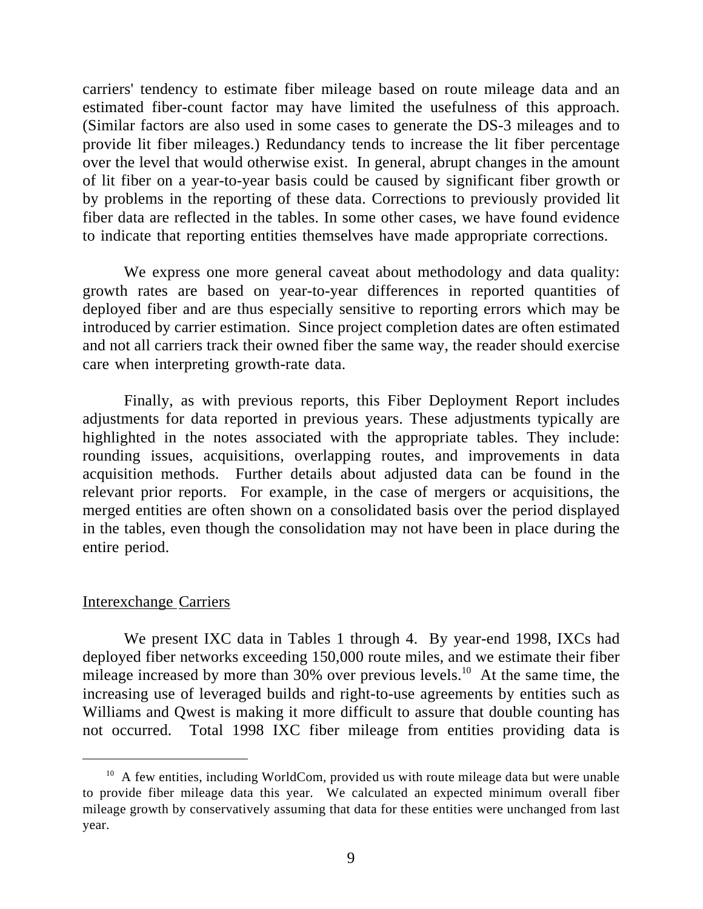carriers' tendency to estimate fiber mileage based on route mileage data and an estimated fiber-count factor may have limited the usefulness of this approach. (Similar factors are also used in some cases to generate the DS-3 mileages and to provide lit fiber mileages.) Redundancy tends to increase the lit fiber percentage over the level that would otherwise exist. In general, abrupt changes in the amount of lit fiber on a year-to-year basis could be caused by significant fiber growth or by problems in the reporting of these data. Corrections to previously provided lit fiber data are reflected in the tables. In some other cases, we have found evidence to indicate that reporting entities themselves have made appropriate corrections.

We express one more general caveat about methodology and data quality: growth rates are based on year-to-year differences in reported quantities of deployed fiber and are thus especially sensitive to reporting errors which may be introduced by carrier estimation. Since project completion dates are often estimated and not all carriers track their owned fiber the same way, the reader should exercise care when interpreting growth-rate data.

Finally, as with previous reports, this Fiber Deployment Report includes adjustments for data reported in previous years. These adjustments typically are highlighted in the notes associated with the appropriate tables. They include: rounding issues, acquisitions, overlapping routes, and improvements in data acquisition methods. Further details about adjusted data can be found in the relevant prior reports. For example, in the case of mergers or acquisitions, the merged entities are often shown on a consolidated basis over the period displayed in the tables, even though the consolidation may not have been in place during the entire period.

## Interexchange Carriers

We present IXC data in Tables 1 through 4. By year-end 1998, IXCs had deployed fiber networks exceeding 150,000 route miles, and we estimate their fiber mileage increased by more than 30% over previous levels.[10] At the same time, the increasing use of leveraged builds and right-to-use agreements by entities such as Williams and Qwest is making it more difficult to assure that double counting has not occurred. Total 1998 IXC fiber mileage from entities providing data is

---

[10] A few entities, including WorldCom, provided us with route mileage data but were unable to provide fiber mileage data this year. We calculated an expected minimum overall fiber mileage growth by conservatively assuming that data for these entities were unchanged from last year.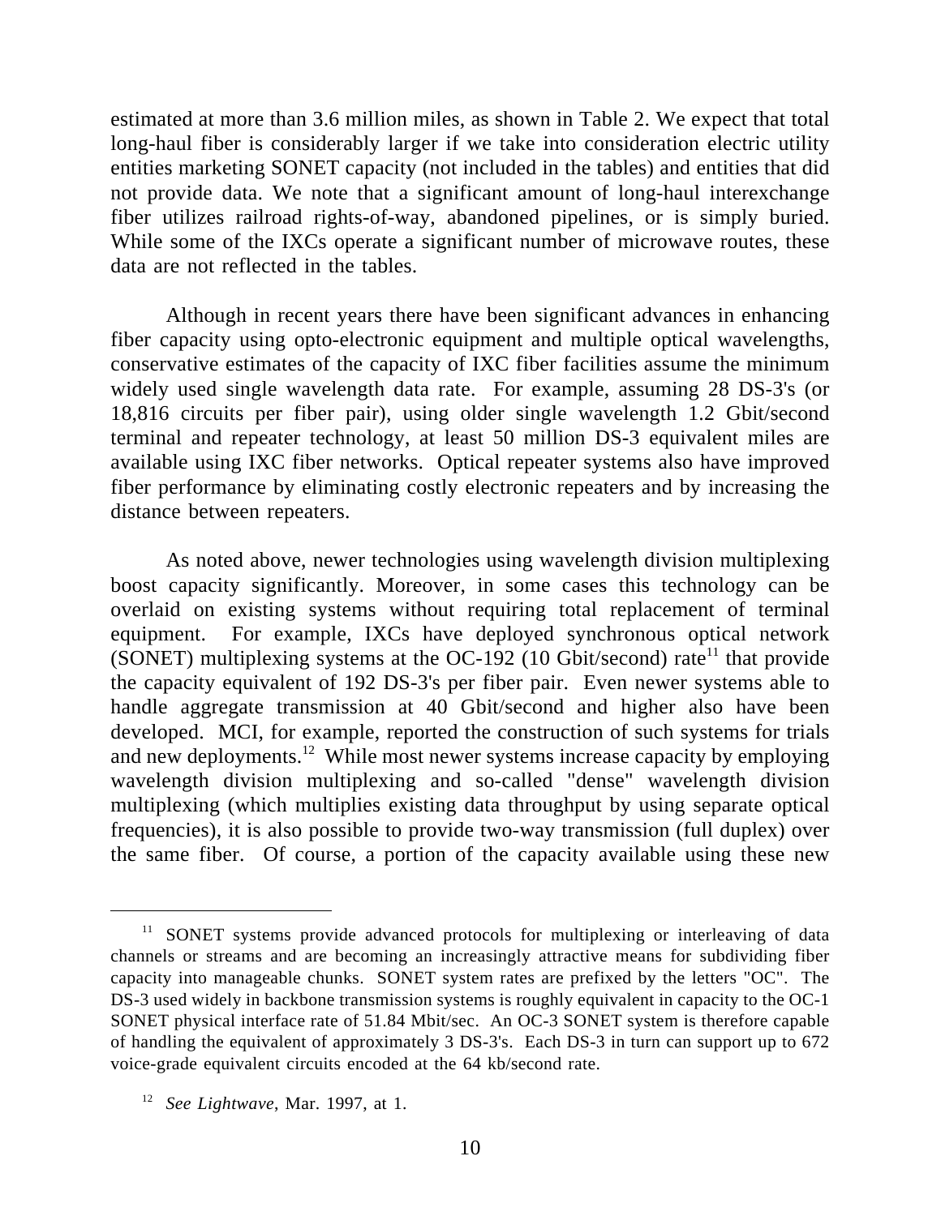estimated at more than 3.6 million miles, as shown in Table 2. We expect that total long-haul fiber is considerably larger if we take into consideration electric utility entities marketing SONET capacity (not included in the tables) and entities that did not provide data. We note that a significant amount of long-haul interexchange fiber utilizes railroad rights-of-way, abandoned pipelines, or is simply buried. While some of the IXCs operate a significant number of microwave routes, these data are not reflected in the tables.

Although in recent years there have been significant advances in enhancing fiber capacity using opto-electronic equipment and multiple optical wavelengths, conservative estimates of the capacity of IXC fiber facilities assume the minimum widely used single wavelength data rate. For example, assuming 28 DS-3's (or 18,816 circuits per fiber pair), using older single wavelength 1.2 Gbit/second terminal and repeater technology, at least 50 million DS-3 equivalent miles are available using IXC fiber networks. Optical repeater systems also have improved fiber performance by eliminating costly electronic repeaters and by increasing the distance between repeaters.

As noted above, newer technologies using wavelength division multiplexing boost capacity significantly. Moreover, in some cases this technology can be overlaid on existing systems without requiring total replacement of terminal equipment. For example, IXCs have deployed synchronous optical network (SONET) multiplexing systems at the OC-192 (10 Gbit/second) rate[11] that provide the capacity equivalent of 192 DS-3's per fiber pair. Even newer systems able to handle aggregate transmission at 40 Gbit/second and higher also have been developed. MCI, for example, reported the construction of such systems for trials and new deployments.[12] While most newer systems increase capacity by employing wavelength division multiplexing and so-called "dense" wavelength division multiplexing (which multiplies existing data throughput by using separate optical frequencies), it is also possible to provide two-way transmission (full duplex) over the same fiber. Of course, a portion of the capacity available using these new

---

[11] SONET systems provide advanced protocols for multiplexing or interleaving of data channels or streams and are becoming an increasingly attractive means for subdividing fiber capacity into manageable chunks. SONET system rates are prefixed by the letters "OC". The DS-3 used widely in backbone transmission systems is roughly equivalent in capacity to the OC-1 SONET physical interface rate of 51.84 Mbit/sec. An OC-3 SONET system is therefore capable of handling the equivalent of approximately 3 DS-3's. Each DS-3 in turn can support up to 672 voice-grade equivalent circuits encoded at the 64 kb/second rate.

[12] *See Lightwave*, Mar. 1997, at 1.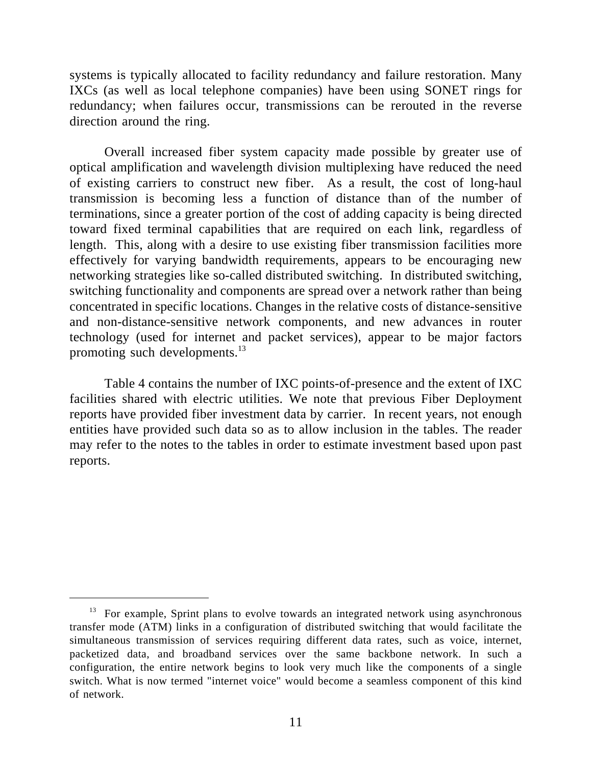systems is typically allocated to facility redundancy and failure restoration. Many IXCs (as well as local telephone companies) have been using SONET rings for redundancy; when failures occur, transmissions can be rerouted in the reverse direction around the ring.

Overall increased fiber system capacity made possible by greater use of optical amplification and wavelength division multiplexing have reduced the need of existing carriers to construct new fiber. As a result, the cost of long-haul transmission is becoming less a function of distance than of the number of terminations, since a greater portion of the cost of adding capacity is being directed toward fixed terminal capabilities that are required on each link, regardless of length. This, along with a desire to use existing fiber transmission facilities more effectively for varying bandwidth requirements, appears to be encouraging new networking strategies like so-called distributed switching. In distributed switching, switching functionality and components are spread over a network rather than being concentrated in specific locations. Changes in the relative costs of distance-sensitive and non-distance-sensitive network components, and new advances in router technology (used for internet and packet services), appear to be major factors promoting such developments.[13]

Table 4 contains the number of IXC points-of-presence and the extent of IXC facilities shared with electric utilities. We note that previous Fiber Deployment reports have provided fiber investment data by carrier. In recent years, not enough entities have provided such data so as to allow inclusion in the tables. The reader may refer to the notes to the tables in order to estimate investment based upon past reports.

---

[13] For example, Sprint plans to evolve towards an integrated network using asynchronous transfer mode (ATM) links in a configuration of distributed switching that would facilitate the simultaneous transmission of services requiring different data rates, such as voice, internet, packetized data, and broadband services over the same backbone network. In such a configuration, the entire network begins to look very much like the components of a single switch. What is now termed "internet voice" would become a seamless component of this kind of network.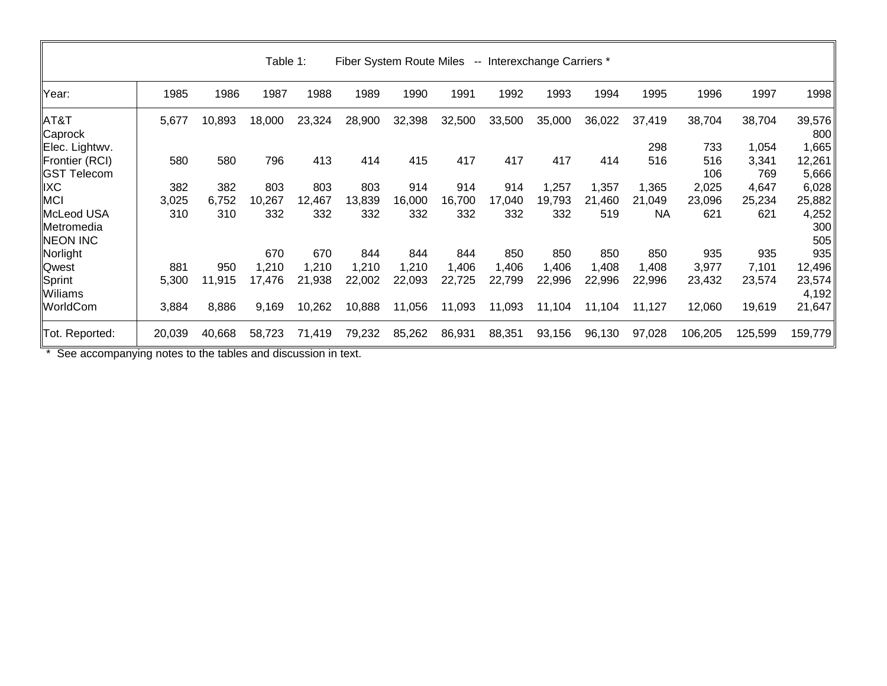Table 1: Fiber System Route Miles -- Interexchange Carriers *

| Year: | 1985 | 1986 | 1987 | 1988 | 1989 | 1990 | 1991 | 1992 | 1993 | 1994 | 1995 | 1996 | 1997 | 1998 |
|---|---|---|---|---|---|---|---|---|---|---|---|---|---|---|
| AT&T | 5,677 | 10,893 | 18,000 | 23,324 | 28,900 | 32,398 | 32,500 | 33,500 | 35,000 | 36,022 | 37,419 | 38,704 | 38,704 | 39,576 |
| Caprock | | | | | | | | | | | | | | 800 |
| Elec. Lightwv. | | | | | | | | | | | 298 | 733 | 1,054 | 1,665 |
| Frontier (RCI) | 580 | 580 | 796 | 413 | 414 | 415 | 417 | 417 | 417 | 414 | 516 | 516 | 3,341 | 12,261 |
| GST Telecom | | | | | | | | | | | | 106 | 769 | 5,666 |
| IXC | 382 | 382 | 803 | 803 | 803 | 914 | 914 | 914 | 1,257 | 1,357 | 1,365 | 2,025 | 4,647 | 6,028 |
| MCI | 3,025 | 6,752 | 10,267 | 12,467 | 13,839 | 16,000 | 16,700 | 17,040 | 19,793 | 21,460 | 21,049 | 23,096 | 25,234 | 25,882 |
| McLeod USA | 310 | 310 | 332 | 332 | 332 | 332 | 332 | 332 | 332 | 519 | NA | 621 | 621 | 4,252 |
| Metromedia | | | | | | | | | | | | | | 300 |
| NEON INC | | | | | | | | | | | | | | 505 |
| Norlight | | | 670 | 670 | 844 | 844 | 844 | 850 | 850 | 850 | 850 | 935 | 935 | 935 |
| Qwest | 881 | 950 | 1,210 | 1,210 | 1,210 | 1,210 | 1,406 | 1,406 | 1,406 | 1,408 | 1,408 | 3,977 | 7,101 | 12,496 |
| Sprint | 5,300 | 11,915 | 17,476 | 21,938 | 22,002 | 22,093 | 22,725 | 22,799 | 22,996 | 22,996 | 22,996 | 23,432 | 23,574 | 23,574 |
| Wiliams | | | | | | | | | | | | | | 4,192 |
| WorldCom | 3,884 | 8,886 | 9,169 | 10,262 | 10,888 | 11,056 | 11,093 | 11,093 | 11,104 | 11,104 | 11,127 | 12,060 | 19,619 | 21,647 |
| Tot. Reported: | 20,039 | 40,668 | 58,723 | 71,419 | 79,232 | 85,262 | 86,931 | 88,351 | 93,156 | 96,130 | 97,028 | 106,205 | 125,599 | 159,779 |

* See accompanying notes to the tables and discussion in text.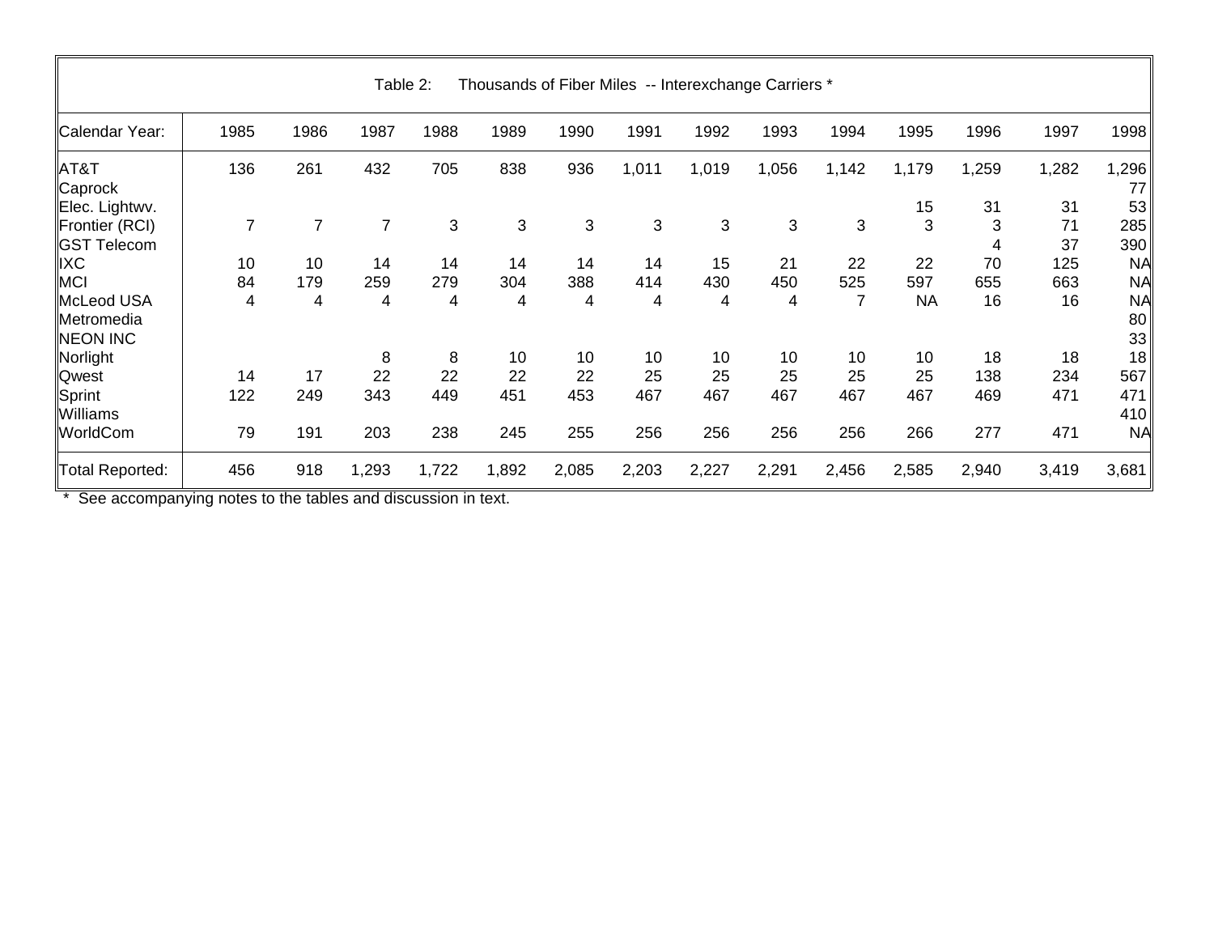Table 2: Thousands of Fiber Miles -- Interexchange Carriers *

| Calendar Year: | 1985 | 1986 | 1987 | 1988 | 1989 | 1990 | 1991 | 1992 | 1993 | 1994 | 1995 | 1996 | 1997 | 1998 |
|---|---|---|---|---|---|---|---|---|---|---|---|---|---|---|
| AT&T | 136 | 261 | 432 | 705 | 838 | 936 | 1,011 | 1,019 | 1,056 | 1,142 | 1,179 | 1,259 | 1,282 | 1,296 |
| Caprock | | | | | | | | | | | | | | 77 |
| Elec. Lightwv. | | | | | | | | | | | 15 | 31 | 31 | 53 |
| Frontier (RCI) | 7 | 7 | 7 | 3 | 3 | 3 | 3 | 3 | 3 | 3 | 3 | 3 | 71 | 285 |
| GST Telecom | | | | | | | | | | | | 4 | 37 | 390 |
| IXC | 10 | 10 | 14 | 14 | 14 | 14 | 14 | 15 | 21 | 22 | 22 | 70 | 125 | NA |
| MCI | 84 | 179 | 259 | 279 | 304 | 388 | 414 | 430 | 450 | 525 | 597 | 655 | 663 | NA |
| McLeod USA | 4 | 4 | 4 | 4 | 4 | 4 | 4 | 4 | 4 | 7 | NA | 16 | 16 | NA |
| Metromedia | | | | | | | | | | | | | | 80 |
| NEON INC | | | | | | | | | | | | | | 33 |
| Norlight | | | 8 | 8 | 10 | 10 | 10 | 10 | 10 | 10 | 10 | 18 | 18 | 18 |
| Qwest | 14 | 17 | 22 | 22 | 22 | 22 | 25 | 25 | 25 | 25 | 25 | 138 | 234 | 567 |
| Sprint | 122 | 249 | 343 | 449 | 451 | 453 | 467 | 467 | 467 | 467 | 467 | 469 | 471 | 471 |
| Williams | | | | | | | | | | | | | | 410 |
| WorldCom | 79 | 191 | 203 | 238 | 245 | 255 | 256 | 256 | 256 | 256 | 266 | 277 | 471 | NA |
| Total Reported: | 456 | 918 | 1,293 | 1,722 | 1,892 | 2,085 | 2,203 | 2,227 | 2,291 | 2,456 | 2,585 | 2,940 | 3,419 | 3,681 |

* See accompanying notes to the tables and discussion in text.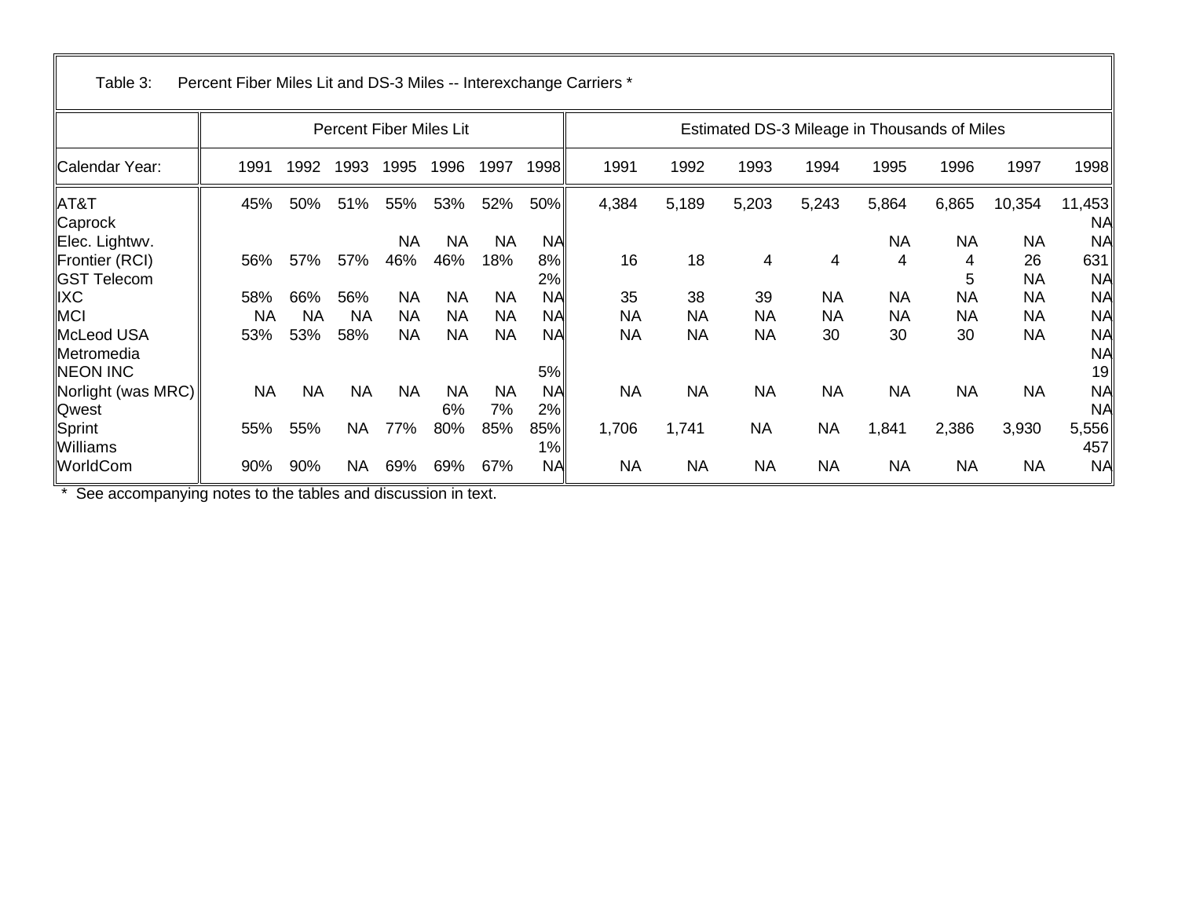Table 3: Percent Fiber Miles Lit and DS-3 Miles -- Interexchange Carriers *

| | Percent Fiber Miles Lit | | | | | | | Estimated DS-3 Mileage in Thousands of Miles | | | | | | | |
|---|---|---|---|---|---|---|---|---|---|---|---|---|---|---|---|
| Calendar Year: | 1991 | 1992 | 1993 | 1995 | 1996 | 1997 | 1998 | 1991 | 1992 | 1993 | 1994 | 1995 | 1996 | 1997 | 1998 |
| AT&T | 45% | 50% | 51% | 55% | 53% | 52% | 50% | 4,384 | 5,189 | 5,203 | 5,243 | 5,864 | 6,865 | 10,354 | 11,453 |
| Caprock | | | | | | | | | | | | | | | NA |
| Elec. Lightwv. | | | | NA | NA | NA | NA | | | | | NA | NA | NA | NA |
| Frontier (RCI) | 56% | 57% | 57% | 46% | 46% | 18% | 8% | 16 | 18 | 4 | 4 | 4 | 4 | 26 | 631 |
| GST Telecom | | | | | | | 2% | | | | | | 5 | NA | NA |
| IXC | 58% | 66% | 56% | NA | NA | NA | NA | 35 | 38 | 39 | NA | NA | NA | NA | NA |
| MCI | NA | NA | NA | NA | NA | NA | NA | NA | NA | NA | NA | NA | NA | NA | NA |
| McLeod USA | 53% | 53% | 58% | NA | NA | NA | NA | NA | NA | NA | 30 | 30 | 30 | NA | NA |
| Metromedia | | | | | | | | | | | | | | | NA |
| NEON INC | | | | | | | 5% | | | | | | | | 19 |
| Norlight (was MRC) | NA | NA | NA | NA | NA | NA | NA | NA | NA | NA | NA | NA | NA | NA | NA |
| Qwest | | | | | 6% | 7% | 2% | | | | | | | | NA |
| Sprint | 55% | 55% | NA | 77% | 80% | 85% | 85% | 1,706 | 1,741 | NA | NA | 1,841 | 2,386 | 3,930 | 5,556 |
| Williams | | | | | | | 1% | | | | | | | | 457 |
| WorldCom | 90% | 90% | NA | 69% | 69% | 67% | NA | NA | NA | NA | NA | NA | NA | NA | NA |

* See accompanying notes to the tables and discussion in text.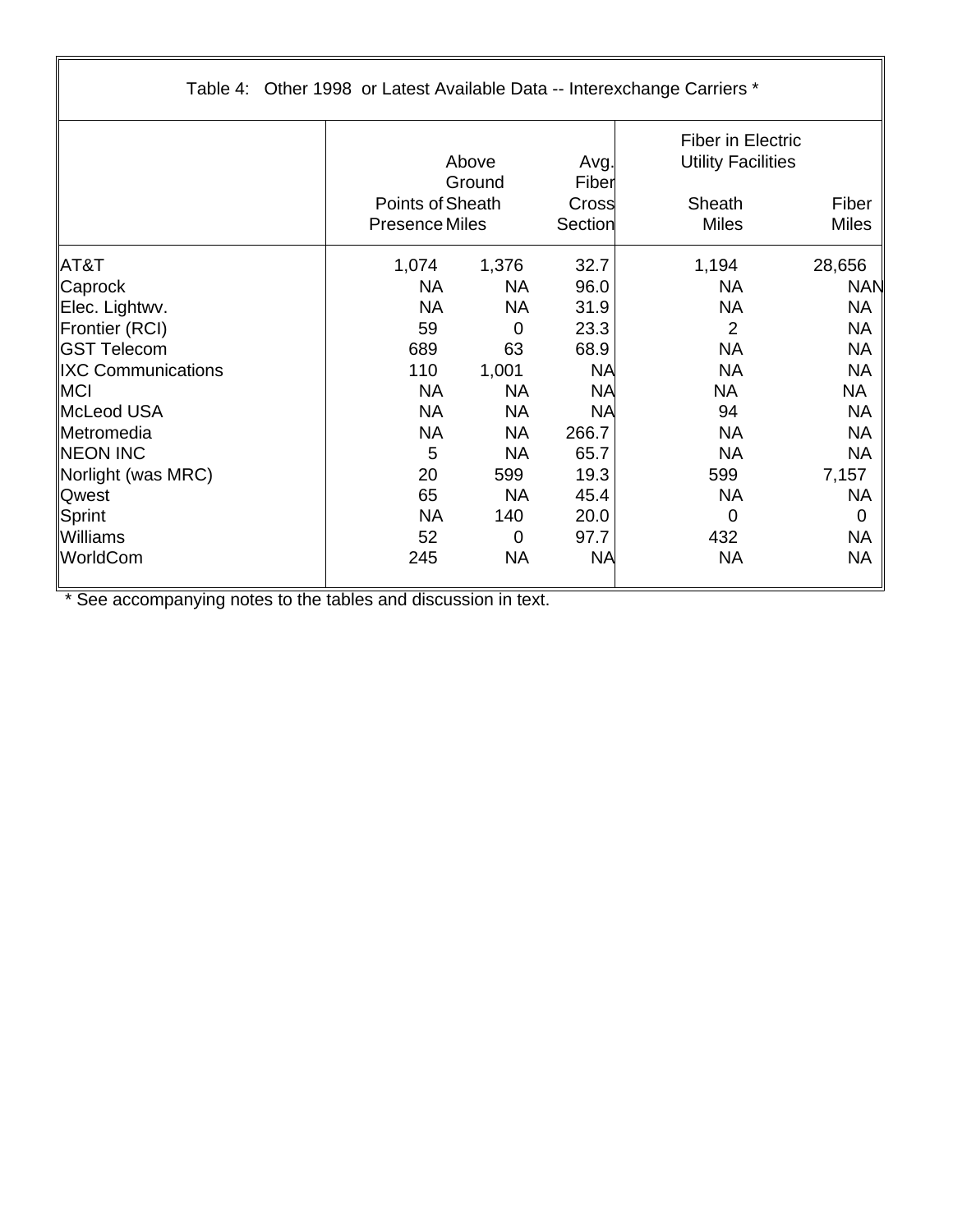Table 4: Other 1998 or Latest Available Data -- Interexchange Carriers *

| | Points of Presence | Above Ground Sheath Miles | Avg. Fiber Cross Section | Fiber in Electric Utility Facilities Sheath Miles | Fiber in Electric Utility Facilities Fiber Miles |
|---|---|---|---|---|---|
| AT&T | 1,074 | 1,376 | 32.7 | 1,194 | 28,656 |
| Caprock | NA | NA | 96.0 | NA | NAN |
| Elec. Lightwv. | NA | NA | 31.9 | NA | NA |
| Frontier (RCI) | 59 | 0 | 23.3 | 2 | NA |
| GST Telecom | 689 | 63 | 68.9 | NA | NA |
| IXC Communications | 110 | 1,001 | NA | NA | NA |
| MCI | NA | NA | NA | NA | NA |
| McLeod USA | NA | NA | NA | 94 | NA |
| Metromedia | NA | NA | 266.7 | NA | NA |
| NEON INC | 5 | NA | 65.7 | NA | NA |
| Norlight (was MRC) | 20 | 599 | 19.3 | 599 | 7,157 |
| Qwest | 65 | NA | 45.4 | NA | NA |
| Sprint | NA | 140 | 20.0 | 0 | 0 |
| Williams | 52 | 0 | 97.7 | 432 | NA |
| WorldCom | 245 | NA | NA | NA | NA |

* See accompanying notes to the tables and discussion in text.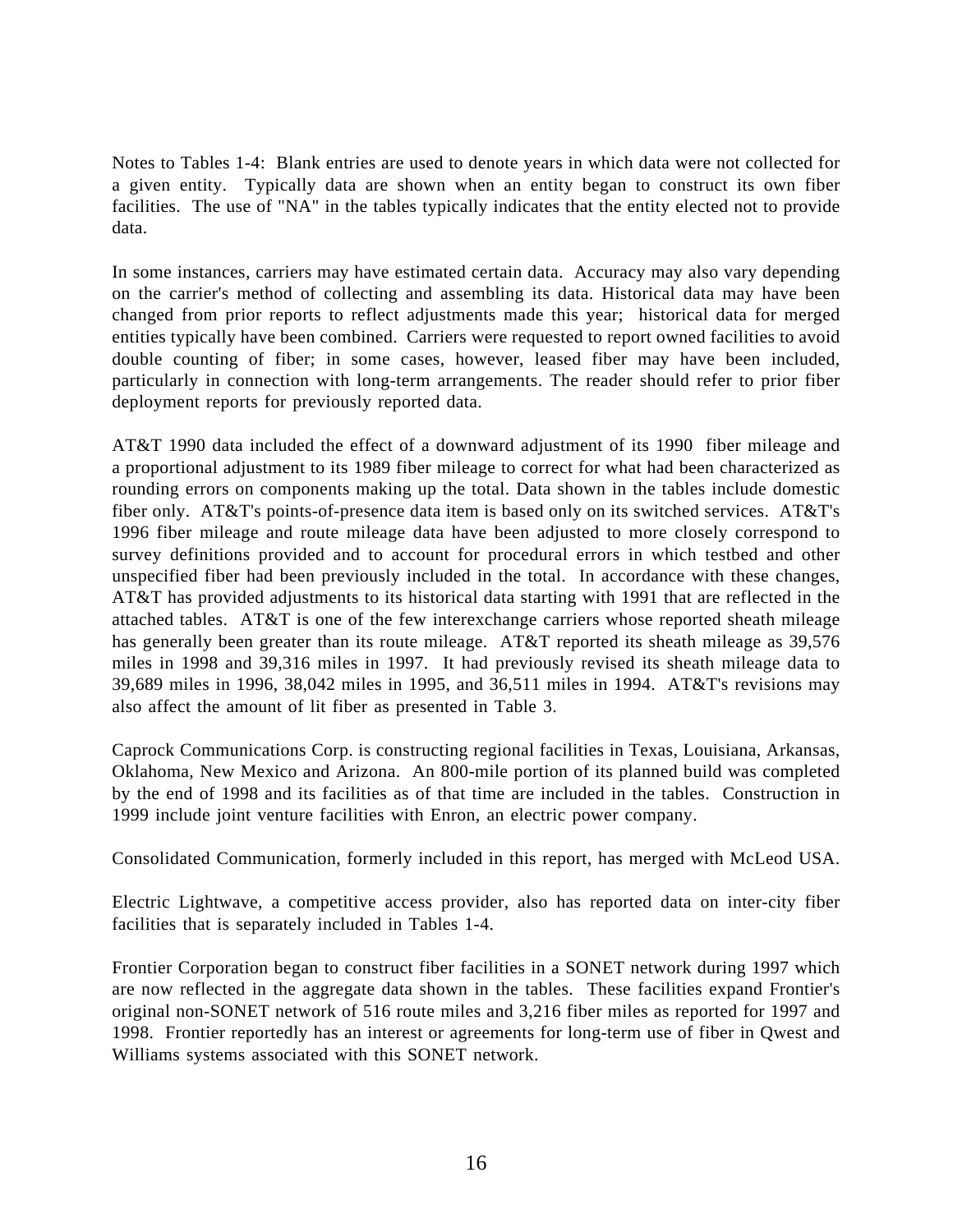Notes to Tables 1-4: Blank entries are used to denote years in which data were not collected for a given entity. Typically data are shown when an entity began to construct its own fiber facilities. The use of "NA" in the tables typically indicates that the entity elected not to provide data.

In some instances, carriers may have estimated certain data. Accuracy may also vary depending on the carrier's method of collecting and assembling its data. Historical data may have been changed from prior reports to reflect adjustments made this year; historical data for merged entities typically have been combined. Carriers were requested to report owned facilities to avoid double counting of fiber; in some cases, however, leased fiber may have been included, particularly in connection with long-term arrangements. The reader should refer to prior fiber deployment reports for previously reported data.

AT&T 1990 data included the effect of a downward adjustment of its 1990 fiber mileage and a proportional adjustment to its 1989 fiber mileage to correct for what had been characterized as rounding errors on components making up the total. Data shown in the tables include domestic fiber only. AT&T's points-of-presence data item is based only on its switched services. AT&T's 1996 fiber mileage and route mileage data have been adjusted to more closely correspond to survey definitions provided and to account for procedural errors in which testbed and other unspecified fiber had been previously included in the total. In accordance with these changes, AT&T has provided adjustments to its historical data starting with 1991 that are reflected in the attached tables. AT&T is one of the few interexchange carriers whose reported sheath mileage has generally been greater than its route mileage. AT&T reported its sheath mileage as 39,576 miles in 1998 and 39,316 miles in 1997. It had previously revised its sheath mileage data to 39,689 miles in 1996, 38,042 miles in 1995, and 36,511 miles in 1994. AT&T's revisions may also affect the amount of lit fiber as presented in Table 3.

Caprock Communications Corp. is constructing regional facilities in Texas, Louisiana, Arkansas, Oklahoma, New Mexico and Arizona. An 800-mile portion of its planned build was completed by the end of 1998 and its facilities as of that time are included in the tables. Construction in 1999 include joint venture facilities with Enron, an electric power company.

Consolidated Communication, formerly included in this report, has merged with McLeod USA.

Electric Lightwave, a competitive access provider, also has reported data on inter-city fiber facilities that is separately included in Tables 1-4.

Frontier Corporation began to construct fiber facilities in a SONET network during 1997 which are now reflected in the aggregate data shown in the tables. These facilities expand Frontier's original non-SONET network of 516 route miles and 3,216 fiber miles as reported for 1997 and 1998. Frontier reportedly has an interest or agreements for long-term use of fiber in Qwest and Williams systems associated with this SONET network.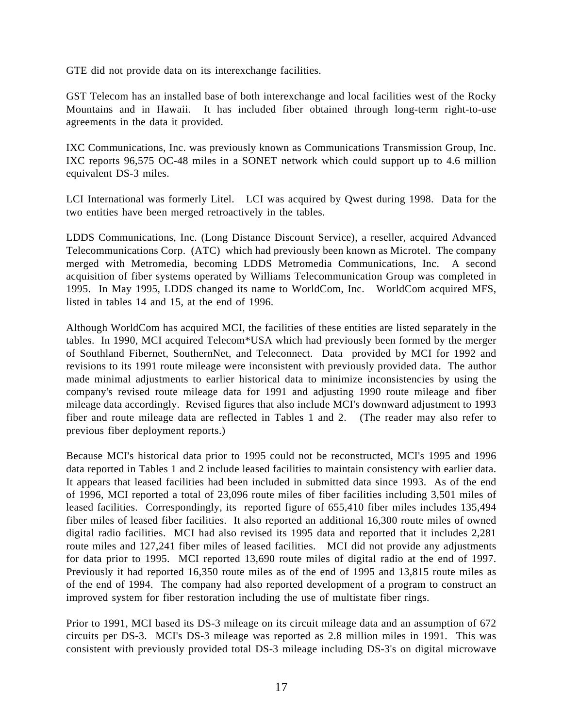GTE did not provide data on its interexchange facilities.

GST Telecom has an installed base of both interexchange and local facilities west of the Rocky Mountains and in Hawaii. It has included fiber obtained through long-term right-to-use agreements in the data it provided.

IXC Communications, Inc. was previously known as Communications Transmission Group, Inc. IXC reports 96,575 OC-48 miles in a SONET network which could support up to 4.6 million equivalent DS-3 miles.

LCI International was formerly Litel. LCI was acquired by Qwest during 1998. Data for the two entities have been merged retroactively in the tables.

LDDS Communications, Inc. (Long Distance Discount Service), a reseller, acquired Advanced Telecommunications Corp. (ATC) which had previously been known as Microtel. The company merged with Metromedia, becoming LDDS Metromedia Communications, Inc. A second acquisition of fiber systems operated by Williams Telecommunication Group was completed in 1995. In May 1995, LDDS changed its name to WorldCom, Inc. WorldCom acquired MFS, listed in tables 14 and 15, at the end of 1996.

Although WorldCom has acquired MCI, the facilities of these entities are listed separately in the tables. In 1990, MCI acquired Telecom*USA which had previously been formed by the merger of Southland Fibernet, SouthernNet, and Teleconnect. Data provided by MCI for 1992 and revisions to its 1991 route mileage were inconsistent with previously provided data. The author made minimal adjustments to earlier historical data to minimize inconsistencies by using the company's revised route mileage data for 1991 and adjusting 1990 route mileage and fiber mileage data accordingly. Revised figures that also include MCI's downward adjustment to 1993 fiber and route mileage data are reflected in Tables 1 and 2. (The reader may also refer to previous fiber deployment reports.)

Because MCI's historical data prior to 1995 could not be reconstructed, MCI's 1995 and 1996 data reported in Tables 1 and 2 include leased facilities to maintain consistency with earlier data. It appears that leased facilities had been included in submitted data since 1993. As of the end of 1996, MCI reported a total of 23,096 route miles of fiber facilities including 3,501 miles of leased facilities. Correspondingly, its reported figure of 655,410 fiber miles includes 135,494 fiber miles of leased fiber facilities. It also reported an additional 16,300 route miles of owned digital radio facilities. MCI had also revised its 1995 data and reported that it includes 2,281 route miles and 127,241 fiber miles of leased facilities. MCI did not provide any adjustments for data prior to 1995. MCI reported 13,690 route miles of digital radio at the end of 1997. Previously it had reported 16,350 route miles as of the end of 1995 and 13,815 route miles as of the end of 1994. The company had also reported development of a program to construct an improved system for fiber restoration including the use of multistate fiber rings.

Prior to 1991, MCI based its DS-3 mileage on its circuit mileage data and an assumption of 672 circuits per DS-3. MCI's DS-3 mileage was reported as 2.8 million miles in 1991. This was consistent with previously provided total DS-3 mileage including DS-3's on digital microwave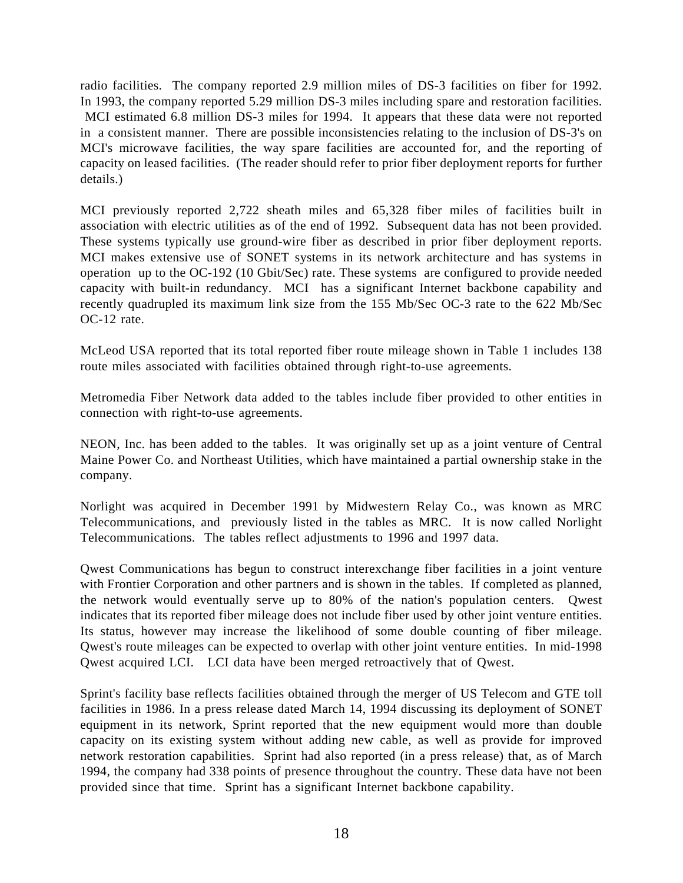radio facilities. The company reported 2.9 million miles of DS-3 facilities on fiber for 1992. In 1993, the company reported 5.29 million DS-3 miles including spare and restoration facilities. MCI estimated 6.8 million DS-3 miles for 1994. It appears that these data were not reported in a consistent manner. There are possible inconsistencies relating to the inclusion of DS-3's on MCI's microwave facilities, the way spare facilities are accounted for, and the reporting of capacity on leased facilities. (The reader should refer to prior fiber deployment reports for further details.)

MCI previously reported 2,722 sheath miles and 65,328 fiber miles of facilities built in association with electric utilities as of the end of 1992. Subsequent data has not been provided. These systems typically use ground-wire fiber as described in prior fiber deployment reports. MCI makes extensive use of SONET systems in its network architecture and has systems in operation up to the OC-192 (10 Gbit/Sec) rate. These systems are configured to provide needed capacity with built-in redundancy. MCI has a significant Internet backbone capability and recently quadrupled its maximum link size from the 155 Mb/Sec OC-3 rate to the 622 Mb/Sec OC-12 rate.

McLeod USA reported that its total reported fiber route mileage shown in Table 1 includes 138 route miles associated with facilities obtained through right-to-use agreements.

Metromedia Fiber Network data added to the tables include fiber provided to other entities in connection with right-to-use agreements.

NEON, Inc. has been added to the tables. It was originally set up as a joint venture of Central Maine Power Co. and Northeast Utilities, which have maintained a partial ownership stake in the company.

Norlight was acquired in December 1991 by Midwestern Relay Co., was known as MRC Telecommunications, and previously listed in the tables as MRC. It is now called Norlight Telecommunications. The tables reflect adjustments to 1996 and 1997 data.

Qwest Communications has begun to construct interexchange fiber facilities in a joint venture with Frontier Corporation and other partners and is shown in the tables. If completed as planned, the network would eventually serve up to 80% of the nation's population centers. Qwest indicates that its reported fiber mileage does not include fiber used by other joint venture entities. Its status, however may increase the likelihood of some double counting of fiber mileage. Qwest's route mileages can be expected to overlap with other joint venture entities. In mid-1998 Qwest acquired LCI. LCI data have been merged retroactively that of Qwest.

Sprint's facility base reflects facilities obtained through the merger of US Telecom and GTE toll facilities in 1986. In a press release dated March 14, 1994 discussing its deployment of SONET equipment in its network, Sprint reported that the new equipment would more than double capacity on its existing system without adding new cable, as well as provide for improved network restoration capabilities. Sprint had also reported (in a press release) that, as of March 1994, the company had 338 points of presence throughout the country. These data have not been provided since that time. Sprint has a significant Internet backbone capability.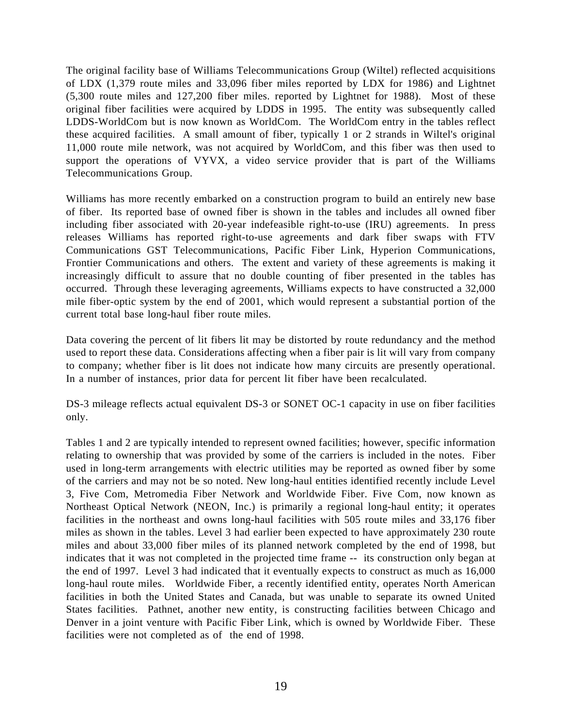The original facility base of Williams Telecommunications Group (Wiltel) reflected acquisitions of LDX (1,379 route miles and 33,096 fiber miles reported by LDX for 1986) and Lightnet (5,300 route miles and 127,200 fiber miles. reported by Lightnet for 1988). Most of these original fiber facilities were acquired by LDDS in 1995. The entity was subsequently called LDDS-WorldCom but is now known as WorldCom. The WorldCom entry in the tables reflect these acquired facilities. A small amount of fiber, typically 1 or 2 strands in Wiltel's original 11,000 route mile network, was not acquired by WorldCom, and this fiber was then used to support the operations of VYVX, a video service provider that is part of the Williams Telecommunications Group.

Williams has more recently embarked on a construction program to build an entirely new base of fiber. Its reported base of owned fiber is shown in the tables and includes all owned fiber including fiber associated with 20-year indefeasible right-to-use (IRU) agreements. In press releases Williams has reported right-to-use agreements and dark fiber swaps with FTV Communications GST Telecommunications, Pacific Fiber Link, Hyperion Communications, Frontier Communications and others. The extent and variety of these agreements is making it increasingly difficult to assure that no double counting of fiber presented in the tables has occurred. Through these leveraging agreements, Williams expects to have constructed a 32,000 mile fiber-optic system by the end of 2001, which would represent a substantial portion of the current total base long-haul fiber route miles.

Data covering the percent of lit fibers lit may be distorted by route redundancy and the method used to report these data. Considerations affecting when a fiber pair is lit will vary from company to company; whether fiber is lit does not indicate how many circuits are presently operational. In a number of instances, prior data for percent lit fiber have been recalculated.

DS-3 mileage reflects actual equivalent DS-3 or SONET OC-1 capacity in use on fiber facilities only.

Tables 1 and 2 are typically intended to represent owned facilities; however, specific information relating to ownership that was provided by some of the carriers is included in the notes. Fiber used in long-term arrangements with electric utilities may be reported as owned fiber by some of the carriers and may not be so noted. New long-haul entities identified recently include Level 3, Five Com, Metromedia Fiber Network and Worldwide Fiber. Five Com, now known as Northeast Optical Network (NEON, Inc.) is primarily a regional long-haul entity; it operates facilities in the northeast and owns long-haul facilities with 505 route miles and 33,176 fiber miles as shown in the tables. Level 3 had earlier been expected to have approximately 230 route miles and about 33,000 fiber miles of its planned network completed by the end of 1998, but indicates that it was not completed in the projected time frame -- its construction only began at the end of 1997. Level 3 had indicated that it eventually expects to construct as much as 16,000 long-haul route miles. Worldwide Fiber, a recently identified entity, operates North American facilities in both the United States and Canada, but was unable to separate its owned United States facilities. Pathnet, another new entity, is constructing facilities between Chicago and Denver in a joint venture with Pacific Fiber Link, which is owned by Worldwide Fiber. These facilities were not completed as of the end of 1998.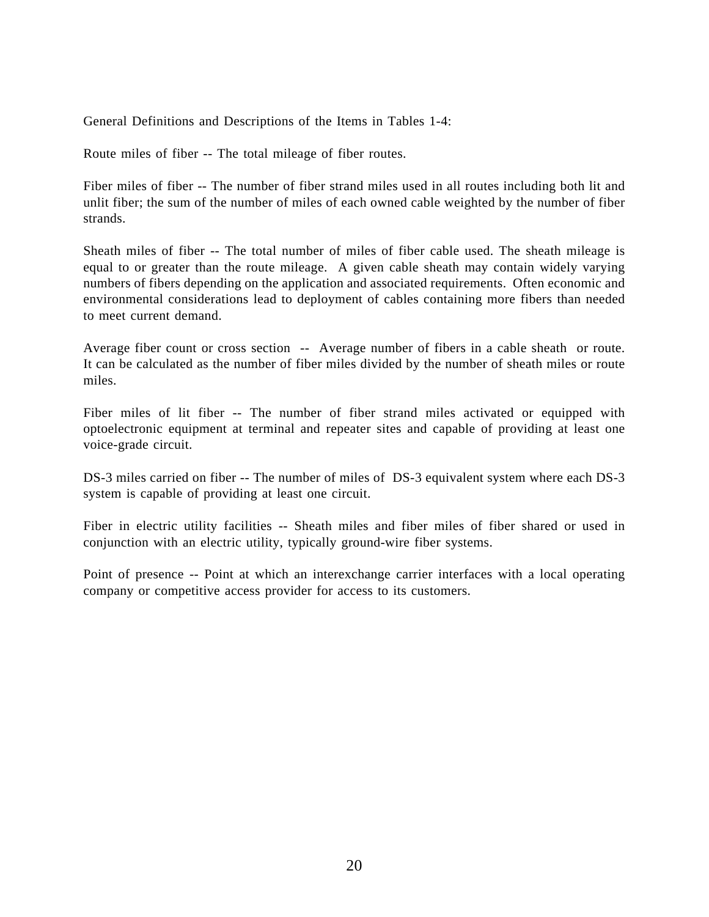General Definitions and Descriptions of the Items in Tables 1-4:

Route miles of fiber -- The total mileage of fiber routes.

Fiber miles of fiber -- The number of fiber strand miles used in all routes including both lit and unlit fiber; the sum of the number of miles of each owned cable weighted by the number of fiber strands.

Sheath miles of fiber -- The total number of miles of fiber cable used. The sheath mileage is equal to or greater than the route mileage. A given cable sheath may contain widely varying numbers of fibers depending on the application and associated requirements. Often economic and environmental considerations lead to deployment of cables containing more fibers than needed to meet current demand.

Average fiber count or cross section -- Average number of fibers in a cable sheath or route. It can be calculated as the number of fiber miles divided by the number of sheath miles or route miles.

Fiber miles of lit fiber -- The number of fiber strand miles activated or equipped with optoelectronic equipment at terminal and repeater sites and capable of providing at least one voice-grade circuit.

DS-3 miles carried on fiber -- The number of miles of DS-3 equivalent system where each DS-3 system is capable of providing at least one circuit.

Fiber in electric utility facilities -- Sheath miles and fiber miles of fiber shared or used in conjunction with an electric utility, typically ground-wire fiber systems.

Point of presence -- Point at which an interexchange carrier interfaces with a local operating company or competitive access provider for access to its customers.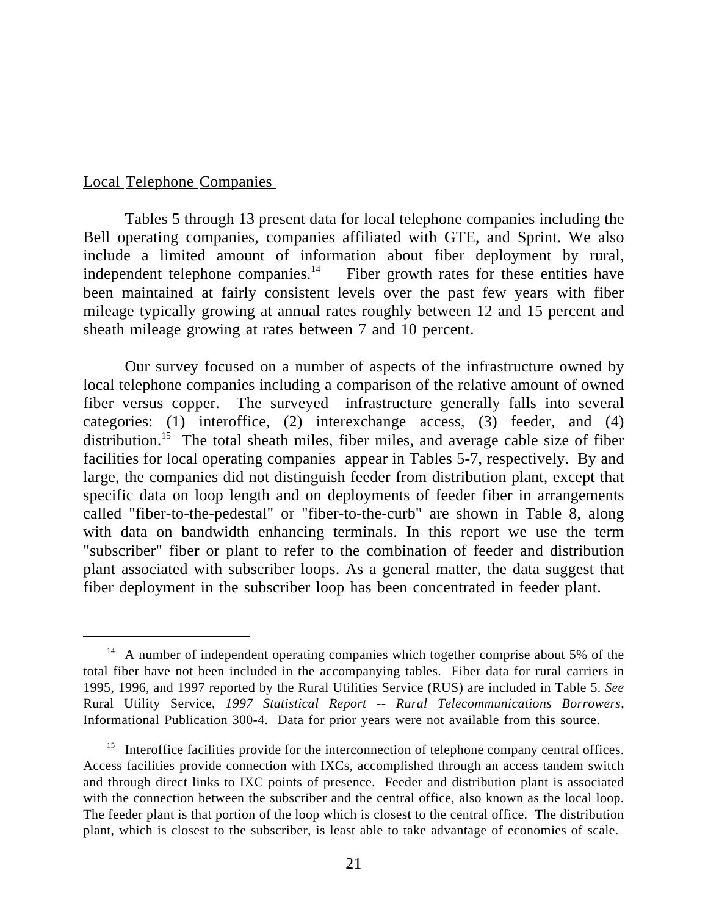Local Telephone Companies

Tables 5 through 13 present data for local telephone companies including the Bell operating companies, companies affiliated with GTE, and Sprint. We also include a limited amount of information about fiber deployment by rural, independent telephone companies.[14] Fiber growth rates for these entities have been maintained at fairly consistent levels over the past few years with fiber mileage typically growing at annual rates roughly between 12 and 15 percent and sheath mileage growing at rates between 7 and 10 percent.

Our survey focused on a number of aspects of the infrastructure owned by local telephone companies including a comparison of the relative amount of owned fiber versus copper. The surveyed infrastructure generally falls into several categories: (1) interoffice, (2) interexchange access, (3) feeder, and (4) distribution.[15] The total sheath miles, fiber miles, and average cable size of fiber facilities for local operating companies appear in Tables 5-7, respectively. By and large, the companies did not distinguish feeder from distribution plant, except that specific data on loop length and on deployments of feeder fiber in arrangements called "fiber-to-the-pedestal" or "fiber-to-the-curb" are shown in Table 8, along with data on bandwidth enhancing terminals. In this report we use the term "subscriber" fiber or plant to refer to the combination of feeder and distribution plant associated with subscriber loops. As a general matter, the data suggest that fiber deployment in the subscriber loop has been concentrated in feeder plant.

---

[14] A number of independent operating companies which together comprise about 5% of the total fiber have not been included in the accompanying tables. Fiber data for rural carriers in 1995, 1996, and 1997 reported by the Rural Utilities Service (RUS) are included in Table 5. *See* Rural Utility Service, *1997 Statistical Report -- Rural Telecommunications Borrowers*, Informational Publication 300-4. Data for prior years were not available from this source.

[15] Interoffice facilities provide for the interconnection of telephone company central offices. Access facilities provide connection with IXCs, accomplished through an access tandem switch and through direct links to IXC points of presence. Feeder and distribution plant is associated with the connection between the subscriber and the central office, also known as the local loop. The feeder plant is that portion of the loop which is closest to the central office. The distribution plant, which is closest to the subscriber, is least able to take advantage of economies of scale.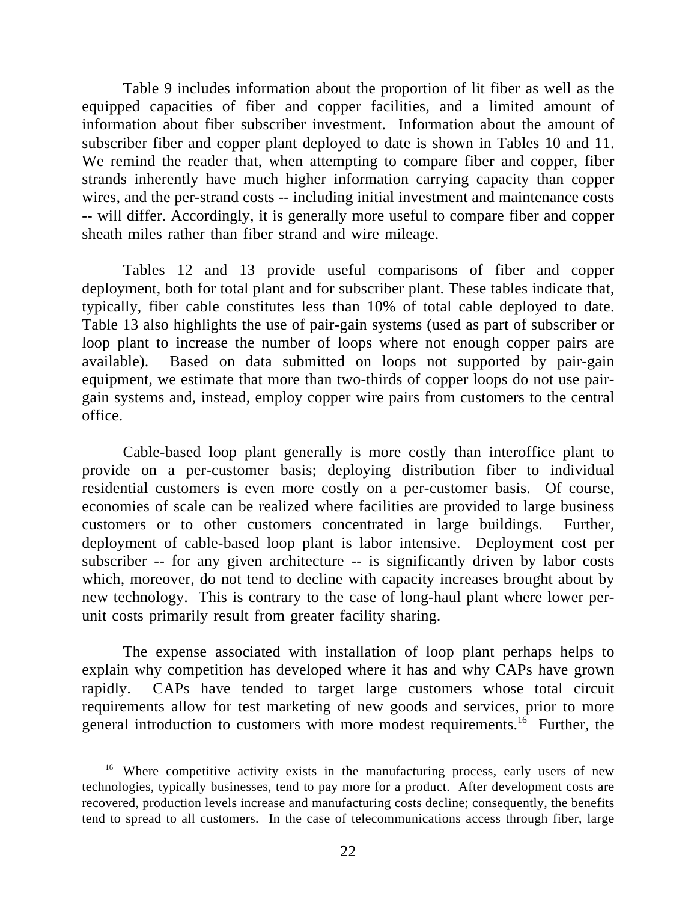Table 9 includes information about the proportion of lit fiber as well as the equipped capacities of fiber and copper facilities, and a limited amount of information about fiber subscriber investment. Information about the amount of subscriber fiber and copper plant deployed to date is shown in Tables 10 and 11. We remind the reader that, when attempting to compare fiber and copper, fiber strands inherently have much higher information carrying capacity than copper wires, and the per-strand costs -- including initial investment and maintenance costs -- will differ. Accordingly, it is generally more useful to compare fiber and copper sheath miles rather than fiber strand and wire mileage.

Tables 12 and 13 provide useful comparisons of fiber and copper deployment, both for total plant and for subscriber plant. These tables indicate that, typically, fiber cable constitutes less than 10% of total cable deployed to date. Table 13 also highlights the use of pair-gain systems (used as part of subscriber or loop plant to increase the number of loops where not enough copper pairs are available). Based on data submitted on loops not supported by pair-gain equipment, we estimate that more than two-thirds of copper loops do not use pair-gain systems and, instead, employ copper wire pairs from customers to the central office.

Cable-based loop plant generally is more costly than interoffice plant to provide on a per-customer basis; deploying distribution fiber to individual residential customers is even more costly on a per-customer basis. Of course, economies of scale can be realized where facilities are provided to large business customers or to other customers concentrated in large buildings. Further, deployment of cable-based loop plant is labor intensive. Deployment cost per subscriber -- for any given architecture -- is significantly driven by labor costs which, moreover, do not tend to decline with capacity increases brought about by new technology. This is contrary to the case of long-haul plant where lower per-unit costs primarily result from greater facility sharing.

The expense associated with installation of loop plant perhaps helps to explain why competition has developed where it has and why CAPs have grown rapidly. CAPs have tended to target large customers whose total circuit requirements allow for test marketing of new goods and services, prior to more general introduction to customers with more modest requirements.[16] Further, the

---

[16] Where competitive activity exists in the manufacturing process, early users of new technologies, typically businesses, tend to pay more for a product. After development costs are recovered, production levels increase and manufacturing costs decline; consequently, the benefits tend to spread to all customers. In the case of telecommunications access through fiber, large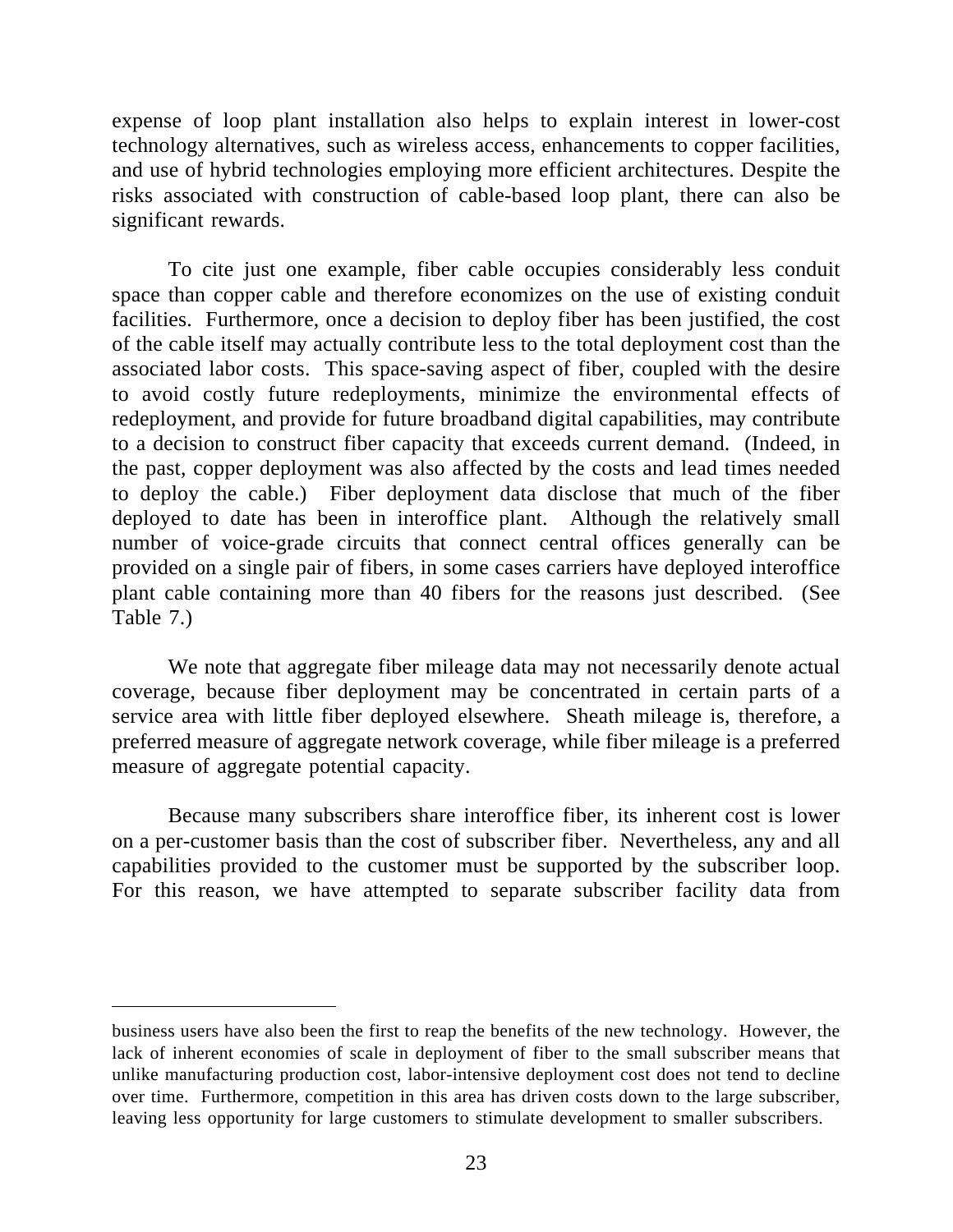expense of loop plant installation also helps to explain interest in lower-cost technology alternatives, such as wireless access, enhancements to copper facilities, and use of hybrid technologies employing more efficient architectures. Despite the risks associated with construction of cable-based loop plant, there can also be significant rewards.

To cite just one example, fiber cable occupies considerably less conduit space than copper cable and therefore economizes on the use of existing conduit facilities. Furthermore, once a decision to deploy fiber has been justified, the cost of the cable itself may actually contribute less to the total deployment cost than the associated labor costs. This space-saving aspect of fiber, coupled with the desire to avoid costly future redeployments, minimize the environmental effects of redeployment, and provide for future broadband digital capabilities, may contribute to a decision to construct fiber capacity that exceeds current demand. (Indeed, in the past, copper deployment was also affected by the costs and lead times needed to deploy the cable.) Fiber deployment data disclose that much of the fiber deployed to date has been in interoffice plant. Although the relatively small number of voice-grade circuits that connect central offices generally can be provided on a single pair of fibers, in some cases carriers have deployed interoffice plant cable containing more than 40 fibers for the reasons just described. (See Table 7.)

We note that aggregate fiber mileage data may not necessarily denote actual coverage, because fiber deployment may be concentrated in certain parts of a service area with little fiber deployed elsewhere. Sheath mileage is, therefore, a preferred measure of aggregate network coverage, while fiber mileage is a preferred measure of aggregate potential capacity.

Because many subscribers share interoffice fiber, its inherent cost is lower on a per-customer basis than the cost of subscriber fiber. Nevertheless, any and all capabilities provided to the customer must be supported by the subscriber loop. For this reason, we have attempted to separate subscriber facility data from

---

business users have also been the first to reap the benefits of the new technology. However, the lack of inherent economies of scale in deployment of fiber to the small subscriber means that unlike manufacturing production cost, labor-intensive deployment cost does not tend to decline over time. Furthermore, competition in this area has driven costs down to the large subscriber, leaving less opportunity for large customers to stimulate development to smaller subscribers.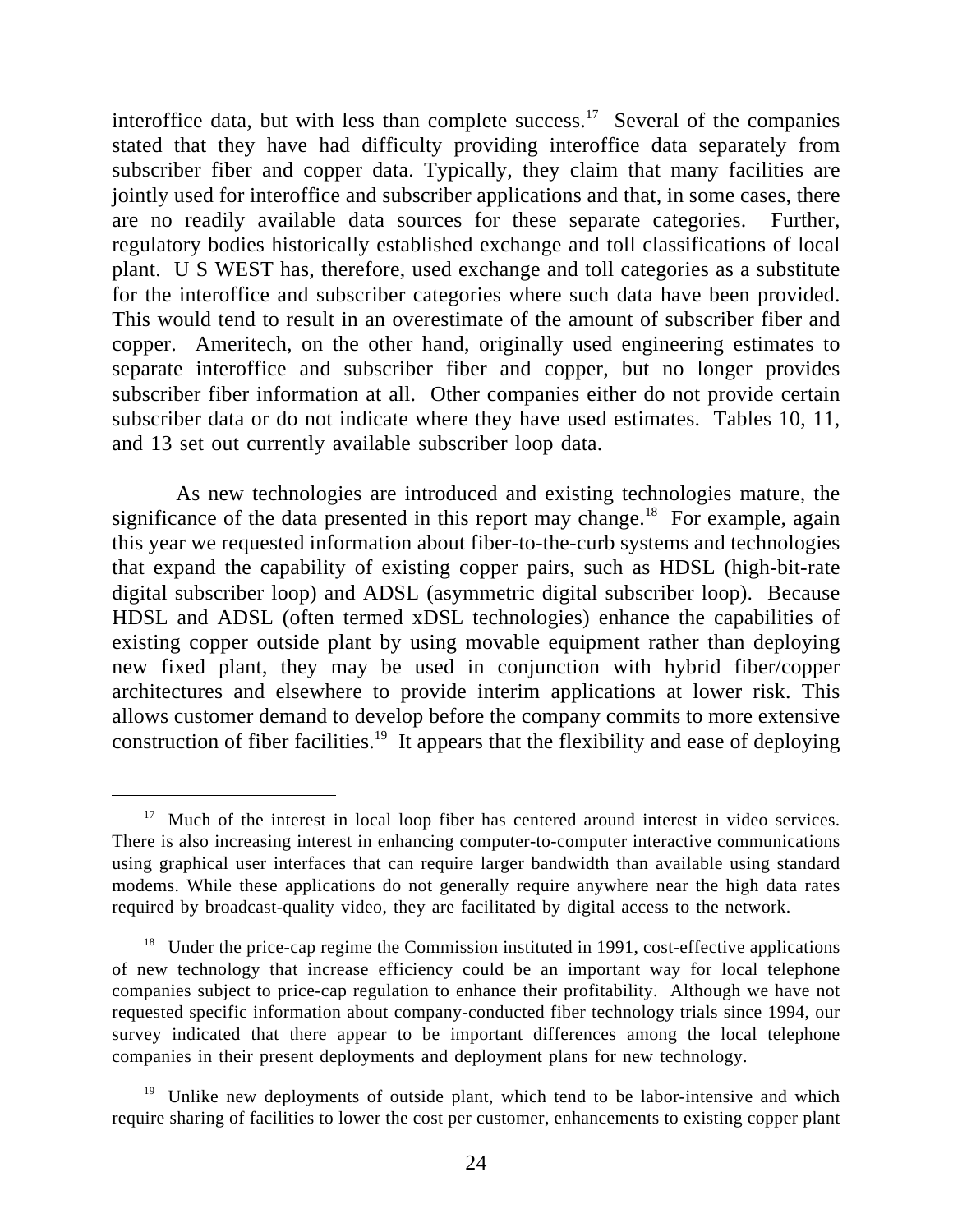interoffice data, but with less than complete success.[17] Several of the companies stated that they have had difficulty providing interoffice data separately from subscriber fiber and copper data. Typically, they claim that many facilities are jointly used for interoffice and subscriber applications and that, in some cases, there are no readily available data sources for these separate categories. Further, regulatory bodies historically established exchange and toll classifications of local plant. U S WEST has, therefore, used exchange and toll categories as a substitute for the interoffice and subscriber categories where such data have been provided. This would tend to result in an overestimate of the amount of subscriber fiber and copper. Ameritech, on the other hand, originally used engineering estimates to separate interoffice and subscriber fiber and copper, but no longer provides subscriber fiber information at all. Other companies either do not provide certain subscriber data or do not indicate where they have used estimates. Tables 10, 11, and 13 set out currently available subscriber loop data.

As new technologies are introduced and existing technologies mature, the significance of the data presented in this report may change.[18] For example, again this year we requested information about fiber-to-the-curb systems and technologies that expand the capability of existing copper pairs, such as HDSL (high-bit-rate digital subscriber loop) and ADSL (asymmetric digital subscriber loop). Because HDSL and ADSL (often termed xDSL technologies) enhance the capabilities of existing copper outside plant by using movable equipment rather than deploying new fixed plant, they may be used in conjunction with hybrid fiber/copper architectures and elsewhere to provide interim applications at lower risk. This allows customer demand to develop before the company commits to more extensive construction of fiber facilities.[19] It appears that the flexibility and ease of deploying

---

[17] Much of the interest in local loop fiber has centered around interest in video services. There is also increasing interest in enhancing computer-to-computer interactive communications using graphical user interfaces that can require larger bandwidth than available using standard modems. While these applications do not generally require anywhere near the high data rates required by broadcast-quality video, they are facilitated by digital access to the network.

[18] Under the price-cap regime the Commission instituted in 1991, cost-effective applications of new technology that increase efficiency could be an important way for local telephone companies subject to price-cap regulation to enhance their profitability. Although we have not requested specific information about company-conducted fiber technology trials since 1994, our survey indicated that there appear to be important differences among the local telephone companies in their present deployments and deployment plans for new technology.

[19] Unlike new deployments of outside plant, which tend to be labor-intensive and which require sharing of facilities to lower the cost per customer, enhancements to existing copper plant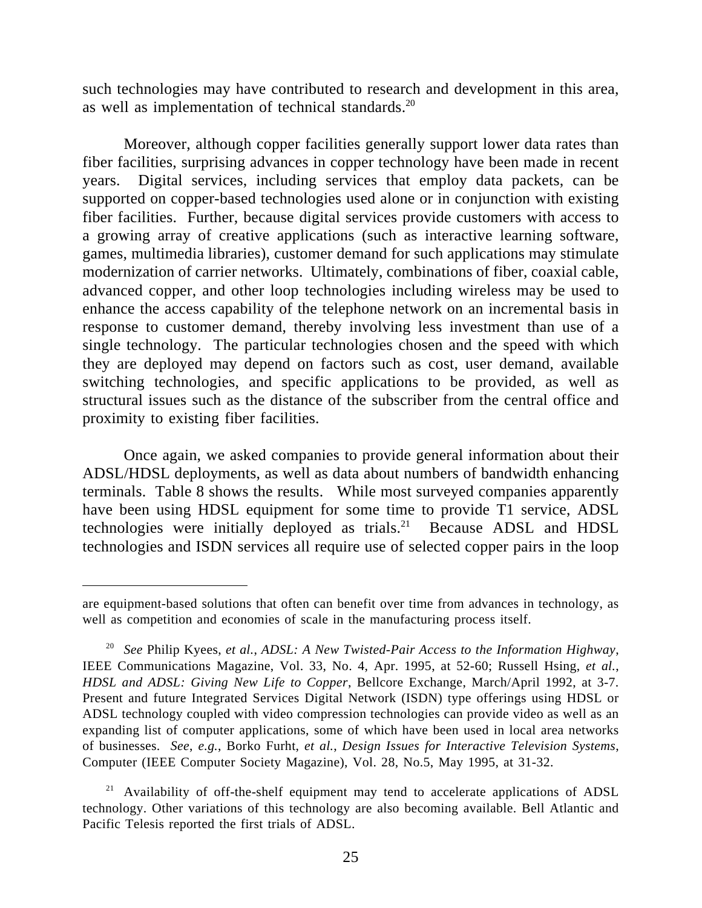such technologies may have contributed to research and development in this area, as well as implementation of technical standards.[20]

Moreover, although copper facilities generally support lower data rates than fiber facilities, surprising advances in copper technology have been made in recent years. Digital services, including services that employ data packets, can be supported on copper-based technologies used alone or in conjunction with existing fiber facilities. Further, because digital services provide customers with access to a growing array of creative applications (such as interactive learning software, games, multimedia libraries), customer demand for such applications may stimulate modernization of carrier networks. Ultimately, combinations of fiber, coaxial cable, advanced copper, and other loop technologies including wireless may be used to enhance the access capability of the telephone network on an incremental basis in response to customer demand, thereby involving less investment than use of a single technology. The particular technologies chosen and the speed with which they are deployed may depend on factors such as cost, user demand, available switching technologies, and specific applications to be provided, as well as structural issues such as the distance of the subscriber from the central office and proximity to existing fiber facilities.

Once again, we asked companies to provide general information about their ADSL/HDSL deployments, as well as data about numbers of bandwidth enhancing terminals. Table 8 shows the results. While most surveyed companies apparently have been using HDSL equipment for some time to provide T1 service, ADSL technologies were initially deployed as trials.[21] Because ADSL and HDSL technologies and ISDN services all require use of selected copper pairs in the loop

---

are equipment-based solutions that often can benefit over time from advances in technology, as well as competition and economies of scale in the manufacturing process itself.

[20] *See* Philip Kyees, *et al.*, *ADSL: A New Twisted-Pair Access to the Information Highway*, IEEE Communications Magazine, Vol. 33, No. 4, Apr. 1995, at 52-60; Russell Hsing, *et al.*, *HDSL and ADSL: Giving New Life to Copper*, Bellcore Exchange, March/April 1992, at 3-7. Present and future Integrated Services Digital Network (ISDN) type offerings using HDSL or ADSL technology coupled with video compression technologies can provide video as well as an expanding list of computer applications, some of which have been used in local area networks of businesses. *See*, *e.g.*, Borko Furht, *et al.*, *Design Issues for Interactive Television Systems*, Computer (IEEE Computer Society Magazine), Vol. 28, No.5, May 1995, at 31-32.

[21] Availability of off-the-shelf equipment may tend to accelerate applications of ADSL technology. Other variations of this technology are also becoming available. Bell Atlantic and Pacific Telesis reported the first trials of ADSL.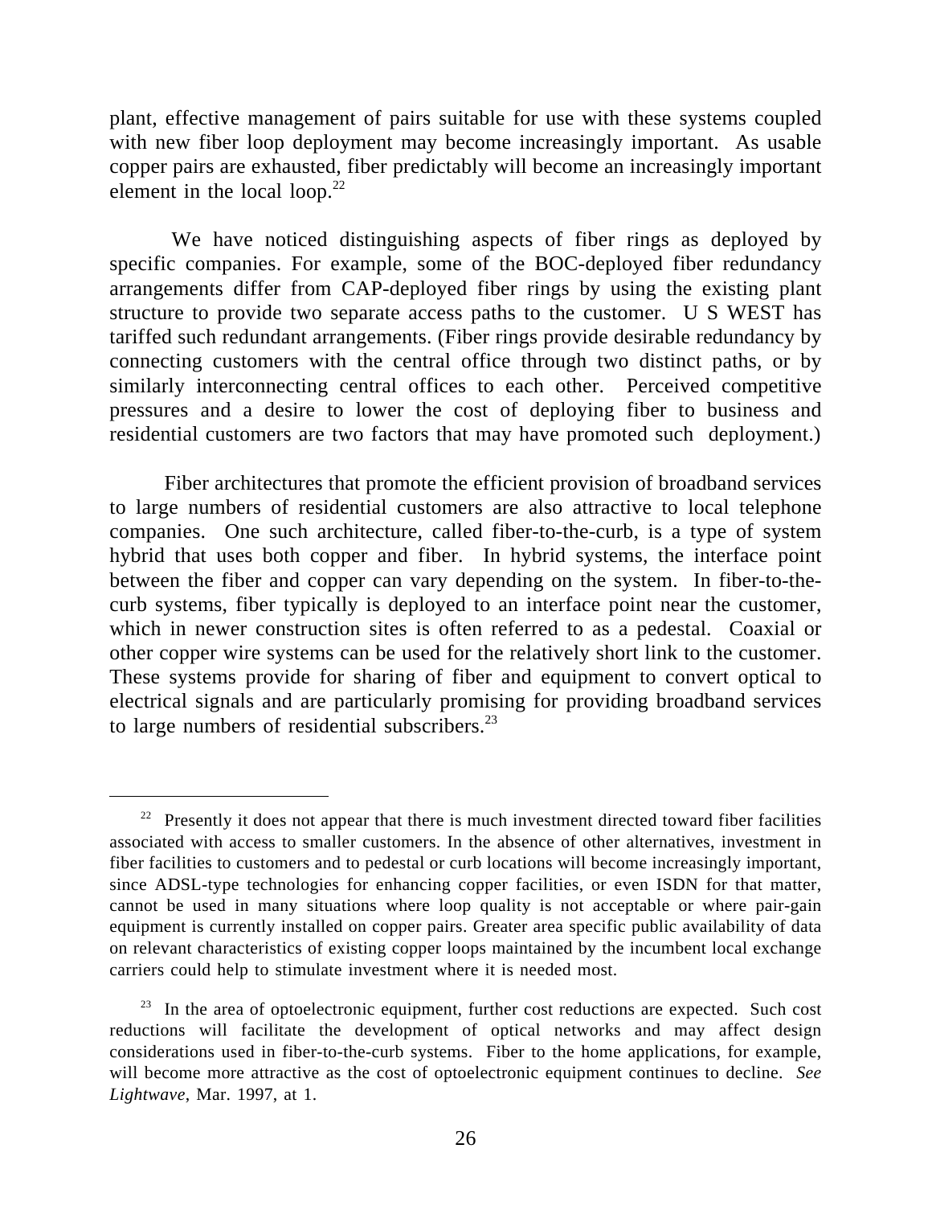plant, effective management of pairs suitable for use with these systems coupled with new fiber loop deployment may become increasingly important. As usable copper pairs are exhausted, fiber predictably will become an increasingly important element in the local loop.[22]

We have noticed distinguishing aspects of fiber rings as deployed by specific companies. For example, some of the BOC-deployed fiber redundancy arrangements differ from CAP-deployed fiber rings by using the existing plant structure to provide two separate access paths to the customer. U S WEST has tariffed such redundant arrangements. (Fiber rings provide desirable redundancy by connecting customers with the central office through two distinct paths, or by similarly interconnecting central offices to each other. Perceived competitive pressures and a desire to lower the cost of deploying fiber to business and residential customers are two factors that may have promoted such deployment.)

Fiber architectures that promote the efficient provision of broadband services to large numbers of residential customers are also attractive to local telephone companies. One such architecture, called fiber-to-the-curb, is a type of system hybrid that uses both copper and fiber. In hybrid systems, the interface point between the fiber and copper can vary depending on the system. In fiber-to-the-curb systems, fiber typically is deployed to an interface point near the customer, which in newer construction sites is often referred to as a pedestal. Coaxial or other copper wire systems can be used for the relatively short link to the customer. These systems provide for sharing of fiber and equipment to convert optical to electrical signals and are particularly promising for providing broadband services to large numbers of residential subscribers.[23]

---

[22] Presently it does not appear that there is much investment directed toward fiber facilities associated with access to smaller customers. In the absence of other alternatives, investment in fiber facilities to customers and to pedestal or curb locations will become increasingly important, since ADSL-type technologies for enhancing copper facilities, or even ISDN for that matter, cannot be used in many situations where loop quality is not acceptable or where pair-gain equipment is currently installed on copper pairs. Greater area specific public availability of data on relevant characteristics of existing copper loops maintained by the incumbent local exchange carriers could help to stimulate investment where it is needed most.

[23] In the area of optoelectronic equipment, further cost reductions are expected. Such cost reductions will facilitate the development of optical networks and may affect design considerations used in fiber-to-the-curb systems. Fiber to the home applications, for example, will become more attractive as the cost of optoelectronic equipment continues to decline. *See Lightwave*, Mar. 1997, at 1.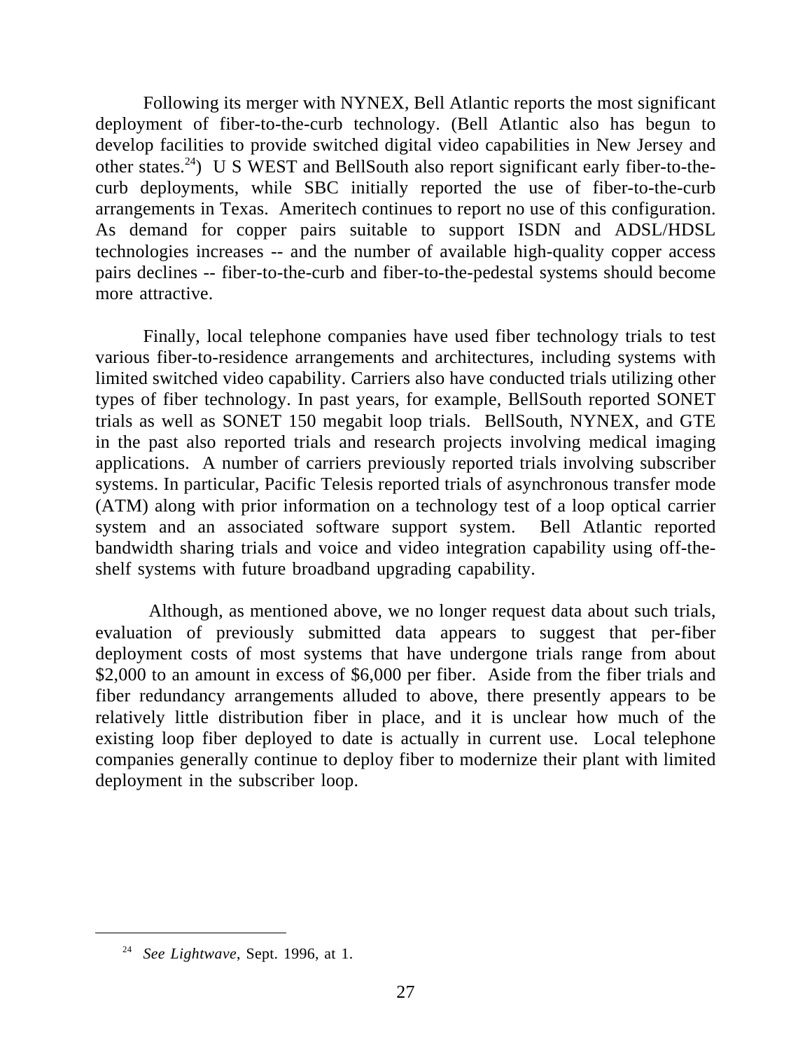Following its merger with NYNEX, Bell Atlantic reports the most significant deployment of fiber-to-the-curb technology. (Bell Atlantic also has begun to develop facilities to provide switched digital video capabilities in New Jersey and other states.[24]) U S WEST and BellSouth also report significant early fiber-to-the-curb deployments, while SBC initially reported the use of fiber-to-the-curb arrangements in Texas. Ameritech continues to report no use of this configuration. As demand for copper pairs suitable to support ISDN and ADSL/HDSL technologies increases -- and the number of available high-quality copper access pairs declines -- fiber-to-the-curb and fiber-to-the-pedestal systems should become more attractive.

Finally, local telephone companies have used fiber technology trials to test various fiber-to-residence arrangements and architectures, including systems with limited switched video capability. Carriers also have conducted trials utilizing other types of fiber technology. In past years, for example, BellSouth reported SONET trials as well as SONET 150 megabit loop trials. BellSouth, NYNEX, and GTE in the past also reported trials and research projects involving medical imaging applications. A number of carriers previously reported trials involving subscriber systems. In particular, Pacific Telesis reported trials of asynchronous transfer mode (ATM) along with prior information on a technology test of a loop optical carrier system and an associated software support system. Bell Atlantic reported bandwidth sharing trials and voice and video integration capability using off-the-shelf systems with future broadband upgrading capability.

Although, as mentioned above, we no longer request data about such trials, evaluation of previously submitted data appears to suggest that per-fiber deployment costs of most systems that have undergone trials range from about $2,000 to an amount in excess of $6,000 per fiber. Aside from the fiber trials and fiber redundancy arrangements alluded to above, there presently appears to be relatively little distribution fiber in place, and it is unclear how much of the existing loop fiber deployed to date is actually in current use. Local telephone companies generally continue to deploy fiber to modernize their plant with limited deployment in the subscriber loop.

---

[24] *See Lightwave*, Sept. 1996, at 1.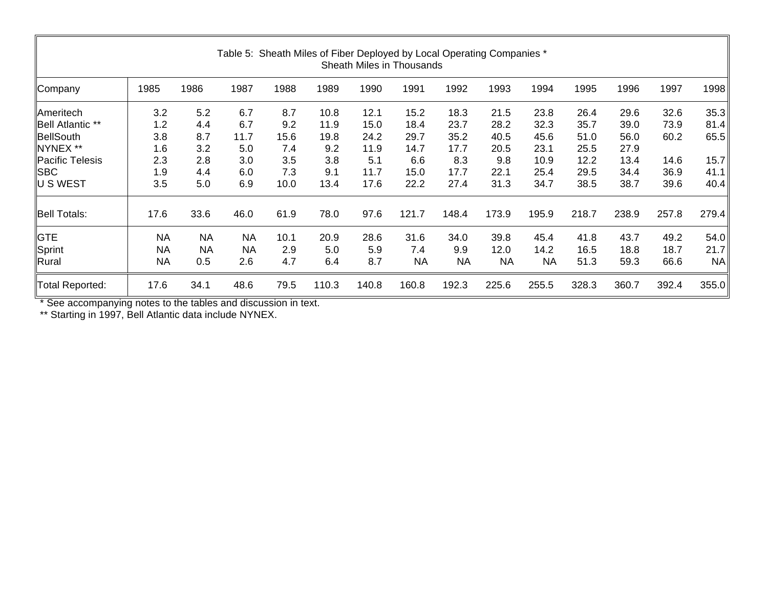Table 5: Sheath Miles of Fiber Deployed by Local Operating Companies *
Sheath Miles in Thousands

| Company | 1985 | 1986 | 1987 | 1988 | 1989 | 1990 | 1991 | 1992 | 1993 | 1994 | 1995 | 1996 | 1997 | 1998 |
|---|---|---|---|---|---|---|---|---|---|---|---|---|---|---|
| Ameritech | 3.2 | 5.2 | 6.7 | 8.7 | 10.8 | 12.1 | 15.2 | 18.3 | 21.5 | 23.8 | 26.4 | 29.6 | 32.6 | 35.3 |
| Bell Atlantic ** | 1.2 | 4.4 | 6.7 | 9.2 | 11.9 | 15.0 | 18.4 | 23.7 | 28.2 | 32.3 | 35.7 | 39.0 | 73.9 | 81.4 |
| BellSouth | 3.8 | 8.7 | 11.7 | 15.6 | 19.8 | 24.2 | 29.7 | 35.2 | 40.5 | 45.6 | 51.0 | 56.0 | 60.2 | 65.5 |
| NYNEX ** | 1.6 | 3.2 | 5.0 | 7.4 | 9.2 | 11.9 | 14.7 | 17.7 | 20.5 | 23.1 | 25.5 | 27.9 | | |
| Pacific Telesis | 2.3 | 2.8 | 3.0 | 3.5 | 3.8 | 5.1 | 6.6 | 8.3 | 9.8 | 10.9 | 12.2 | 13.4 | 14.6 | 15.7 |
| SBC | 1.9 | 4.4 | 6.0 | 7.3 | 9.1 | 11.7 | 15.0 | 17.7 | 22.1 | 25.4 | 29.5 | 34.4 | 36.9 | 41.1 |
| U S WEST | 3.5 | 5.0 | 6.9 | 10.0 | 13.4 | 17.6 | 22.2 | 27.4 | 31.3 | 34.7 | 38.5 | 38.7 | 39.6 | 40.4 |
| Bell Totals: | 17.6 | 33.6 | 46.0 | 61.9 | 78.0 | 97.6 | 121.7 | 148.4 | 173.9 | 195.9 | 218.7 | 238.9 | 257.8 | 279.4 |
| GTE | NA | NA | NA | 10.1 | 20.9 | 28.6 | 31.6 | 34.0 | 39.8 | 45.4 | 41.8 | 43.7 | 49.2 | 54.0 |
| Sprint | NA | NA | NA | 2.9 | 5.0 | 5.9 | 7.4 | 9.9 | 12.0 | 14.2 | 16.5 | 18.8 | 18.7 | 21.7 |
| Rural | NA | 0.5 | 2.6 | 4.7 | 6.4 | 8.7 | NA | NA | NA | NA | 51.3 | 59.3 | 66.6 | NA |
| Total Reported: | 17.6 | 34.1 | 48.6 | 79.5 | 110.3 | 140.8 | 160.8 | 192.3 | 225.6 | 255.5 | 328.3 | 360.7 | 392.4 | 355.0 |

* See accompanying notes to the tables and discussion in text.

** Starting in 1997, Bell Atlantic data include NYNEX.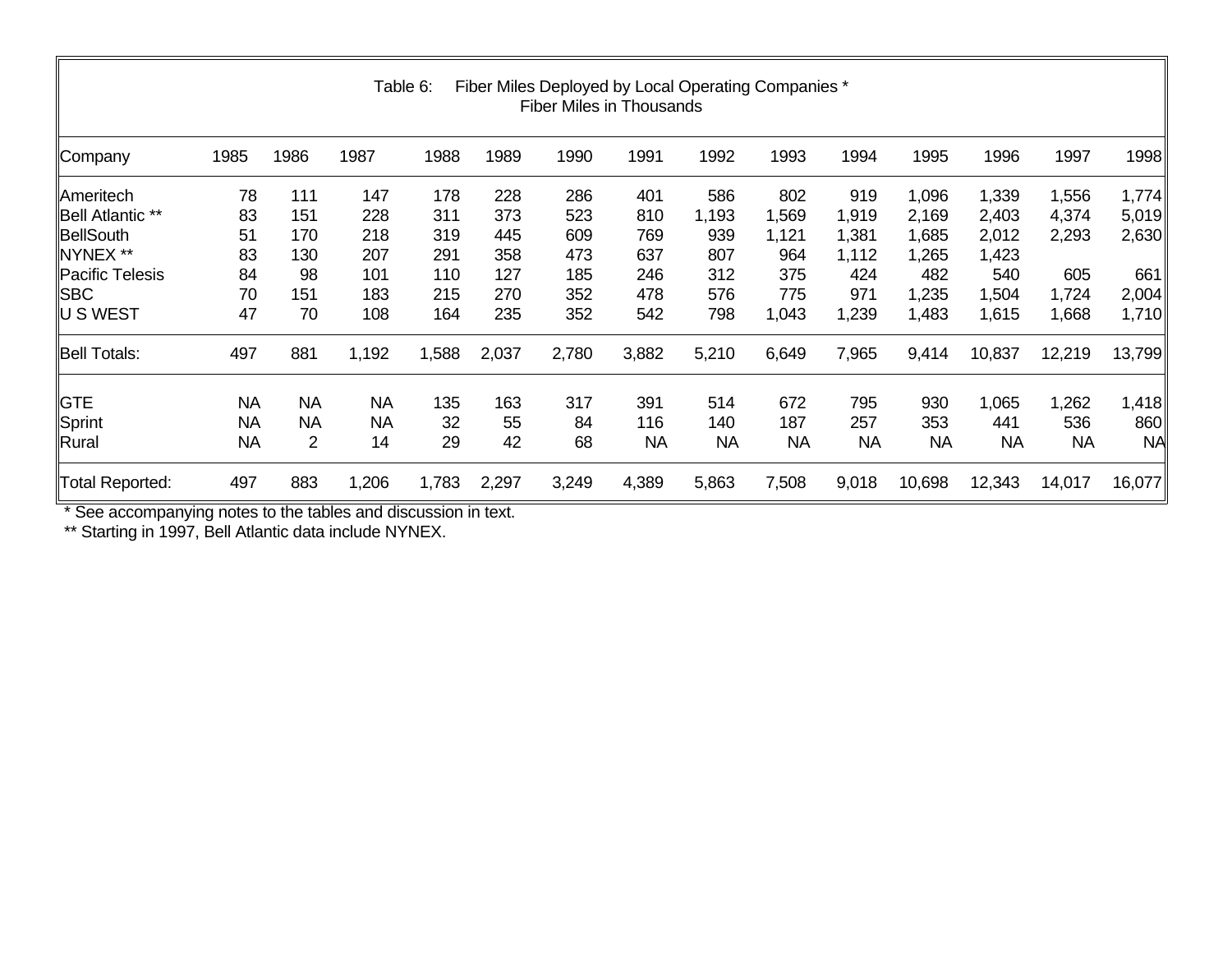Table 6: Fiber Miles Deployed by Local Operating Companies *
Fiber Miles in Thousands

| Company | 1985 | 1986 | 1987 | 1988 | 1989 | 1990 | 1991 | 1992 | 1993 | 1994 | 1995 | 1996 | 1997 | 1998 |
|---|---|---|---|---|---|---|---|---|---|---|---|---|---|---|
| Ameritech | 78 | 111 | 147 | 178 | 228 | 286 | 401 | 586 | 802 | 919 | 1,096 | 1,339 | 1,556 | 1,774 |
| Bell Atlantic ** | 83 | 151 | 228 | 311 | 373 | 523 | 810 | 1,193 | 1,569 | 1,919 | 2,169 | 2,403 | 4,374 | 5,019 |
| BellSouth | 51 | 170 | 218 | 319 | 445 | 609 | 769 | 939 | 1,121 | 1,381 | 1,685 | 2,012 | 2,293 | 2,630 |
| NYNEX ** | 83 | 130 | 207 | 291 | 358 | 473 | 637 | 807 | 964 | 1,112 | 1,265 | 1,423 | | |
| Pacific Telesis | 84 | 98 | 101 | 110 | 127 | 185 | 246 | 312 | 375 | 424 | 482 | 540 | 605 | 661 |
| SBC | 70 | 151 | 183 | 215 | 270 | 352 | 478 | 576 | 775 | 971 | 1,235 | 1,504 | 1,724 | 2,004 |
| U S WEST | 47 | 70 | 108 | 164 | 235 | 352 | 542 | 798 | 1,043 | 1,239 | 1,483 | 1,615 | 1,668 | 1,710 |
| Bell Totals: | 497 | 881 | 1,192 | 1,588 | 2,037 | 2,780 | 3,882 | 5,210 | 6,649 | 7,965 | 9,414 | 10,837 | 12,219 | 13,799 |
| GTE | NA | NA | NA | 135 | 163 | 317 | 391 | 514 | 672 | 795 | 930 | 1,065 | 1,262 | 1,418 |
| Sprint | NA | NA | NA | 32 | 55 | 84 | 116 | 140 | 187 | 257 | 353 | 441 | 536 | 860 |
| Rural | NA | 2 | 14 | 29 | 42 | 68 | NA | NA | NA | NA | NA | NA | NA | NA |
| Total Reported: | 497 | 883 | 1,206 | 1,783 | 2,297 | 3,249 | 4,389 | 5,863 | 7,508 | 9,018 | 10,698 | 12,343 | 14,017 | 16,077 |

* See accompanying notes to the tables and discussion in text.

** Starting in 1997, Bell Atlantic data include NYNEX.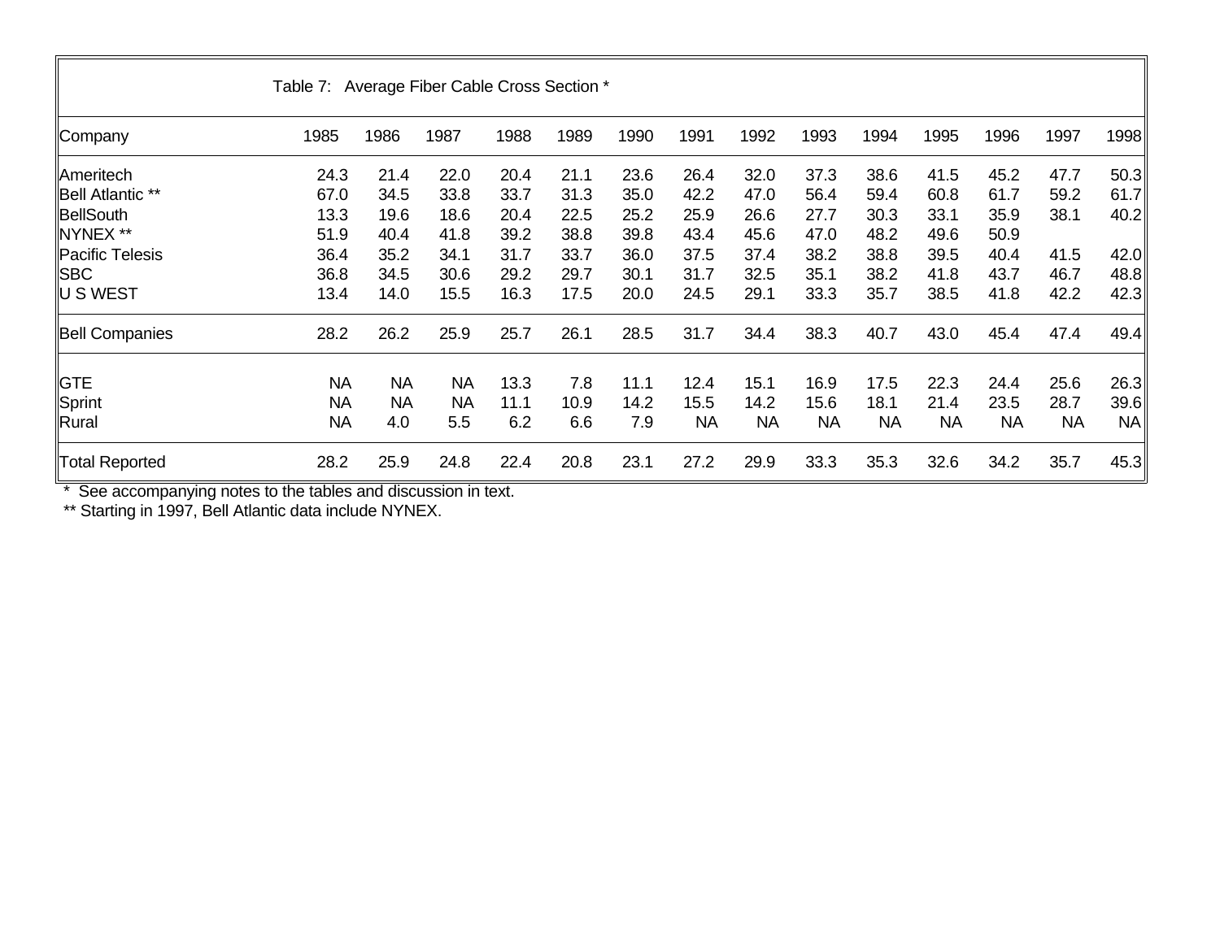Table 7: Average Fiber Cable Cross Section *

| Company | 1985 | 1986 | 1987 | 1988 | 1989 | 1990 | 1991 | 1992 | 1993 | 1994 | 1995 | 1996 | 1997 | 1998 |
|---|---|---|---|---|---|---|---|---|---|---|---|---|---|---|
| Ameritech | 24.3 | 21.4 | 22.0 | 20.4 | 21.1 | 23.6 | 26.4 | 32.0 | 37.3 | 38.6 | 41.5 | 45.2 | 47.7 | 50.3 |
| Bell Atlantic ** | 67.0 | 34.5 | 33.8 | 33.7 | 31.3 | 35.0 | 42.2 | 47.0 | 56.4 | 59.4 | 60.8 | 61.7 | 59.2 | 61.7 |
| BellSouth | 13.3 | 19.6 | 18.6 | 20.4 | 22.5 | 25.2 | 25.9 | 26.6 | 27.7 | 30.3 | 33.1 | 35.9 | 38.1 | 40.2 |
| NYNEX ** | 51.9 | 40.4 | 41.8 | 39.2 | 38.8 | 39.8 | 43.4 | 45.6 | 47.0 | 48.2 | 49.6 | 50.9 | | |
| Pacific Telesis | 36.4 | 35.2 | 34.1 | 31.7 | 33.7 | 36.0 | 37.5 | 37.4 | 38.2 | 38.8 | 39.5 | 40.4 | 41.5 | 42.0 |
| SBC | 36.8 | 34.5 | 30.6 | 29.2 | 29.7 | 30.1 | 31.7 | 32.5 | 35.1 | 38.2 | 41.8 | 43.7 | 46.7 | 48.8 |
| U S WEST | 13.4 | 14.0 | 15.5 | 16.3 | 17.5 | 20.0 | 24.5 | 29.1 | 33.3 | 35.7 | 38.5 | 41.8 | 42.2 | 42.3 |
| Bell Companies | 28.2 | 26.2 | 25.9 | 25.7 | 26.1 | 28.5 | 31.7 | 34.4 | 38.3 | 40.7 | 43.0 | 45.4 | 47.4 | 49.4 |
| GTE | NA | NA | NA | 13.3 | 7.8 | 11.1 | 12.4 | 15.1 | 16.9 | 17.5 | 22.3 | 24.4 | 25.6 | 26.3 |
| Sprint | NA | NA | NA | 11.1 | 10.9 | 14.2 | 15.5 | 14.2 | 15.6 | 18.1 | 21.4 | 23.5 | 28.7 | 39.6 |
| Rural | NA | 4.0 | 5.5 | 6.2 | 6.6 | 7.9 | NA | NA | NA | NA | NA | NA | NA | NA |
| Total Reported | 28.2 | 25.9 | 24.8 | 22.4 | 20.8 | 23.1 | 27.2 | 29.9 | 33.3 | 35.3 | 32.6 | 34.2 | 35.7 | 45.3 |

* See accompanying notes to the tables and discussion in text.

** Starting in 1997, Bell Atlantic data include NYNEX.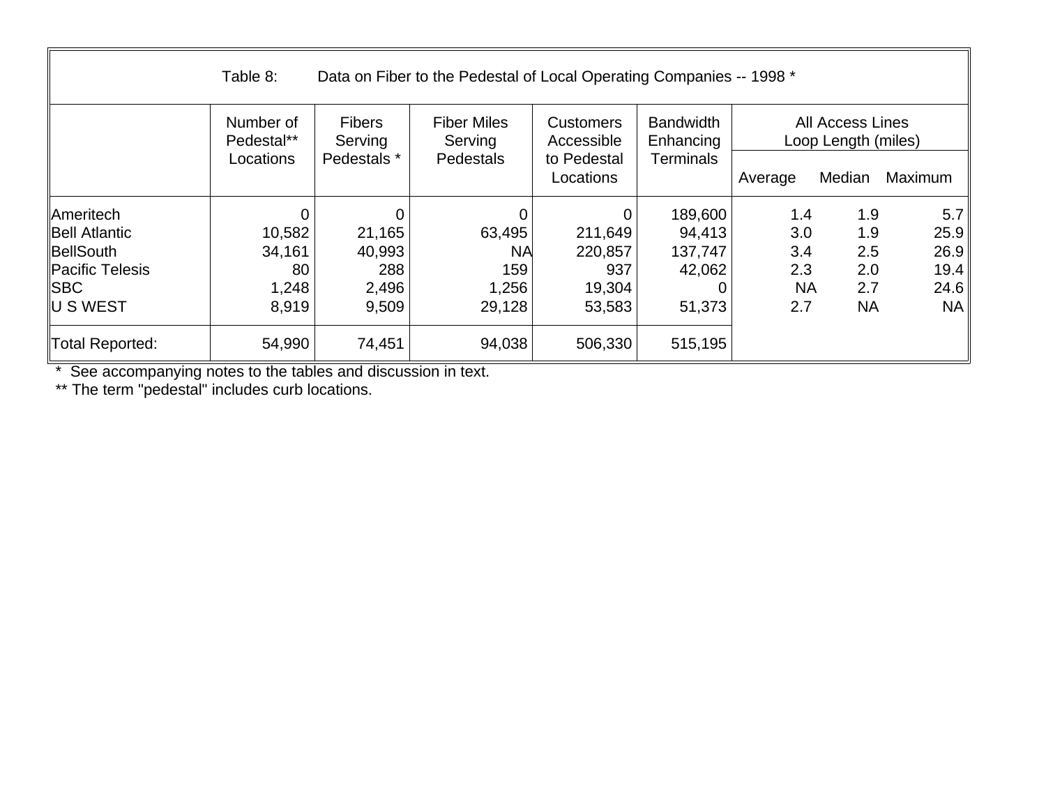Table 8: Data on Fiber to the Pedestal of Local Operating Companies -- 1998 *

| | Number of Pedestal** Locations | Fibers Serving Pedestals * | Fiber Miles Serving Pedestals | Customers Accessible to Pedestal Locations | Bandwidth Enhancing Terminals | All Access Lines Loop Length (miles) | | |
|---|---|---|---|---|---|---|---|---|
| | | | | | | Average | Median | Maximum |
| Ameritech | 0 | 0 | 0 | 0 | 189,600 | 1.4 | 1.9 | 5.7 |
| Bell Atlantic | 10,582 | 21,165 | 63,495 | 211,649 | 94,413 | 3.0 | 1.9 | 25.9 |
| BellSouth | 34,161 | 40,993 | NA | 220,857 | 137,747 | 3.4 | 2.5 | 26.9 |
| Pacific Telesis | 80 | 288 | 159 | 937 | 42,062 | 2.3 | 2.0 | 19.4 |
| SBC | 1,248 | 2,496 | 1,256 | 19,304 | 0 | NA | 2.7 | 24.6 |
| U S WEST | 8,919 | 9,509 | 29,128 | 53,583 | 51,373 | 2.7 | NA | NA |
| Total Reported: | 54,990 | 74,451 | 94,038 | 506,330 | 515,195 | | | |

* See accompanying notes to the tables and discussion in text.

** The term "pedestal" includes curb locations.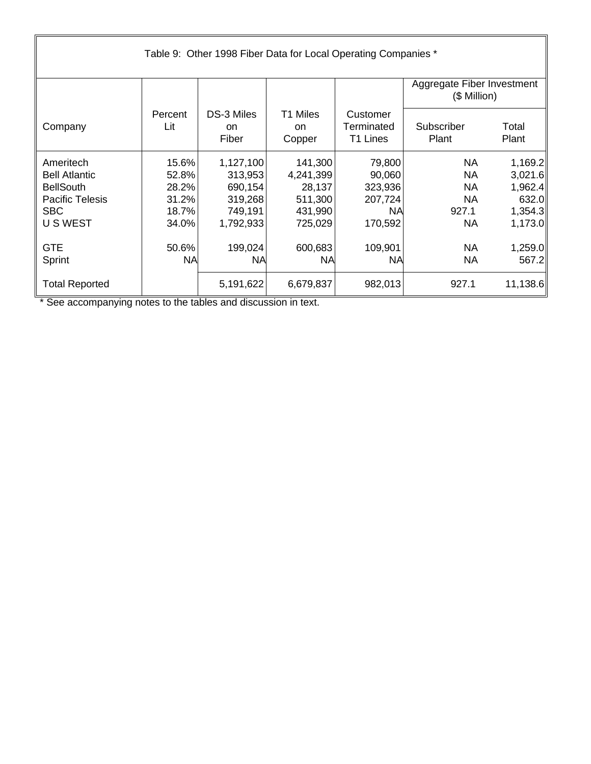Table 9: Other 1998 Fiber Data for Local Operating Companies *

| Company | Percent Lit | DS-3 Miles on Fiber | T1 Miles on Copper | Customer Terminated T1 Lines | Aggregate Fiber Investment ($ Million) | |
|---|---|---|---|---|---|---|
| | | | | | Subscriber Plant | Total Plant |
| Ameritech | 15.6% | 1,127,100 | 141,300 | 79,800 | NA | 1,169.2 |
| Bell Atlantic | 52.8% | 313,953 | 4,241,399 | 90,060 | NA | 3,021.6 |
| BellSouth | 28.2% | 690,154 | 28,137 | 323,936 | NA | 1,962.4 |
| Pacific Telesis | 31.2% | 319,268 | 511,300 | 207,724 | NA | 632.0 |
| SBC | 18.7% | 749,191 | 431,990 | NA | 927.1 | 1,354.3 |
| U S WEST | 34.0% | 1,792,933 | 725,029 | 170,592 | NA | 1,173.0 |
| GTE | 50.6% | 199,024 | 600,683 | 109,901 | NA | 1,259.0 |
| Sprint | NA | NA | NA | NA | NA | 567.2 |
| Total Reported | | 5,191,622 | 6,679,837 | 982,013 | 927.1 | 11,138.6 |

* See accompanying notes to the tables and discussion in text.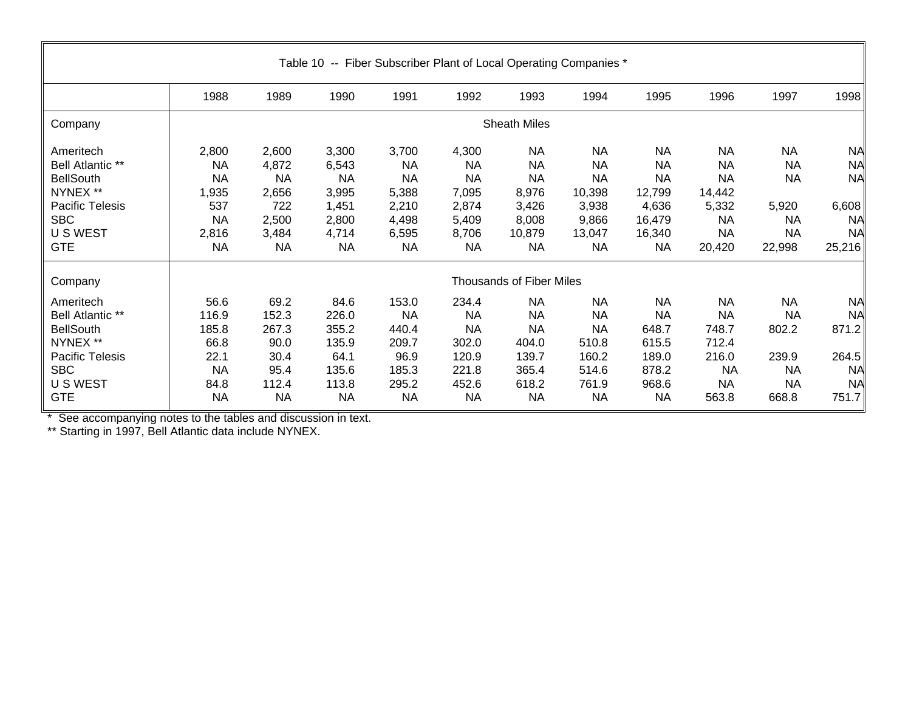Table 10 -- Fiber Subscriber Plant of Local Operating Companies *

| | 1988 | 1989 | 1990 | 1991 | 1992 | 1993 | 1994 | 1995 | 1996 | 1997 | 1998 |
|---|---|---|---|---|---|---|---|---|---|---|---|
| Company | Sheath Miles | | | | | | | | | | |
| Ameritech | 2,800 | 2,600 | 3,300 | 3,700 | 4,300 | NA | NA | NA | NA | NA | NA |
| Bell Atlantic ** | NA | 4,872 | 6,543 | NA | NA | NA | NA | NA | NA | NA | NA |
| BellSouth | NA | NA | NA | NA | NA | NA | NA | NA | NA | NA | NA |
| NYNEX ** | 1,935 | 2,656 | 3,995 | 5,388 | 7,095 | 8,976 | 10,398 | 12,799 | 14,442 | | |
| Pacific Telesis | 537 | 722 | 1,451 | 2,210 | 2,874 | 3,426 | 3,938 | 4,636 | 5,332 | 5,920 | 6,608 |
| SBC | NA | 2,500 | 2,800 | 4,498 | 5,409 | 8,008 | 9,866 | 16,479 | NA | NA | NA |
| U S WEST | 2,816 | 3,484 | 4,714 | 6,595 | 8,706 | 10,879 | 13,047 | 16,340 | NA | NA | NA |
| GTE | NA | NA | NA | NA | NA | NA | NA | NA | 20,420 | 22,998 | 25,216 |
| Company | Thousands of Fiber Miles | | | | | | | | | | |
| Ameritech | 56.6 | 69.2 | 84.6 | 153.0 | 234.4 | NA | NA | NA | NA | NA | NA |
| Bell Atlantic ** | 116.9 | 152.3 | 226.0 | NA | NA | NA | NA | NA | NA | NA | NA |
| BellSouth | 185.8 | 267.3 | 355.2 | 440.4 | NA | NA | NA | 648.7 | 748.7 | 802.2 | 871.2 |
| NYNEX ** | 66.8 | 90.0 | 135.9 | 209.7 | 302.0 | 404.0 | 510.8 | 615.5 | 712.4 | | |
| Pacific Telesis | 22.1 | 30.4 | 64.1 | 96.9 | 120.9 | 139.7 | 160.2 | 189.0 | 216.0 | 239.9 | 264.5 |
| SBC | NA | 95.4 | 135.6 | 185.3 | 221.8 | 365.4 | 514.6 | 878.2 | NA | NA | NA |
| U S WEST | 84.8 | 112.4 | 113.8 | 295.2 | 452.6 | 618.2 | 761.9 | 968.6 | NA | NA | NA |
| GTE | NA | NA | NA | NA | NA | NA | NA | NA | 563.8 | 668.8 | 751.7 |

\* See accompanying notes to the tables and discussion in text.

** Starting in 1997, Bell Atlantic data include NYNEX.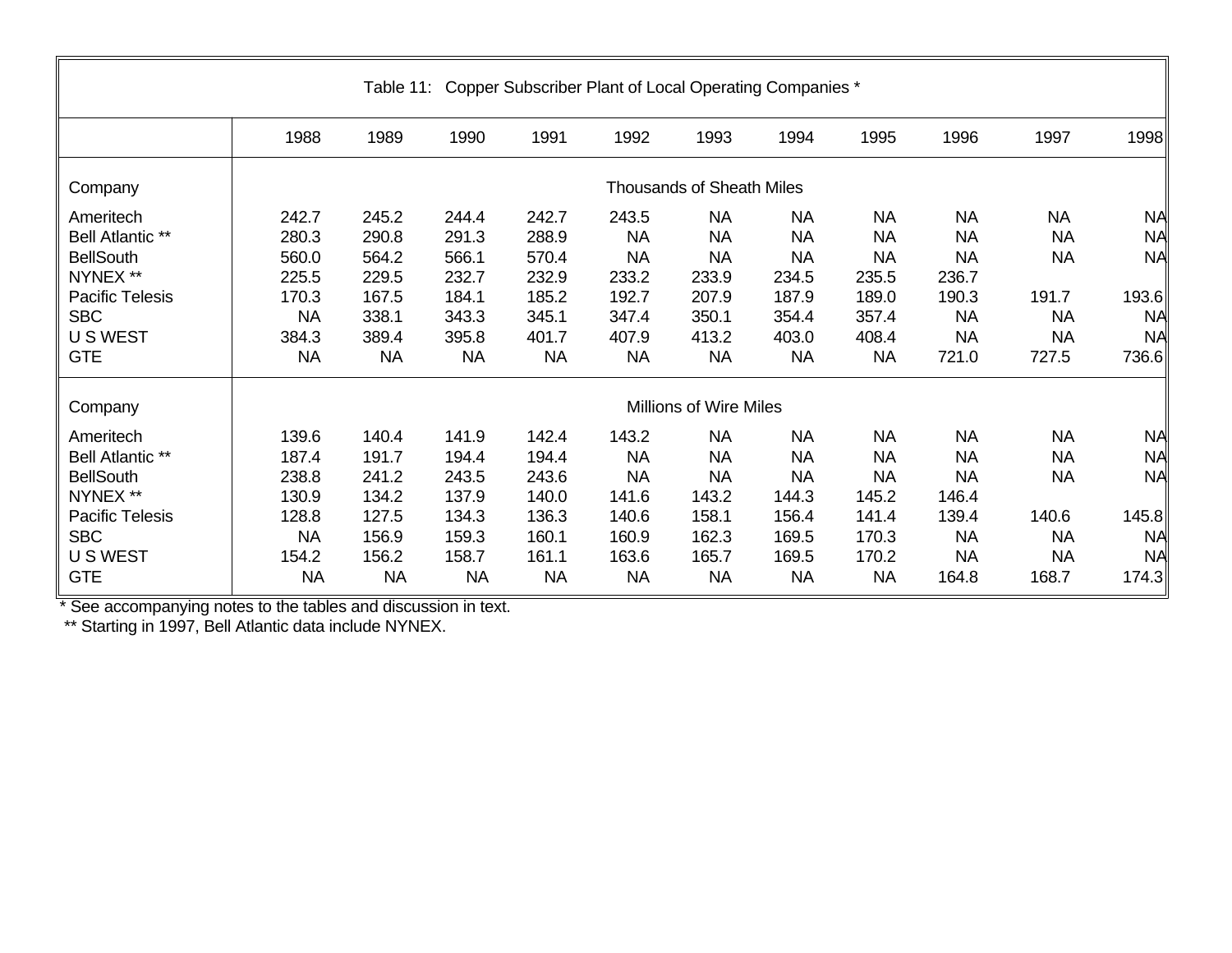| Table 11: Copper Subscriber Plant of Local Operating Companies * | | | | | | | | | | | |
|---|---|---|---|---|---|---|---|---|---|---|---|
| | 1988 | 1989 | 1990 | 1991 | 1992 | 1993 | 1994 | 1995 | 1996 | 1997 | 1998 |
| Company | Thousands of Sheath Miles | | | | | | | | | | |
| Ameritech | 242.7 | 245.2 | 244.4 | 242.7 | 243.5 | NA | NA | NA | NA | NA | NA |
| Bell Atlantic ** | 280.3 | 290.8 | 291.3 | 288.9 | NA | NA | NA | NA | NA | NA | NA |
| BellSouth | 560.0 | 564.2 | 566.1 | 570.4 | NA | NA | NA | NA | NA | NA | NA |
| NYNEX ** | 225.5 | 229.5 | 232.7 | 232.9 | 233.2 | 233.9 | 234.5 | 235.5 | 236.7 | | |
| Pacific Telesis | 170.3 | 167.5 | 184.1 | 185.2 | 192.7 | 207.9 | 187.9 | 189.0 | 190.3 | 191.7 | 193.6 |
| SBC | NA | 338.1 | 343.3 | 345.1 | 347.4 | 350.1 | 354.4 | 357.4 | NA | NA | NA |
| U S WEST | 384.3 | 389.4 | 395.8 | 401.7 | 407.9 | 413.2 | 403.0 | 408.4 | NA | NA | NA |
| GTE | NA | NA | NA | NA | NA | NA | NA | NA | 721.0 | 727.5 | 736.6 |
| Company | Millions of Wire Miles | | | | | | | | | | |
| Ameritech | 139.6 | 140.4 | 141.9 | 142.4 | 143.2 | NA | NA | NA | NA | NA | NA |
| Bell Atlantic ** | 187.4 | 191.7 | 194.4 | 194.4 | NA | NA | NA | NA | NA | NA | NA |
| BellSouth | 238.8 | 241.2 | 243.5 | 243.6 | NA | NA | NA | NA | NA | NA | NA |
| NYNEX ** | 130.9 | 134.2 | 137.9 | 140.0 | 141.6 | 143.2 | 144.3 | 145.2 | 146.4 | | |
| Pacific Telesis | 128.8 | 127.5 | 134.3 | 136.3 | 140.6 | 158.1 | 156.4 | 141.4 | 139.4 | 140.6 | 145.8 |
| SBC | NA | 156.9 | 159.3 | 160.1 | 160.9 | 162.3 | 169.5 | 170.3 | NA | NA | NA |
| U S WEST | 154.2 | 156.2 | 158.7 | 161.1 | 163.6 | 165.7 | 169.5 | 170.2 | NA | NA | NA |
| GTE | NA | NA | NA | NA | NA | NA | NA | NA | 164.8 | 168.7 | 174.3 |

* See accompanying notes to the tables and discussion in text.

** Starting in 1997, Bell Atlantic data include NYNEX.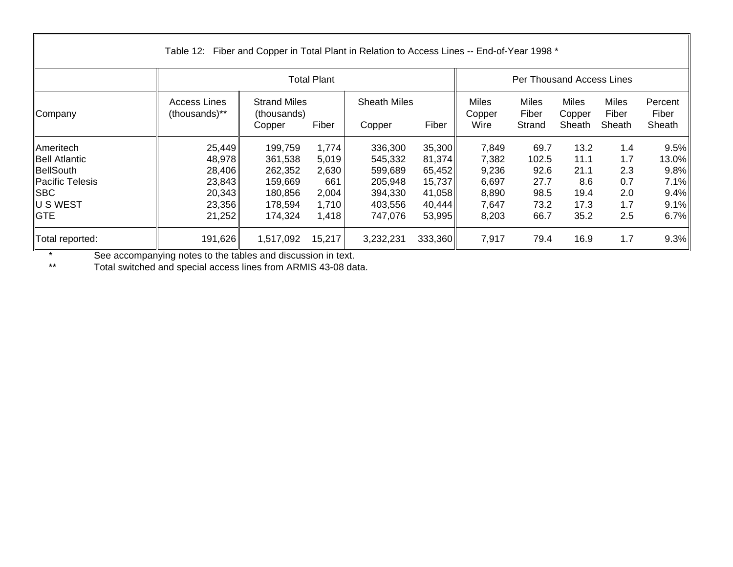Table 12: Fiber and Copper in Total Plant in Relation to Access Lines -- End-of-Year 1998 *

| | Total Plant | | | | | Per Thousand Access Lines | | | | |
|---|---|---|---|---|---|---|---|---|---|---|
| Company | Access Lines (thousands)** | Strand Miles (thousands) Copper | Fiber | Sheath Miles Copper | Fiber | Miles Copper Wire | Miles Fiber Strand | Miles Copper Sheath | Miles Fiber Sheath | Percent Fiber Sheath |
| Ameritech | 25,449 | 199,759 | 1,774 | 336,300 | 35,300 | 7,849 | 69.7 | 13.2 | 1.4 | 9.5% |
| Bell Atlantic | 48,978 | 361,538 | 5,019 | 545,332 | 81,374 | 7,382 | 102.5 | 11.1 | 1.7 | 13.0% |
| BellSouth | 28,406 | 262,352 | 2,630 | 599,689 | 65,452 | 9,236 | 92.6 | 21.1 | 2.3 | 9.8% |
| Pacific Telesis | 23,843 | 159,669 | 661 | 205,948 | 15,737 | 6,697 | 27.7 | 8.6 | 0.7 | 7.1% |
| SBC | 20,343 | 180,856 | 2,004 | 394,330 | 41,058 | 8,890 | 98.5 | 19.4 | 2.0 | 9.4% |
| U S WEST | 23,356 | 178,594 | 1,710 | 403,556 | 40,444 | 7,647 | 73.2 | 17.3 | 1.7 | 9.1% |
| GTE | 21,252 | 174,324 | 1,418 | 747,076 | 53,995 | 8,203 | 66.7 | 35.2 | 2.5 | 6.7% |
| Total reported: | 191,626 | 1,517,092 | 15,217 | 3,232,231 | 333,360 | 7,917 | 79.4 | 16.9 | 1.7 | 9.3% |

\* See accompanying notes to the tables and discussion in text.

\*\* Total switched and special access lines from ARMIS 43-08 data.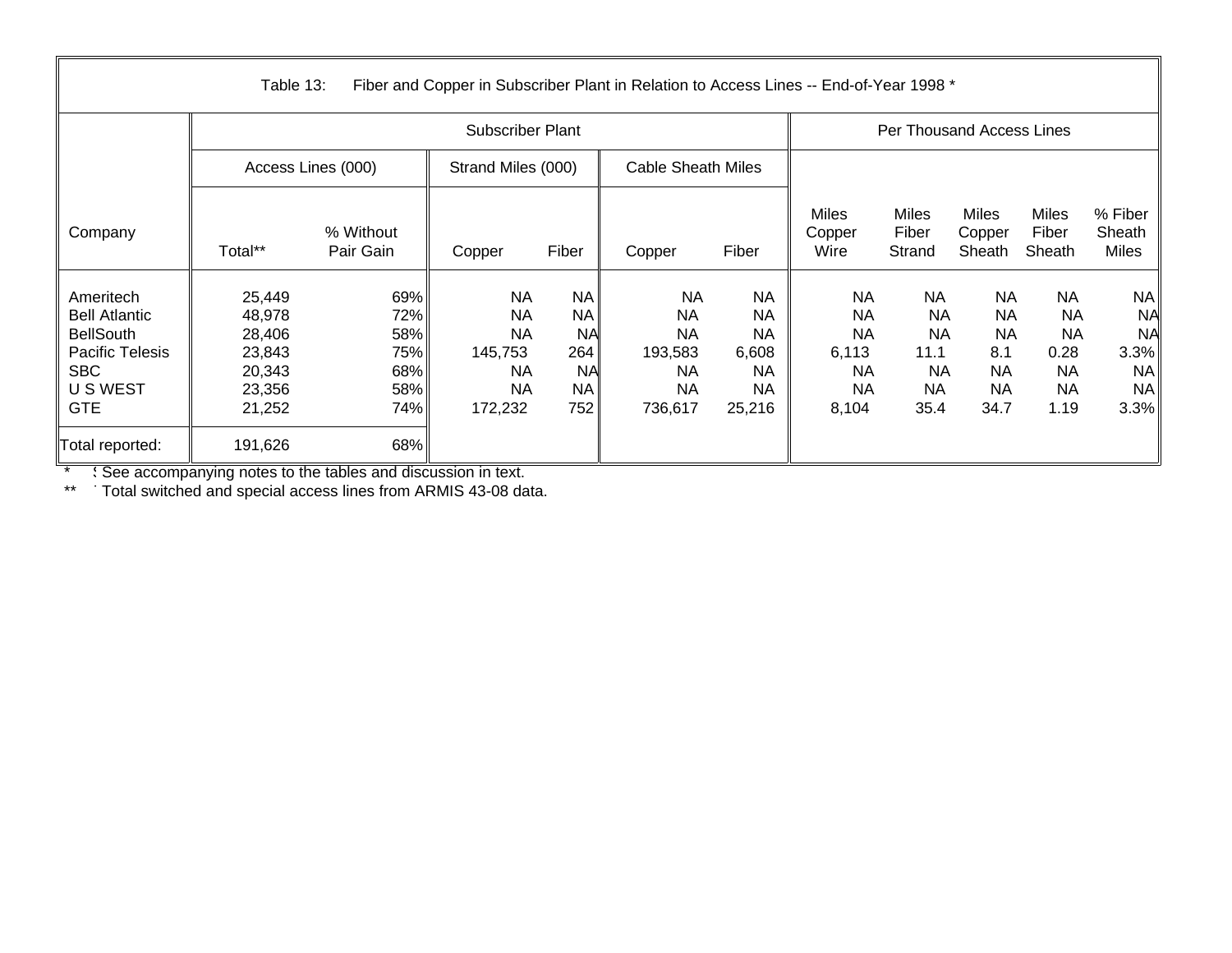Table 13: Fiber and Copper in Subscriber Plant in Relation to Access Lines -- End-of-Year 1998 *

| Company | Subscriber Plant | | | | | | Per Thousand Access Lines | | | | |
|---|---|---|---|---|---|---|---|---|---|---|---|
| | Access Lines (000) | | Strand Miles (000) | | Cable Sheath Miles | | | | | | |
| | Total** | % Without Pair Gain | Copper | Fiber | Copper | Fiber | Miles Copper Wire | Miles Fiber Strand | Miles Copper Sheath | Miles Fiber Sheath | % Fiber Sheath Miles |
| Ameritech | 25,449 | 69% | NA | NA | NA | NA | NA | NA | NA | NA | NA |
| Bell Atlantic | 48,978 | 72% | NA | NA | NA | NA | NA | NA | NA | NA | NA |
| BellSouth | 28,406 | 58% | NA | NA | NA | NA | NA | NA | NA | NA | NA |
| Pacific Telesis | 23,843 | 75% | 145,753 | 264 | 193,583 | 6,608 | 6,113 | 11.1 | 8.1 | 0.28 | 3.3% |
| SBC | 20,343 | 68% | NA | NA | NA | NA | NA | NA | NA | NA | NA |
| U S WEST | 23,356 | 58% | NA | NA | NA | NA | NA | NA | NA | NA | NA |
| GTE | 21,252 | 74% | 172,232 | 752 | 736,617 | 25,216 | 8,104 | 35.4 | 34.7 | 1.19 | 3.3% |
| Total reported: | 191,626 | 68% | | | | | | | | | |

\* See accompanying notes to the tables and discussion in text.

** Total switched and special access lines from ARMIS 43-08 data.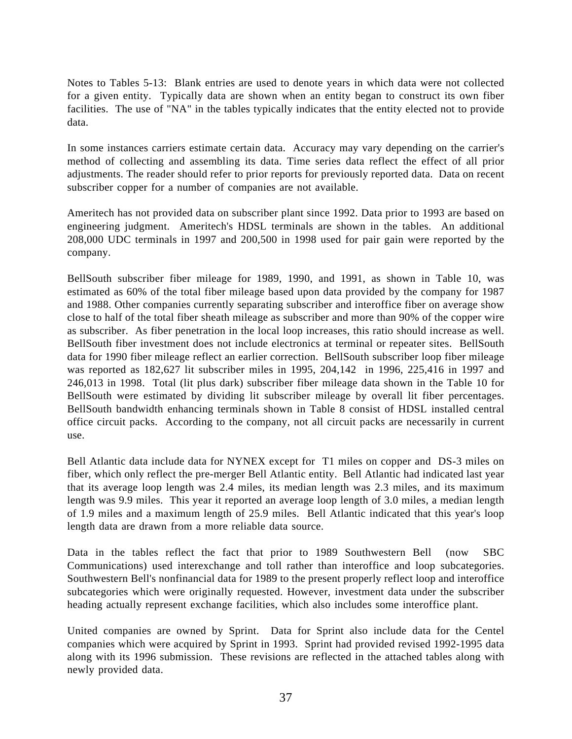Notes to Tables 5-13: Blank entries are used to denote years in which data were not collected for a given entity. Typically data are shown when an entity began to construct its own fiber facilities. The use of "NA" in the tables typically indicates that the entity elected not to provide data.

In some instances carriers estimate certain data. Accuracy may vary depending on the carrier's method of collecting and assembling its data. Time series data reflect the effect of all prior adjustments. The reader should refer to prior reports for previously reported data. Data on recent subscriber copper for a number of companies are not available.

Ameritech has not provided data on subscriber plant since 1992. Data prior to 1993 are based on engineering judgment. Ameritech's HDSL terminals are shown in the tables. An additional 208,000 UDC terminals in 1997 and 200,500 in 1998 used for pair gain were reported by the company.

BellSouth subscriber fiber mileage for 1989, 1990, and 1991, as shown in Table 10, was estimated as 60% of the total fiber mileage based upon data provided by the company for 1987 and 1988. Other companies currently separating subscriber and interoffice fiber on average show close to half of the total fiber sheath mileage as subscriber and more than 90% of the copper wire as subscriber. As fiber penetration in the local loop increases, this ratio should increase as well. BellSouth fiber investment does not include electronics at terminal or repeater sites. BellSouth data for 1990 fiber mileage reflect an earlier correction. BellSouth subscriber loop fiber mileage was reported as 182,627 lit subscriber miles in 1995, 204,142 in 1996, 225,416 in 1997 and 246,013 in 1998. Total (lit plus dark) subscriber fiber mileage data shown in the Table 10 for BellSouth were estimated by dividing lit subscriber mileage by overall lit fiber percentages. BellSouth bandwidth enhancing terminals shown in Table 8 consist of HDSL installed central office circuit packs. According to the company, not all circuit packs are necessarily in current use.

Bell Atlantic data include data for NYNEX except for T1 miles on copper and DS-3 miles on fiber, which only reflect the pre-merger Bell Atlantic entity. Bell Atlantic had indicated last year that its average loop length was 2.4 miles, its median length was 2.3 miles, and its maximum length was 9.9 miles. This year it reported an average loop length of 3.0 miles, a median length of 1.9 miles and a maximum length of 25.9 miles. Bell Atlantic indicated that this year's loop length data are drawn from a more reliable data source.

Data in the tables reflect the fact that prior to 1989 Southwestern Bell (now SBC Communications) used interexchange and toll rather than interoffice and loop subcategories. Southwestern Bell's nonfinancial data for 1989 to the present properly reflect loop and interoffice subcategories which were originally requested. However, investment data under the subscriber heading actually represent exchange facilities, which also includes some interoffice plant.

United companies are owned by Sprint. Data for Sprint also include data for the Centel companies which were acquired by Sprint in 1993. Sprint had provided revised 1992-1995 data along with its 1996 submission. These revisions are reflected in the attached tables along with newly provided data.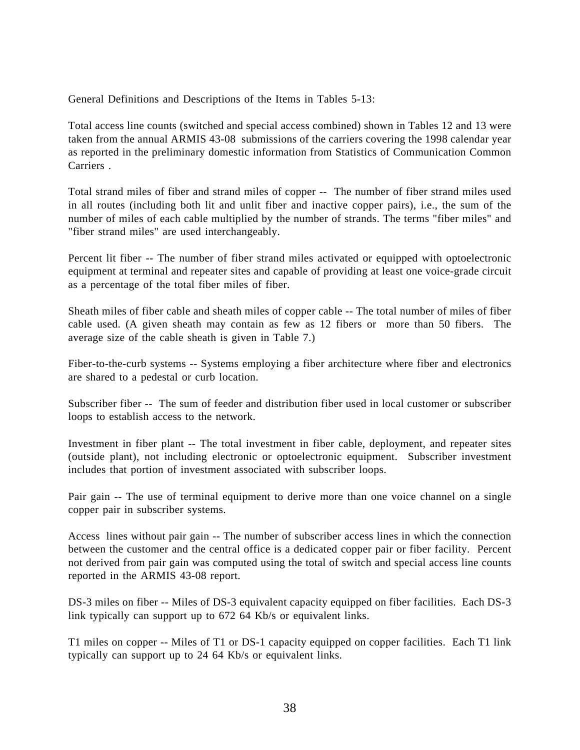General Definitions and Descriptions of the Items in Tables 5-13:

Total access line counts (switched and special access combined) shown in Tables 12 and 13 were taken from the annual ARMIS 43-08 submissions of the carriers covering the 1998 calendar year as reported in the preliminary domestic information from Statistics of Communication Common Carriers .

Total strand miles of fiber and strand miles of copper -- The number of fiber strand miles used in all routes (including both lit and unlit fiber and inactive copper pairs), i.e., the sum of the number of miles of each cable multiplied by the number of strands. The terms "fiber miles" and "fiber strand miles" are used interchangeably.

Percent lit fiber -- The number of fiber strand miles activated or equipped with optoelectronic equipment at terminal and repeater sites and capable of providing at least one voice-grade circuit as a percentage of the total fiber miles of fiber.

Sheath miles of fiber cable and sheath miles of copper cable -- The total number of miles of fiber cable used. (A given sheath may contain as few as 12 fibers or more than 50 fibers. The average size of the cable sheath is given in Table 7.)

Fiber-to-the-curb systems -- Systems employing a fiber architecture where fiber and electronics are shared to a pedestal or curb location.

Subscriber fiber -- The sum of feeder and distribution fiber used in local customer or subscriber loops to establish access to the network.

Investment in fiber plant -- The total investment in fiber cable, deployment, and repeater sites (outside plant), not including electronic or optoelectronic equipment. Subscriber investment includes that portion of investment associated with subscriber loops.

Pair gain -- The use of terminal equipment to derive more than one voice channel on a single copper pair in subscriber systems.

Access lines without pair gain -- The number of subscriber access lines in which the connection between the customer and the central office is a dedicated copper pair or fiber facility. Percent not derived from pair gain was computed using the total of switch and special access line counts reported in the ARMIS 43-08 report.

DS-3 miles on fiber -- Miles of DS-3 equivalent capacity equipped on fiber facilities. Each DS-3 link typically can support up to 672 64 Kb/s or equivalent links.

T1 miles on copper -- Miles of T1 or DS-1 capacity equipped on copper facilities. Each T1 link typically can support up to 24 64 Kb/s or equivalent links.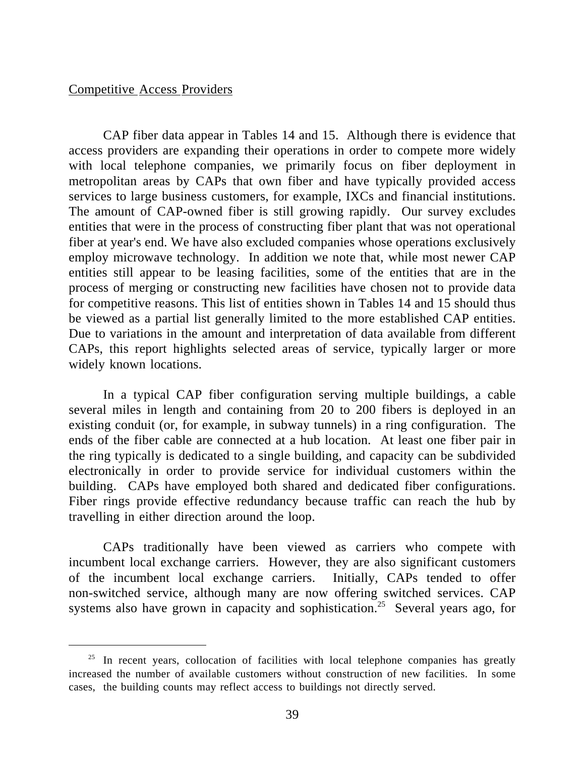Competitive Access Providers

CAP fiber data appear in Tables 14 and 15. Although there is evidence that access providers are expanding their operations in order to compete more widely with local telephone companies, we primarily focus on fiber deployment in metropolitan areas by CAPs that own fiber and have typically provided access services to large business customers, for example, IXCs and financial institutions. The amount of CAP-owned fiber is still growing rapidly. Our survey excludes entities that were in the process of constructing fiber plant that was not operational fiber at year's end. We have also excluded companies whose operations exclusively employ microwave technology. In addition we note that, while most newer CAP entities still appear to be leasing facilities, some of the entities that are in the process of merging or constructing new facilities have chosen not to provide data for competitive reasons. This list of entities shown in Tables 14 and 15 should thus be viewed as a partial list generally limited to the more established CAP entities. Due to variations in the amount and interpretation of data available from different CAPs, this report highlights selected areas of service, typically larger or more widely known locations.

In a typical CAP fiber configuration serving multiple buildings, a cable several miles in length and containing from 20 to 200 fibers is deployed in an existing conduit (or, for example, in subway tunnels) in a ring configuration. The ends of the fiber cable are connected at a hub location. At least one fiber pair in the ring typically is dedicated to a single building, and capacity can be subdivided electronically in order to provide service for individual customers within the building. CAPs have employed both shared and dedicated fiber configurations. Fiber rings provide effective redundancy because traffic can reach the hub by travelling in either direction around the loop.

CAPs traditionally have been viewed as carriers who compete with incumbent local exchange carriers. However, they are also significant customers of the incumbent local exchange carriers. Initially, CAPs tended to offer non-switched service, although many are now offering switched services. CAP systems also have grown in capacity and sophistication.[25] Several years ago, for

[25] In recent years, collocation of facilities with local telephone companies has greatly increased the number of available customers without construction of new facilities. In some cases, the building counts may reflect access to buildings not directly served.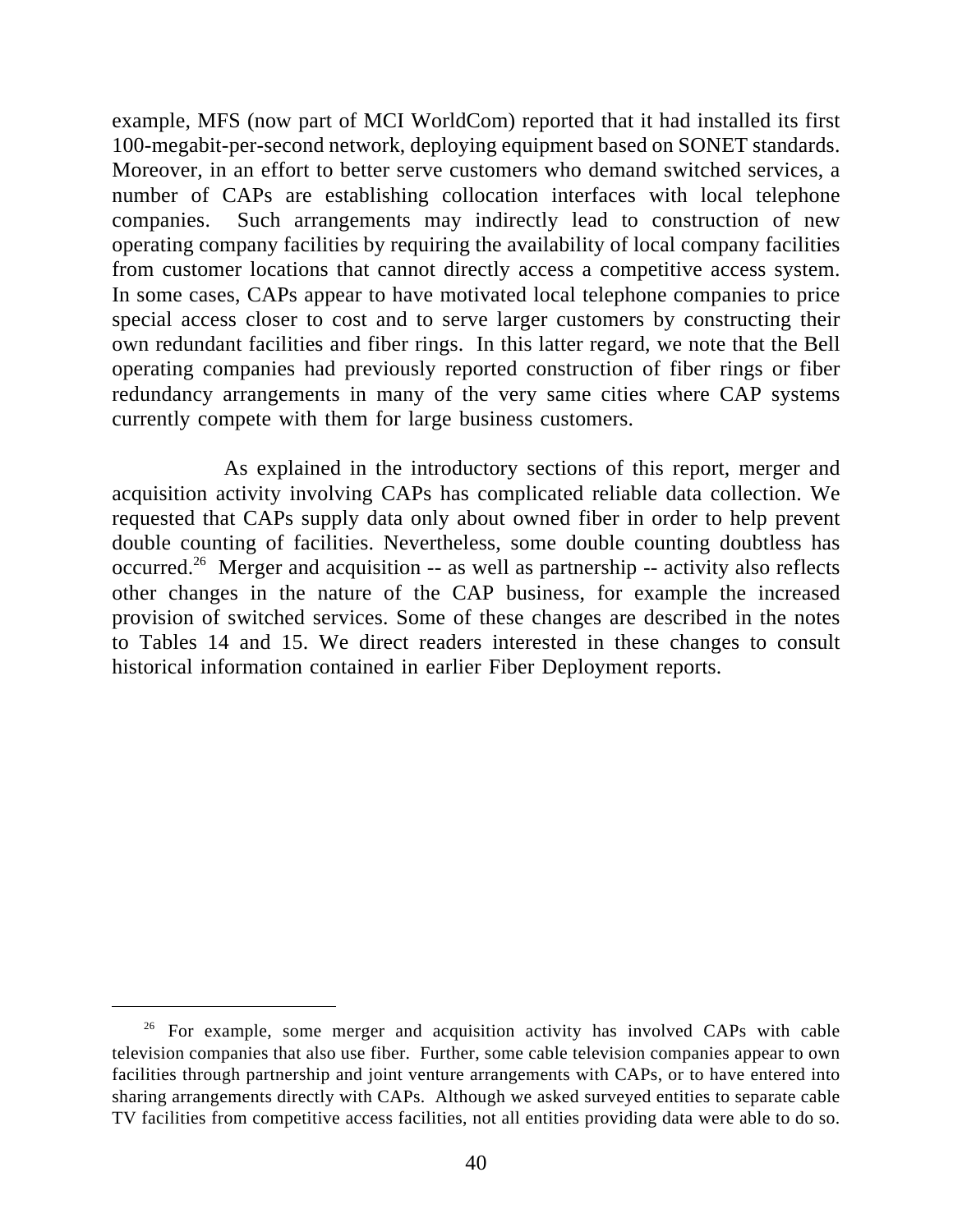example, MFS (now part of MCI WorldCom) reported that it had installed its first 100-megabit-per-second network, deploying equipment based on SONET standards. Moreover, in an effort to better serve customers who demand switched services, a number of CAPs are establishing collocation interfaces with local telephone companies. Such arrangements may indirectly lead to construction of new operating company facilities by requiring the availability of local company facilities from customer locations that cannot directly access a competitive access system. In some cases, CAPs appear to have motivated local telephone companies to price special access closer to cost and to serve larger customers by constructing their own redundant facilities and fiber rings. In this latter regard, we note that the Bell operating companies had previously reported construction of fiber rings or fiber redundancy arrangements in many of the very same cities where CAP systems currently compete with them for large business customers.

As explained in the introductory sections of this report, merger and acquisition activity involving CAPs has complicated reliable data collection. We requested that CAPs supply data only about owned fiber in order to help prevent double counting of facilities. Nevertheless, some double counting doubtless has occurred.[26] Merger and acquisition -- as well as partnership -- activity also reflects other changes in the nature of the CAP business, for example the increased provision of switched services. Some of these changes are described in the notes to Tables 14 and 15. We direct readers interested in these changes to consult historical information contained in earlier Fiber Deployment reports.

---

[26] For example, some merger and acquisition activity has involved CAPs with cable television companies that also use fiber. Further, some cable television companies appear to own facilities through partnership and joint venture arrangements with CAPs, or to have entered into sharing arrangements directly with CAPs. Although we asked surveyed entities to separate cable TV facilities from competitive access facilities, not all entities providing data were able to do so.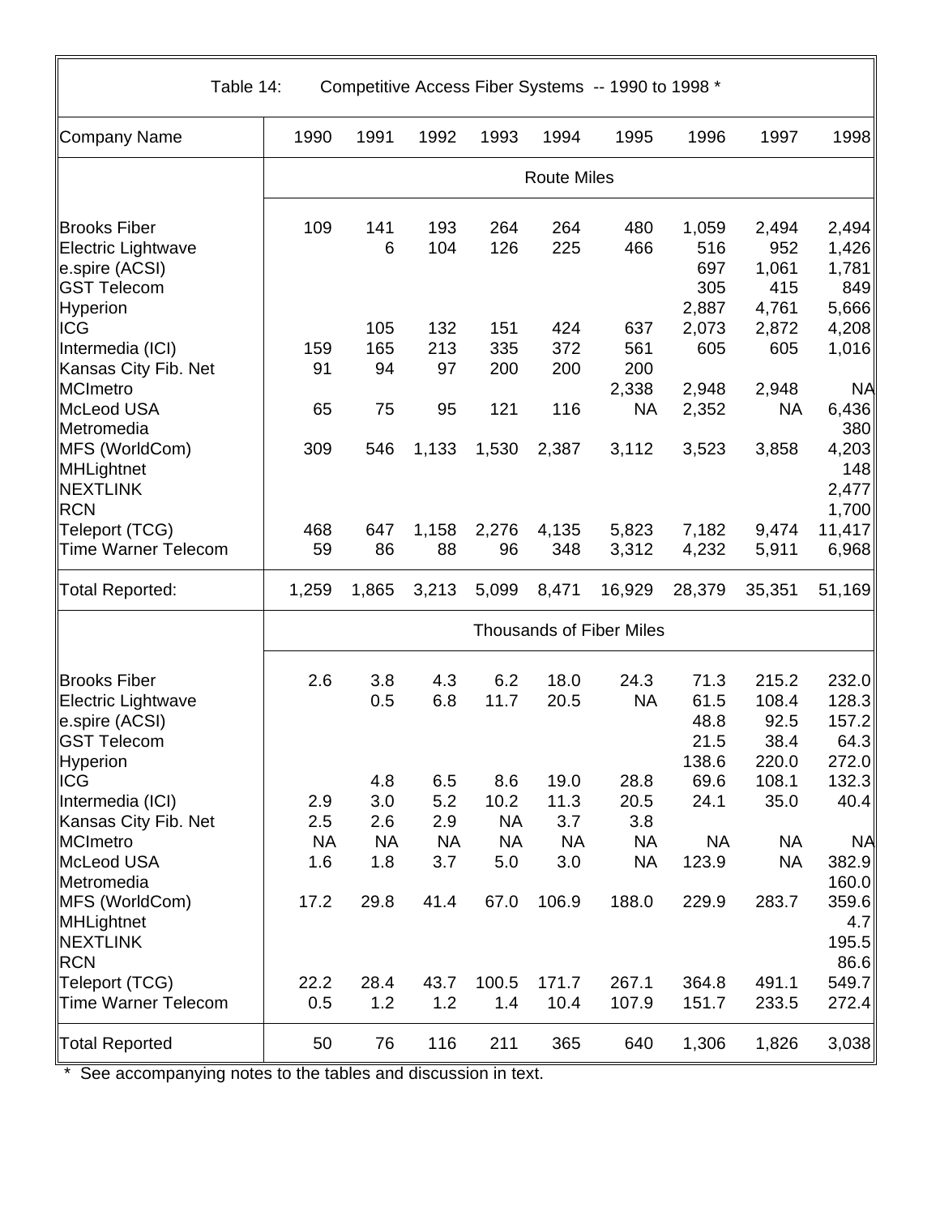Table 14: Competitive Access Fiber Systems -- 1990 to 1998 *

| Company Name | 1990 | 1991 | 1992 | 1993 | 1994 | 1995 | 1996 | 1997 | 1998 |
|---|---|---|---|---|---|---|---|---|---|
| | Route Miles | | | | | | | | |
| Brooks Fiber | 109 | 141 | 193 | 264 | 264 | 480 | 1,059 | 2,494 | 2,494 |
| Electric Lightwave | | 6 | 104 | 126 | 225 | 466 | 516 | 952 | 1,426 |
| e.spire (ACSI) | | | | | | | 697 | 1,061 | 1,781 |
| GST Telecom | | | | | | | 305 | 415 | 849 |
| Hyperion | | | | | | | 2,887 | 4,761 | 5,666 |
| ICG | | 105 | 132 | 151 | 424 | 637 | 2,073 | 2,872 | 4,208 |
| Intermedia (ICI) | 159 | 165 | 213 | 335 | 372 | 561 | 605 | 605 | 1,016 |
| Kansas City Fib. Net | 91 | 94 | 97 | 200 | 200 | 200 | | | |
| MCImetro | | | | | | 2,338 | 2,948 | 2,948 | NA |
| McLeod USA | 65 | 75 | 95 | 121 | 116 | NA | 2,352 | NA | 6,436 |
| Metromedia | | | | | | | | | 380 |
| MFS (WorldCom) | 309 | 546 | 1,133 | 1,530 | 2,387 | 3,112 | 3,523 | 3,858 | 4,203 |
| MHLightnet | | | | | | | | | 148 |
| NEXTLINK | | | | | | | | | 2,477 |
| RCN | | | | | | | | | 1,700 |
| Teleport (TCG) | 468 | 647 | 1,158 | 2,276 | 4,135 | 5,823 | 7,182 | 9,474 | 11,417 |
| Time Warner Telecom | 59 | 86 | 88 | 96 | 348 | 3,312 | 4,232 | 5,911 | 6,968 |
| Total Reported: | 1,259 | 1,865 | 3,213 | 5,099 | 8,471 | 16,929 | 28,379 | 35,351 | 51,169 |
| | Thousands of Fiber Miles | | | | | | | | |
| Brooks Fiber | 2.6 | 3.8 | 4.3 | 6.2 | 18.0 | 24.3 | 71.3 | 215.2 | 232.0 |
| Electric Lightwave | | 0.5 | 6.8 | 11.7 | 20.5 | NA | 61.5 | 108.4 | 128.3 |
| e.spire (ACSI) | | | | | | | 48.8 | 92.5 | 157.2 |
| GST Telecom | | | | | | | 21.5 | 38.4 | 64.3 |
| Hyperion | | | | | | | 138.6 | 220.0 | 272.0 |
| ICG | | 4.8 | 6.5 | 8.6 | 19.0 | 28.8 | 69.6 | 108.1 | 132.3 |
| Intermedia (ICI) | 2.9 | 3.0 | 5.2 | 10.2 | 11.3 | 20.5 | 24.1 | 35.0 | 40.4 |
| Kansas City Fib. Net | 2.5 | 2.6 | 2.9 | NA | 3.7 | 3.8 | | | |
| MCImetro | NA | NA | NA | NA | NA | NA | NA | NA | NA |
| McLeod USA | 1.6 | 1.8 | 3.7 | 5.0 | 3.0 | NA | 123.9 | NA | 382.9 |
| Metromedia | | | | | | | | | 160.0 |
| MFS (WorldCom) | 17.2 | 29.8 | 41.4 | 67.0 | 106.9 | 188.0 | 229.9 | 283.7 | 359.6 |
| MHLightnet | | | | | | | | | 4.7 |
| NEXTLINK | | | | | | | | | 195.5 |
| RCN | | | | | | | | | 86.6 |
| Teleport (TCG) | 22.2 | 28.4 | 43.7 | 100.5 | 171.7 | 267.1 | 364.8 | 491.1 | 549.7 |
| Time Warner Telecom | 0.5 | 1.2 | 1.2 | 1.4 | 10.4 | 107.9 | 151.7 | 233.5 | 272.4 |
| Total Reported | 50 | 76 | 116 | 211 | 365 | 640 | 1,306 | 1,826 | 3,038 |

* See accompanying notes to the tables and discussion in text.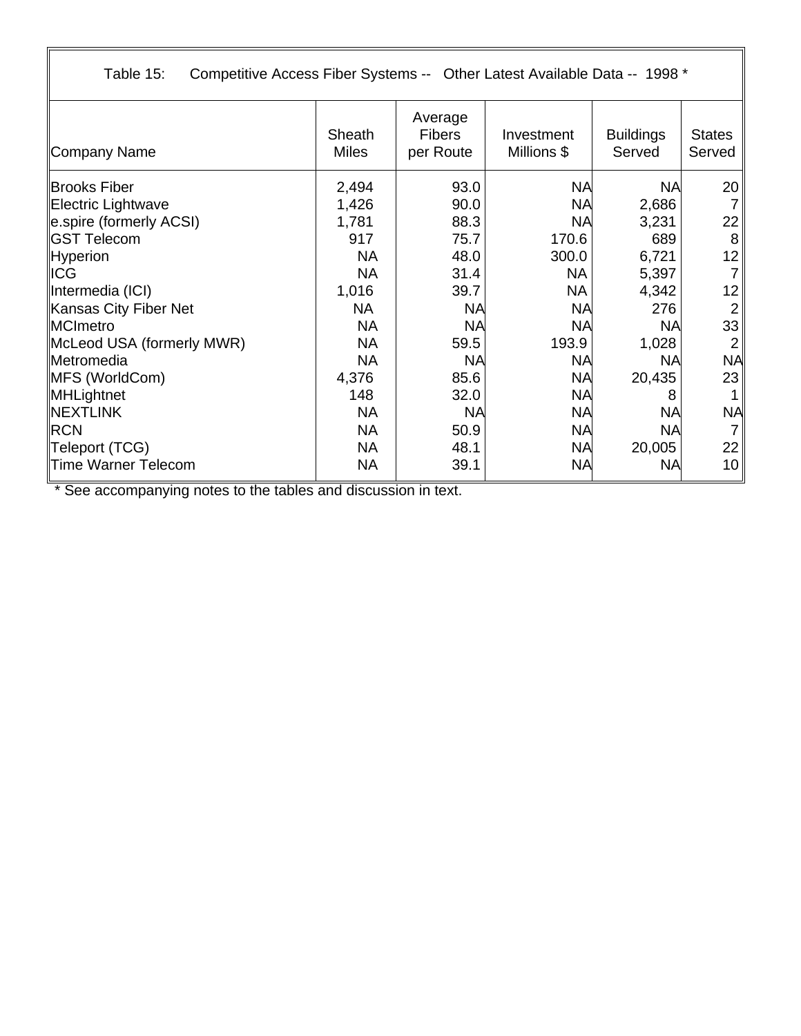Table 15: Competitive Access Fiber Systems -- Other Latest Available Data -- 1998 *

| Company Name | Sheath Miles | Average Fibers per Route | Investment Millions $ | Buildings Served | States Served |
|---|---|---|---|---|---|
| Brooks Fiber | 2,494 | 93.0 | NA | NA | 20 |
| Electric Lightwave | 1,426 | 90.0 | NA | 2,686 | 7 |
| e.spire (formerly ACSI) | 1,781 | 88.3 | NA | 3,231 | 22 |
| GST Telecom | 917 | 75.7 | 170.6 | 689 | 8 |
| Hyperion | NA | 48.0 | 300.0 | 6,721 | 12 |
| ICG | NA | 31.4 | NA | 5,397 | 7 |
| Intermedia (ICI) | 1,016 | 39.7 | NA | 4,342 | 12 |
| Kansas City Fiber Net | NA | NA | NA | 276 | 2 |
| MCImetro | NA | NA | NA | NA | 33 |
| McLeod USA (formerly MWR) | NA | 59.5 | 193.9 | 1,028 | 2 |
| Metromedia | NA | NA | NA | NA | NA |
| MFS (WorldCom) | 4,376 | 85.6 | NA | 20,435 | 23 |
| MHLightnet | 148 | 32.0 | NA | 8 | 1 |
| NEXTLINK | NA | NA | NA | NA | NA |
| RCN | NA | 50.9 | NA | NA | 7 |
| Teleport (TCG) | NA | 48.1 | NA | 20,005 | 22 |
| Time Warner Telecom | NA | 39.1 | NA | NA | 10 |

* See accompanying notes to the tables and discussion in text.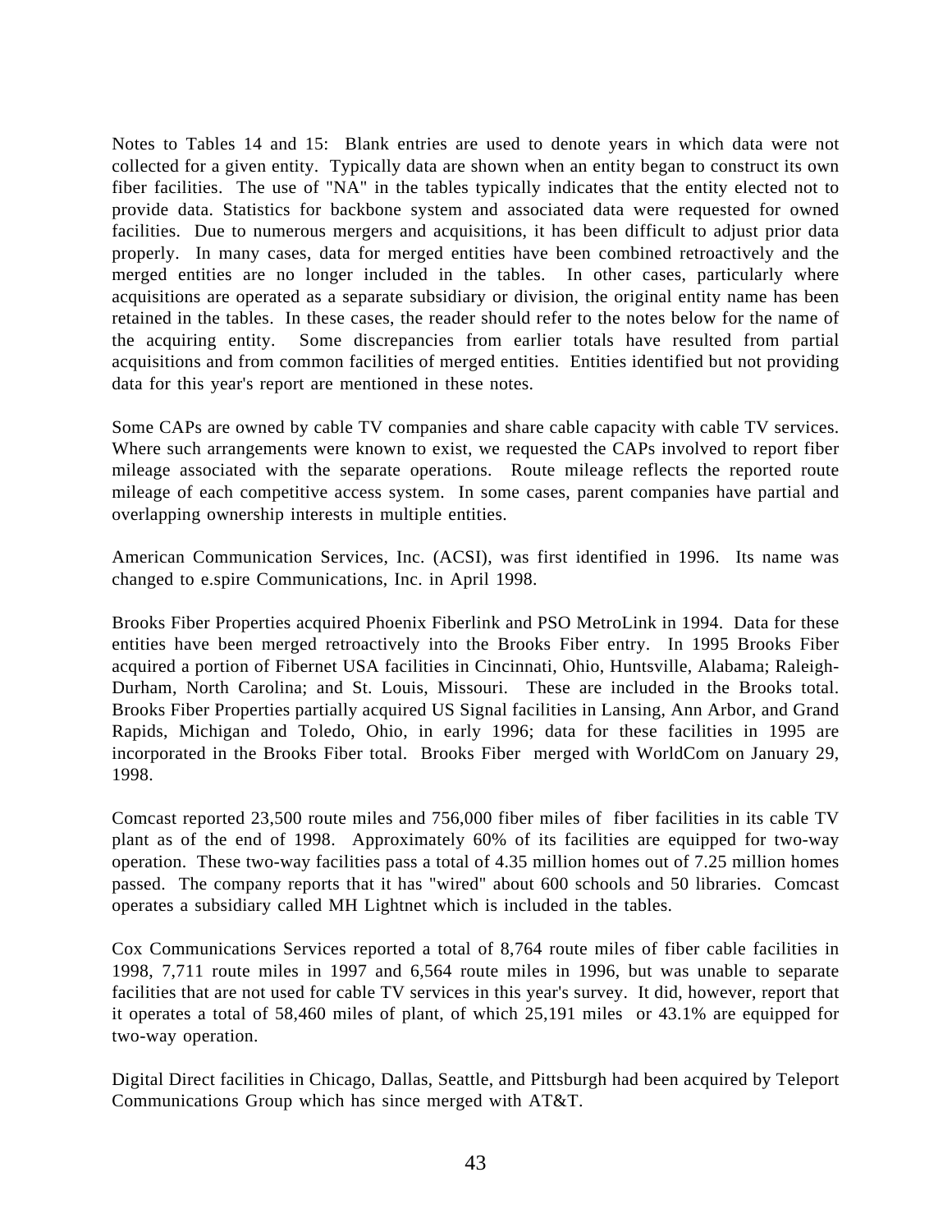Notes to Tables 14 and 15: Blank entries are used to denote years in which data were not collected for a given entity. Typically data are shown when an entity began to construct its own fiber facilities. The use of "NA" in the tables typically indicates that the entity elected not to provide data. Statistics for backbone system and associated data were requested for owned facilities. Due to numerous mergers and acquisitions, it has been difficult to adjust prior data properly. In many cases, data for merged entities have been combined retroactively and the merged entities are no longer included in the tables. In other cases, particularly where acquisitions are operated as a separate subsidiary or division, the original entity name has been retained in the tables. In these cases, the reader should refer to the notes below for the name of the acquiring entity. Some discrepancies from earlier totals have resulted from partial acquisitions and from common facilities of merged entities. Entities identified but not providing data for this year's report are mentioned in these notes.

Some CAPs are owned by cable TV companies and share cable capacity with cable TV services. Where such arrangements were known to exist, we requested the CAPs involved to report fiber mileage associated with the separate operations. Route mileage reflects the reported route mileage of each competitive access system. In some cases, parent companies have partial and overlapping ownership interests in multiple entities.

American Communication Services, Inc. (ACSI), was first identified in 1996. Its name was changed to e.spire Communications, Inc. in April 1998.

Brooks Fiber Properties acquired Phoenix Fiberlink and PSO MetroLink in 1994. Data for these entities have been merged retroactively into the Brooks Fiber entry. In 1995 Brooks Fiber acquired a portion of Fibernet USA facilities in Cincinnati, Ohio, Huntsville, Alabama; Raleigh-Durham, North Carolina; and St. Louis, Missouri. These are included in the Brooks total. Brooks Fiber Properties partially acquired US Signal facilities in Lansing, Ann Arbor, and Grand Rapids, Michigan and Toledo, Ohio, in early 1996; data for these facilities in 1995 are incorporated in the Brooks Fiber total. Brooks Fiber merged with WorldCom on January 29, 1998.

Comcast reported 23,500 route miles and 756,000 fiber miles of fiber facilities in its cable TV plant as of the end of 1998. Approximately 60% of its facilities are equipped for two-way operation. These two-way facilities pass a total of 4.35 million homes out of 7.25 million homes passed. The company reports that it has "wired" about 600 schools and 50 libraries. Comcast operates a subsidiary called MH Lightnet which is included in the tables.

Cox Communications Services reported a total of 8,764 route miles of fiber cable facilities in 1998, 7,711 route miles in 1997 and 6,564 route miles in 1996, but was unable to separate facilities that are not used for cable TV services in this year's survey. It did, however, report that it operates a total of 58,460 miles of plant, of which 25,191 miles or 43.1% are equipped for two-way operation.

Digital Direct facilities in Chicago, Dallas, Seattle, and Pittsburgh had been acquired by Teleport Communications Group which has since merged with AT&T.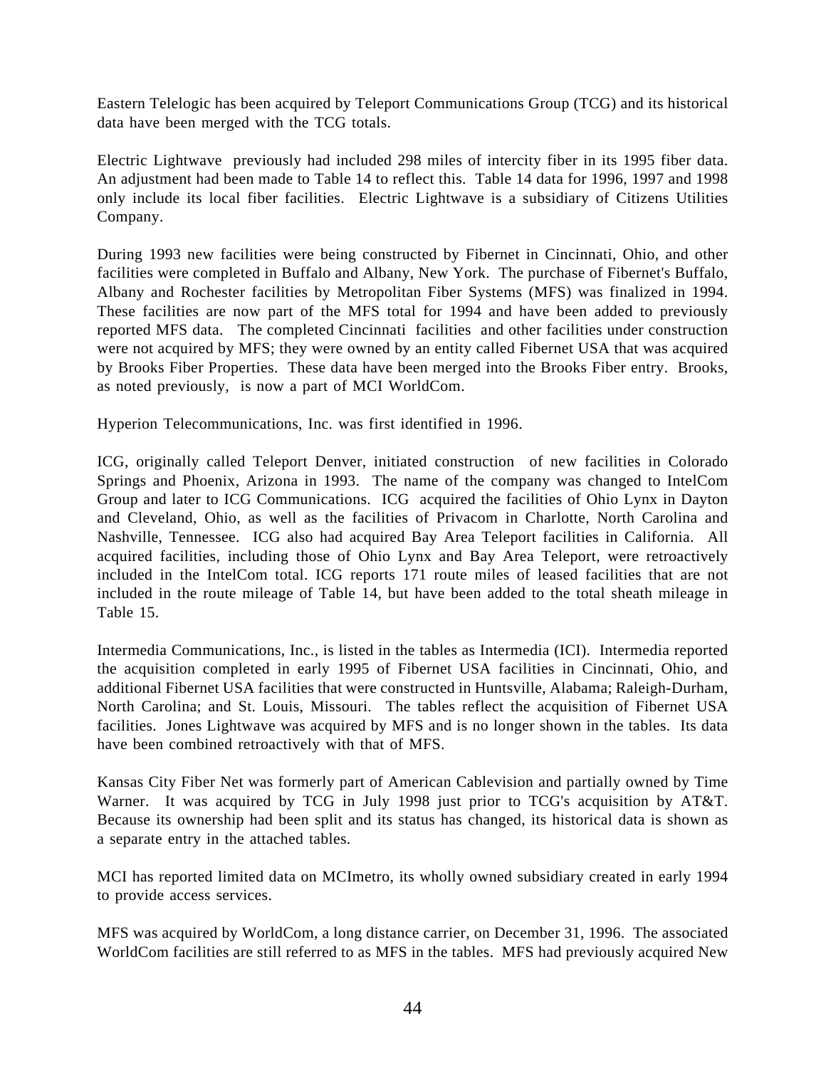Eastern Telelogic has been acquired by Teleport Communications Group (TCG) and its historical data have been merged with the TCG totals.

Electric Lightwave previously had included 298 miles of intercity fiber in its 1995 fiber data. An adjustment had been made to Table 14 to reflect this. Table 14 data for 1996, 1997 and 1998 only include its local fiber facilities. Electric Lightwave is a subsidiary of Citizens Utilities Company.

During 1993 new facilities were being constructed by Fibernet in Cincinnati, Ohio, and other facilities were completed in Buffalo and Albany, New York. The purchase of Fibernet's Buffalo, Albany and Rochester facilities by Metropolitan Fiber Systems (MFS) was finalized in 1994. These facilities are now part of the MFS total for 1994 and have been added to previously reported MFS data. The completed Cincinnati facilities and other facilities under construction were not acquired by MFS; they were owned by an entity called Fibernet USA that was acquired by Brooks Fiber Properties. These data have been merged into the Brooks Fiber entry. Brooks, as noted previously, is now a part of MCI WorldCom.

Hyperion Telecommunications, Inc. was first identified in 1996.

ICG, originally called Teleport Denver, initiated construction of new facilities in Colorado Springs and Phoenix, Arizona in 1993. The name of the company was changed to IntelCom Group and later to ICG Communications. ICG acquired the facilities of Ohio Lynx in Dayton and Cleveland, Ohio, as well as the facilities of Privacom in Charlotte, North Carolina and Nashville, Tennessee. ICG also had acquired Bay Area Teleport facilities in California. All acquired facilities, including those of Ohio Lynx and Bay Area Teleport, were retroactively included in the IntelCom total. ICG reports 171 route miles of leased facilities that are not included in the route mileage of Table 14, but have been added to the total sheath mileage in Table 15.

Intermedia Communications, Inc., is listed in the tables as Intermedia (ICI). Intermedia reported the acquisition completed in early 1995 of Fibernet USA facilities in Cincinnati, Ohio, and additional Fibernet USA facilities that were constructed in Huntsville, Alabama; Raleigh-Durham, North Carolina; and St. Louis, Missouri. The tables reflect the acquisition of Fibernet USA facilities. Jones Lightwave was acquired by MFS and is no longer shown in the tables. Its data have been combined retroactively with that of MFS.

Kansas City Fiber Net was formerly part of American Cablevision and partially owned by Time Warner. It was acquired by TCG in July 1998 just prior to TCG's acquisition by AT&T. Because its ownership had been split and its status has changed, its historical data is shown as a separate entry in the attached tables.

MCI has reported limited data on MCImetro, its wholly owned subsidiary created in early 1994 to provide access services.

MFS was acquired by WorldCom, a long distance carrier, on December 31, 1996. The associated WorldCom facilities are still referred to as MFS in the tables. MFS had previously acquired New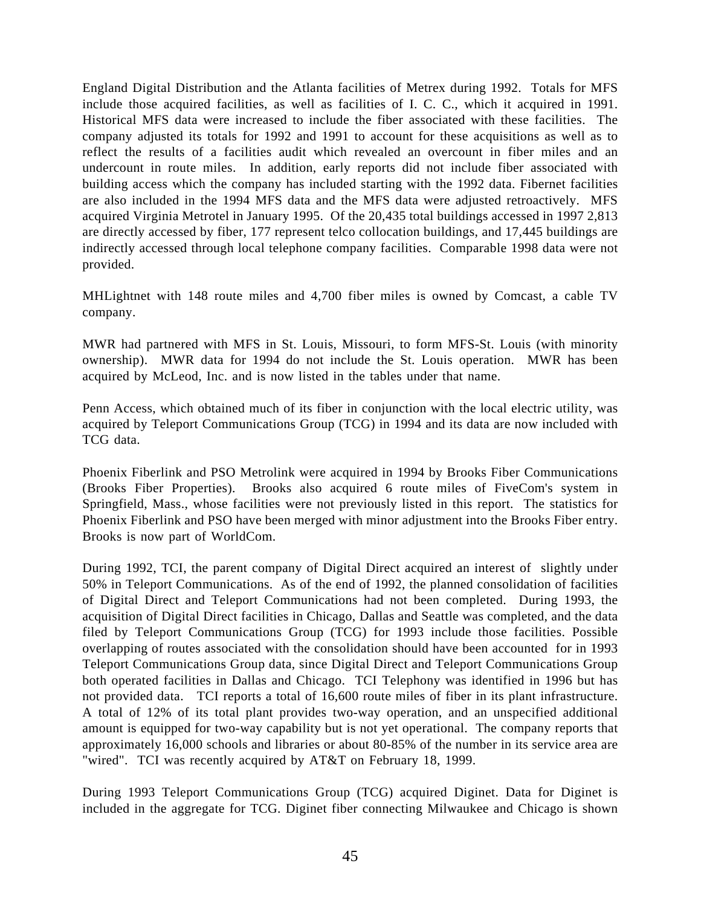England Digital Distribution and the Atlanta facilities of Metrex during 1992. Totals for MFS include those acquired facilities, as well as facilities of I. C. C., which it acquired in 1991. Historical MFS data were increased to include the fiber associated with these facilities. The company adjusted its totals for 1992 and 1991 to account for these acquisitions as well as to reflect the results of a facilities audit which revealed an overcount in fiber miles and an undercount in route miles. In addition, early reports did not include fiber associated with building access which the company has included starting with the 1992 data. Fibernet facilities are also included in the 1994 MFS data and the MFS data were adjusted retroactively. MFS acquired Virginia Metrotel in January 1995. Of the 20,435 total buildings accessed in 1997 2,813 are directly accessed by fiber, 177 represent telco collocation buildings, and 17,445 buildings are indirectly accessed through local telephone company facilities. Comparable 1998 data were not provided.

MHLightnet with 148 route miles and 4,700 fiber miles is owned by Comcast, a cable TV company.

MWR had partnered with MFS in St. Louis, Missouri, to form MFS-St. Louis (with minority ownership). MWR data for 1994 do not include the St. Louis operation. MWR has been acquired by McLeod, Inc. and is now listed in the tables under that name.

Penn Access, which obtained much of its fiber in conjunction with the local electric utility, was acquired by Teleport Communications Group (TCG) in 1994 and its data are now included with TCG data.

Phoenix Fiberlink and PSO Metrolink were acquired in 1994 by Brooks Fiber Communications (Brooks Fiber Properties). Brooks also acquired 6 route miles of FiveCom's system in Springfield, Mass., whose facilities were not previously listed in this report. The statistics for Phoenix Fiberlink and PSO have been merged with minor adjustment into the Brooks Fiber entry. Brooks is now part of WorldCom.

During 1992, TCI, the parent company of Digital Direct acquired an interest of slightly under 50% in Teleport Communications. As of the end of 1992, the planned consolidation of facilities of Digital Direct and Teleport Communications had not been completed. During 1993, the acquisition of Digital Direct facilities in Chicago, Dallas and Seattle was completed, and the data filed by Teleport Communications Group (TCG) for 1993 include those facilities. Possible overlapping of routes associated with the consolidation should have been accounted for in 1993 Teleport Communications Group data, since Digital Direct and Teleport Communications Group both operated facilities in Dallas and Chicago. TCI Telephony was identified in 1996 but has not provided data. TCI reports a total of 16,600 route miles of fiber in its plant infrastructure. A total of 12% of its total plant provides two-way operation, and an unspecified additional amount is equipped for two-way capability but is not yet operational. The company reports that approximately 16,000 schools and libraries or about 80-85% of the number in its service area are "wired". TCI was recently acquired by AT&T on February 18, 1999.

During 1993 Teleport Communications Group (TCG) acquired Diginet. Data for Diginet is included in the aggregate for TCG. Diginet fiber connecting Milwaukee and Chicago is shown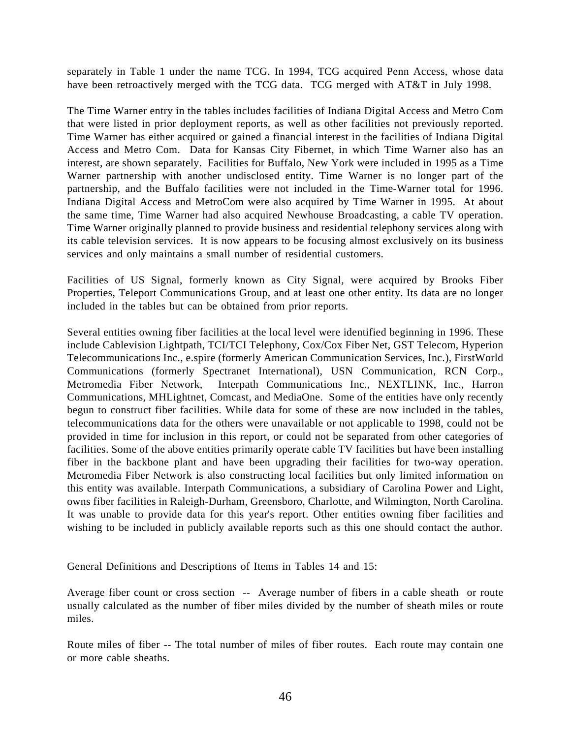separately in Table 1 under the name TCG. In 1994, TCG acquired Penn Access, whose data have been retroactively merged with the TCG data. TCG merged with AT&T in July 1998.

The Time Warner entry in the tables includes facilities of Indiana Digital Access and Metro Com that were listed in prior deployment reports, as well as other facilities not previously reported. Time Warner has either acquired or gained a financial interest in the facilities of Indiana Digital Access and Metro Com. Data for Kansas City Fibernet, in which Time Warner also has an interest, are shown separately. Facilities for Buffalo, New York were included in 1995 as a Time Warner partnership with another undisclosed entity. Time Warner is no longer part of the partnership, and the Buffalo facilities were not included in the Time-Warner total for 1996. Indiana Digital Access and MetroCom were also acquired by Time Warner in 1995. At about the same time, Time Warner had also acquired Newhouse Broadcasting, a cable TV operation. Time Warner originally planned to provide business and residential telephony services along with its cable television services. It is now appears to be focusing almost exclusively on its business services and only maintains a small number of residential customers.

Facilities of US Signal, formerly known as City Signal, were acquired by Brooks Fiber Properties, Teleport Communications Group, and at least one other entity. Its data are no longer included in the tables but can be obtained from prior reports.

Several entities owning fiber facilities at the local level were identified beginning in 1996. These include Cablevision Lightpath, TCI/TCI Telephony, Cox/Cox Fiber Net, GST Telecom, Hyperion Telecommunications Inc., e.spire (formerly American Communication Services, Inc.), FirstWorld Communications (formerly Spectranet International), USN Communication, RCN Corp., Metromedia Fiber Network, Interpath Communications Inc., NEXTLINK, Inc., Harron Communications, MHLightnet, Comcast, and MediaOne. Some of the entities have only recently begun to construct fiber facilities. While data for some of these are now included in the tables, telecommunications data for the others were unavailable or not applicable to 1998, could not be provided in time for inclusion in this report, or could not be separated from other categories of facilities. Some of the above entities primarily operate cable TV facilities but have been installing fiber in the backbone plant and have been upgrading their facilities for two-way operation. Metromedia Fiber Network is also constructing local facilities but only limited information on this entity was available. Interpath Communications, a subsidiary of Carolina Power and Light, owns fiber facilities in Raleigh-Durham, Greensboro, Charlotte, and Wilmington, North Carolina. It was unable to provide data for this year's report. Other entities owning fiber facilities and wishing to be included in publicly available reports such as this one should contact the author.

General Definitions and Descriptions of Items in Tables 14 and 15:

Average fiber count or cross section -- Average number of fibers in a cable sheath or route usually calculated as the number of fiber miles divided by the number of sheath miles or route miles.

Route miles of fiber -- The total number of miles of fiber routes. Each route may contain one or more cable sheaths.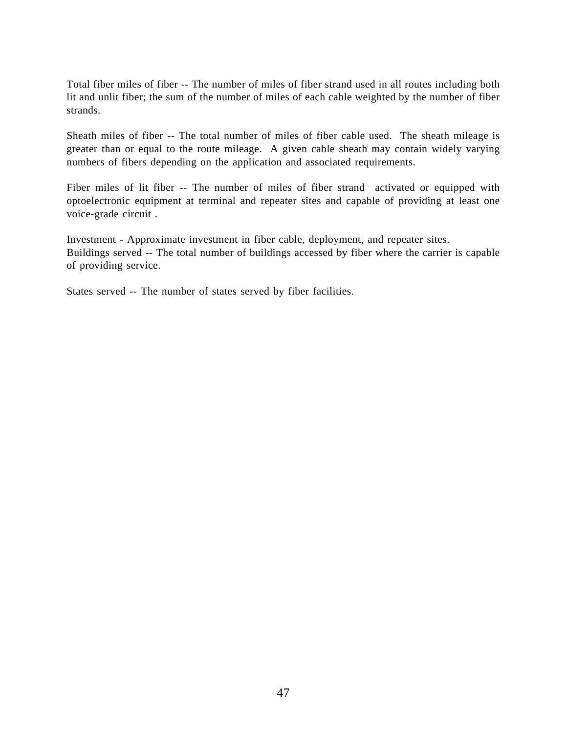Total fiber miles of fiber -- The number of miles of fiber strand used in all routes including both lit and unlit fiber; the sum of the number of miles of each cable weighted by the number of fiber strands.

Sheath miles of fiber -- The total number of miles of fiber cable used. The sheath mileage is greater than or equal to the route mileage. A given cable sheath may contain widely varying numbers of fibers depending on the application and associated requirements.

Fiber miles of lit fiber -- The number of miles of fiber strand activated or equipped with optoelectronic equipment at terminal and repeater sites and capable of providing at least one voice-grade circuit .

Investment - Approximate investment in fiber cable, deployment, and repeater sites.
Buildings served -- The total number of buildings accessed by fiber where the carrier is capable of providing service.

States served -- The number of states served by fiber facilities.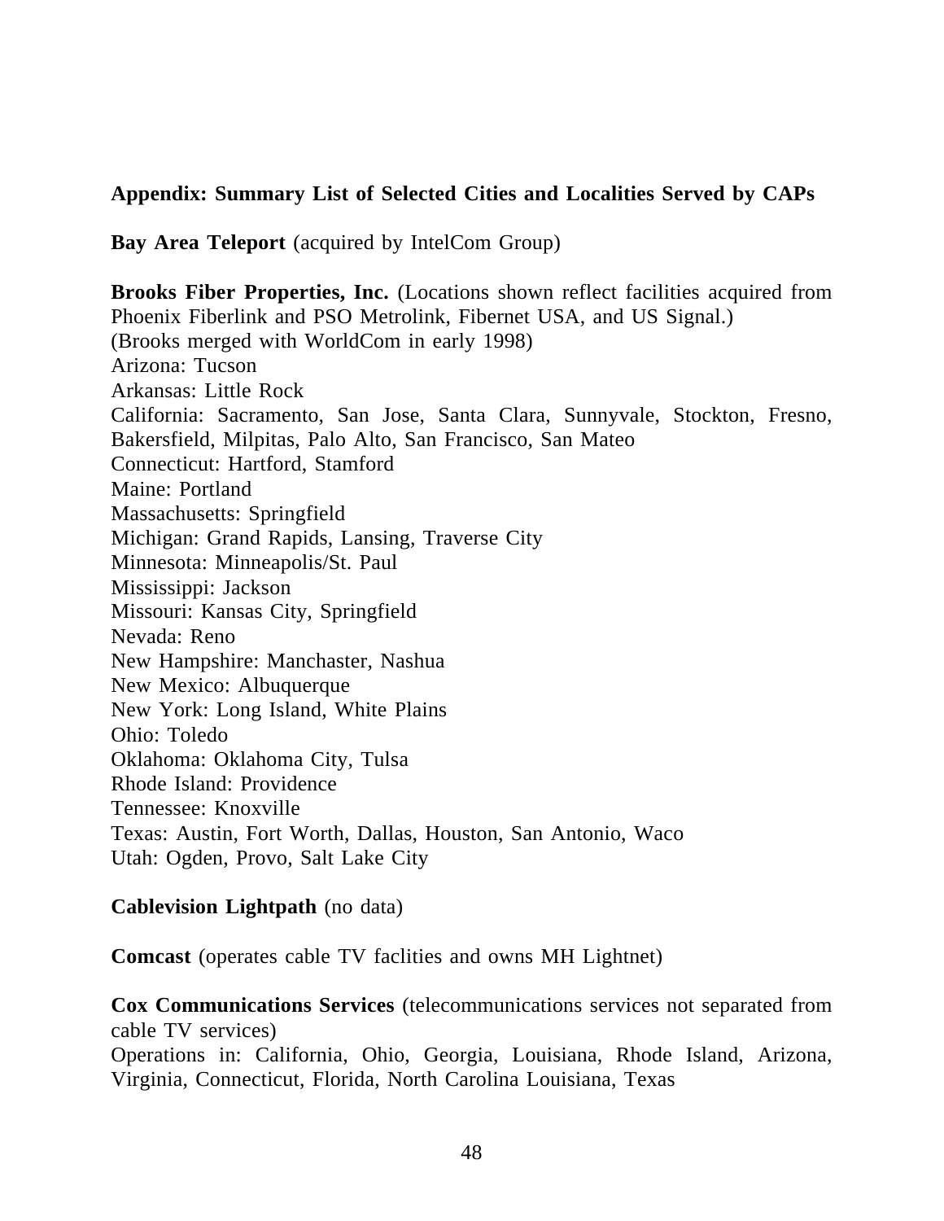## Appendix: Summary List of Selected Cities and Localities Served by CAPs

**Bay Area Teleport** (acquired by IntelCom Group)

**Brooks Fiber Properties, Inc.** (Locations shown reflect facilities acquired from Phoenix Fiberlink and PSO Metrolink, Fibernet USA, and US Signal.)
(Brooks merged with WorldCom in early 1998)
Arizona: Tucson
Arkansas: Little Rock
California: Sacramento, San Jose, Santa Clara, Sunnyvale, Stockton, Fresno, Bakersfield, Milpitas, Palo Alto, San Francisco, San Mateo
Connecticut: Hartford, Stamford
Maine: Portland
Massachusetts: Springfield
Michigan: Grand Rapids, Lansing, Traverse City
Minnesota: Minneapolis/St. Paul
Mississippi: Jackson
Missouri: Kansas City, Springfield
Nevada: Reno
New Hampshire: Manchaster, Nashua
New Mexico: Albuquerque
New York: Long Island, White Plains
Ohio: Toledo
Oklahoma: Oklahoma City, Tulsa
Rhode Island: Providence
Tennessee: Knoxville
Texas: Austin, Fort Worth, Dallas, Houston, San Antonio, Waco
Utah: Ogden, Provo, Salt Lake City

**Cablevision Lightpath** (no data)

**Comcast** (operates cable TV faclities and owns MH Lightnet)

**Cox Communications Services** (telecommunications services not separated from cable TV services)
Operations in: California, Ohio, Georgia, Louisiana, Rhode Island, Arizona, Virginia, Connecticut, Florida, North Carolina Louisiana, Texas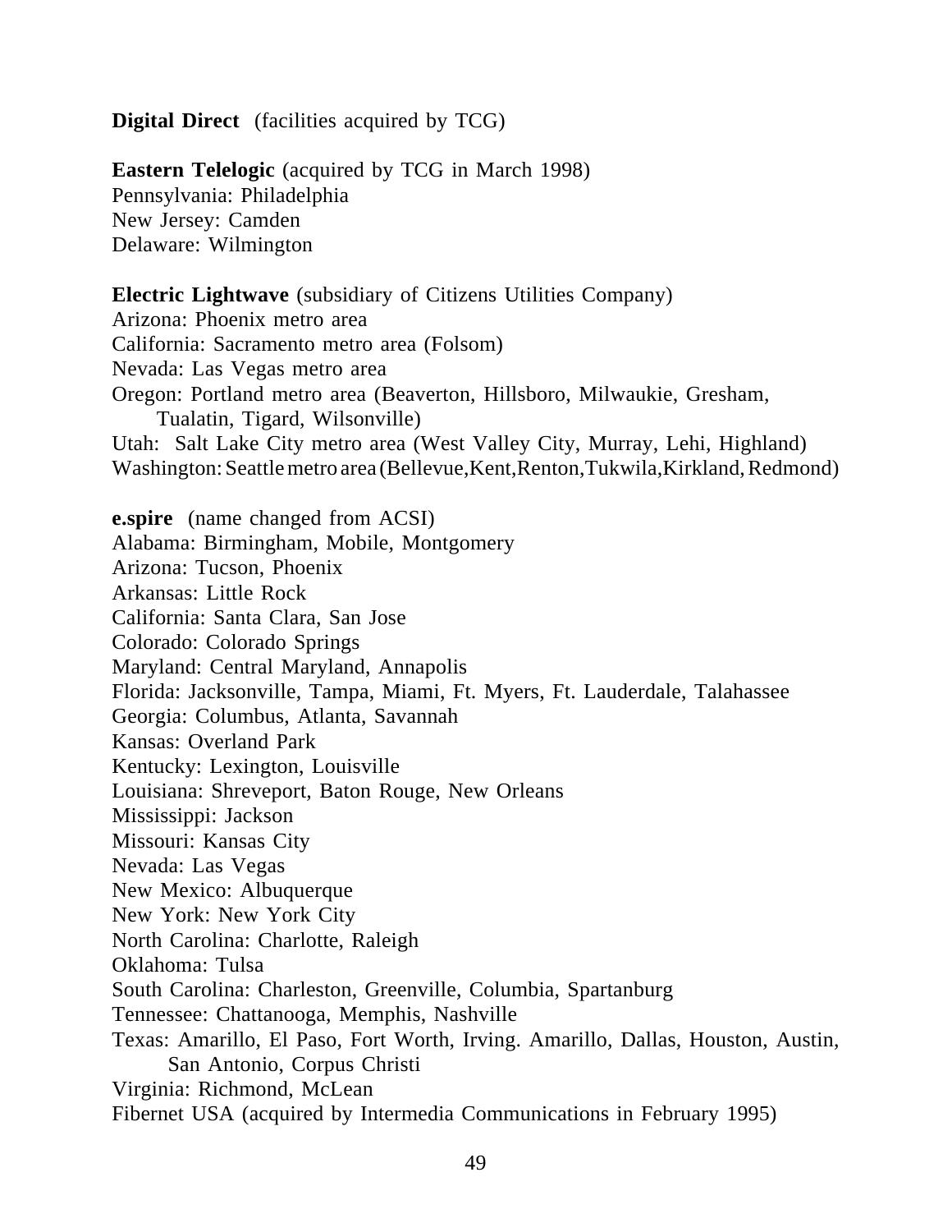**Digital Direct** (facilities acquired by TCG)

**Eastern Telelogic** (acquired by TCG in March 1998)
Pennsylvania: Philadelphia
New Jersey: Camden
Delaware: Wilmington

**Electric Lightwave** (subsidiary of Citizens Utilities Company)
Arizona: Phoenix metro area
California: Sacramento metro area (Folsom)
Nevada: Las Vegas metro area
Oregon: Portland metro area (Beaverton, Hillsboro, Milwaukie, Gresham, Tualatin, Tigard, Wilsonville)
Utah: Salt Lake City metro area (West Valley City, Murray, Lehi, Highland)
Washington: Seattle metro area (Bellevue, Kent, Renton, Tukwila, Kirkland, Redmond)

**e.spire** (name changed from ACSI)
Alabama: Birmingham, Mobile, Montgomery
Arizona: Tucson, Phoenix
Arkansas: Little Rock
California: Santa Clara, San Jose
Colorado: Colorado Springs
Maryland: Central Maryland, Annapolis
Florida: Jacksonville, Tampa, Miami, Ft. Myers, Ft. Lauderdale, Talahassee
Georgia: Columbus, Atlanta, Savannah
Kansas: Overland Park
Kentucky: Lexington, Louisville
Louisiana: Shreveport, Baton Rouge, New Orleans
Mississippi: Jackson
Missouri: Kansas City
Nevada: Las Vegas
New Mexico: Albuquerque
New York: New York City
North Carolina: Charlotte, Raleigh
Oklahoma: Tulsa
South Carolina: Charleston, Greenville, Columbia, Spartanburg
Tennessee: Chattanooga, Memphis, Nashville
Texas: Amarillo, El Paso, Fort Worth, Irving. Amarillo, Dallas, Houston, Austin, San Antonio, Corpus Christi
Virginia: Richmond, McLean
Fibernet USA (acquired by Intermedia Communications in February 1995)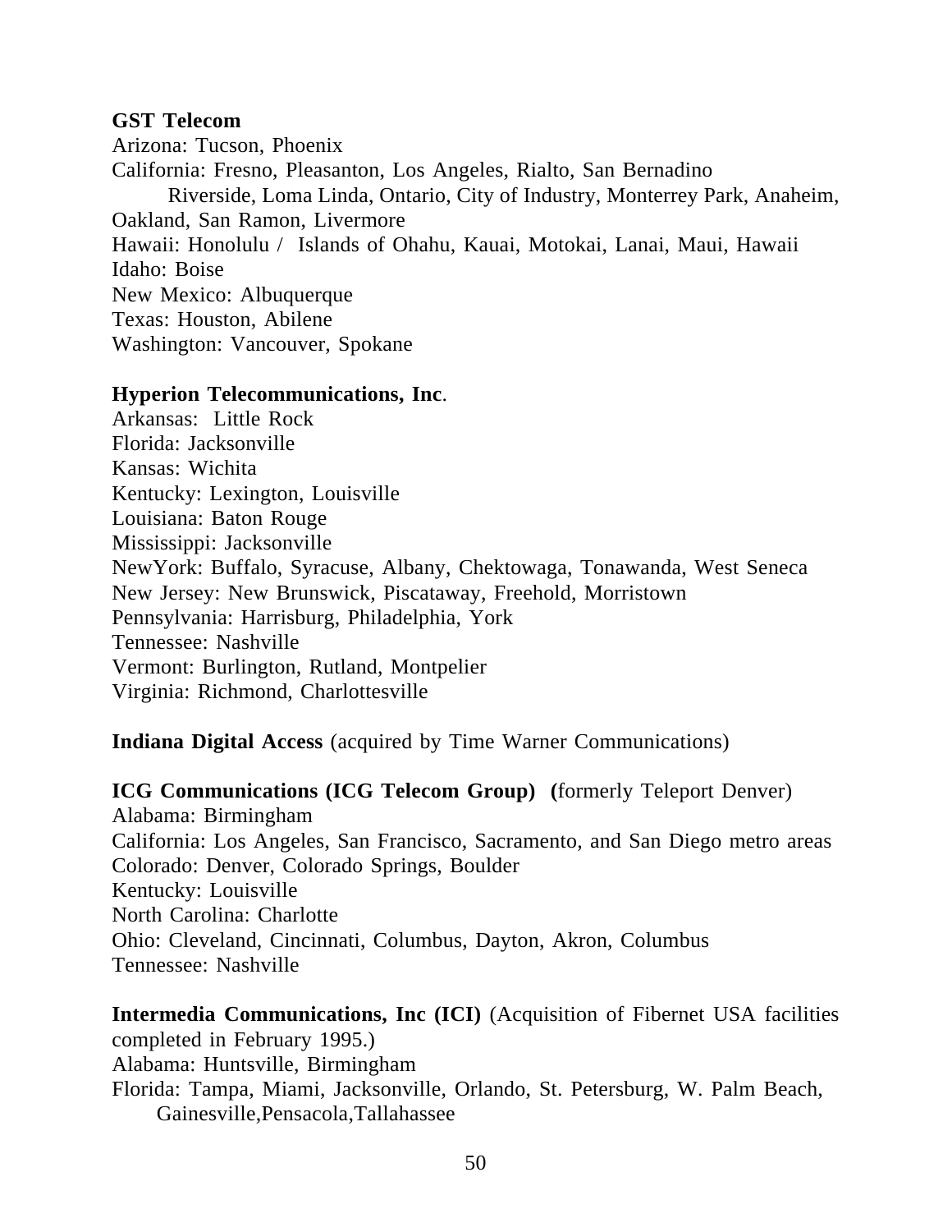**GST Telecom**
Arizona: Tucson, Phoenix
California: Fresno, Pleasanton, Los Angeles, Rialto, San Bernadino
Riverside, Loma Linda, Ontario, City of Industry, Monterrey Park, Anaheim, Oakland, San Ramon, Livermore
Hawaii: Honolulu / Islands of Ohahu, Kauai, Motokai, Lanai, Maui, Hawaii
Idaho: Boise
New Mexico: Albuquerque
Texas: Houston, Abilene
Washington: Vancouver, Spokane

**Hyperion Telecommunications, Inc**.
Arkansas: Little Rock
Florida: Jacksonville
Kansas: Wichita
Kentucky: Lexington, Louisville
Louisiana: Baton Rouge
Mississippi: Jacksonville
NewYork: Buffalo, Syracuse, Albany, Chektowaga, Tonawanda, West Seneca
New Jersey: New Brunswick, Piscataway, Freehold, Morristown
Pennsylvania: Harrisburg, Philadelphia, York
Tennessee: Nashville
Vermont: Burlington, Rutland, Montpelier
Virginia: Richmond, Charlottesville

**Indiana Digital Access** (acquired by Time Warner Communications)

**ICG Communications (ICG Telecom Group) (**formerly Teleport Denver)
Alabama: Birmingham
California: Los Angeles, San Francisco, Sacramento, and San Diego metro areas
Colorado: Denver, Colorado Springs, Boulder
Kentucky: Louisville
North Carolina: Charlotte
Ohio: Cleveland, Cincinnati, Columbus, Dayton, Akron, Columbus
Tennessee: Nashville

**Intermedia Communications, Inc (ICI)** (Acquisition of Fibernet USA facilities completed in February 1995.)
Alabama: Huntsville, Birmingham
Florida: Tampa, Miami, Jacksonville, Orlando, St. Petersburg, W. Palm Beach, Gainesville,Pensacola,Tallahassee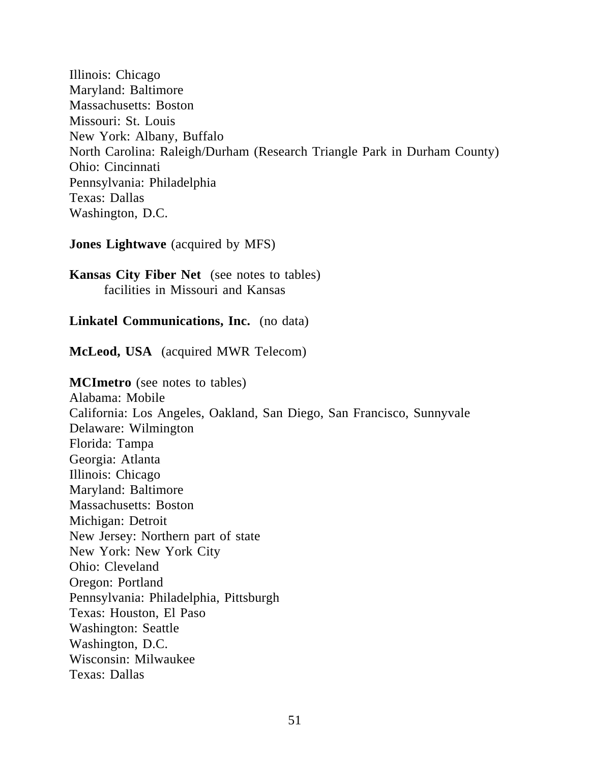Illinois: Chicago
Maryland: Baltimore
Massachusetts: Boston
Missouri: St. Louis
New York: Albany, Buffalo
North Carolina: Raleigh/Durham (Research Triangle Park in Durham County)
Ohio: Cincinnati
Pennsylvania: Philadelphia
Texas: Dallas
Washington, D.C.

**Jones Lightwave** (acquired by MFS)

**Kansas City Fiber Net** (see notes to tables)
facilities in Missouri and Kansas

**Linkatel Communications, Inc.** (no data)

**McLeod, USA** (acquired MWR Telecom)

**MCImetro** (see notes to tables)
Alabama: Mobile
California: Los Angeles, Oakland, San Diego, San Francisco, Sunnyvale
Delaware: Wilmington
Florida: Tampa
Georgia: Atlanta
Illinois: Chicago
Maryland: Baltimore
Massachusetts: Boston
Michigan: Detroit
New Jersey: Northern part of state
New York: New York City
Ohio: Cleveland
Oregon: Portland
Pennsylvania: Philadelphia, Pittsburgh
Texas: Houston, El Paso
Washington: Seattle
Washington, D.C.
Wisconsin: Milwaukee
Texas: Dallas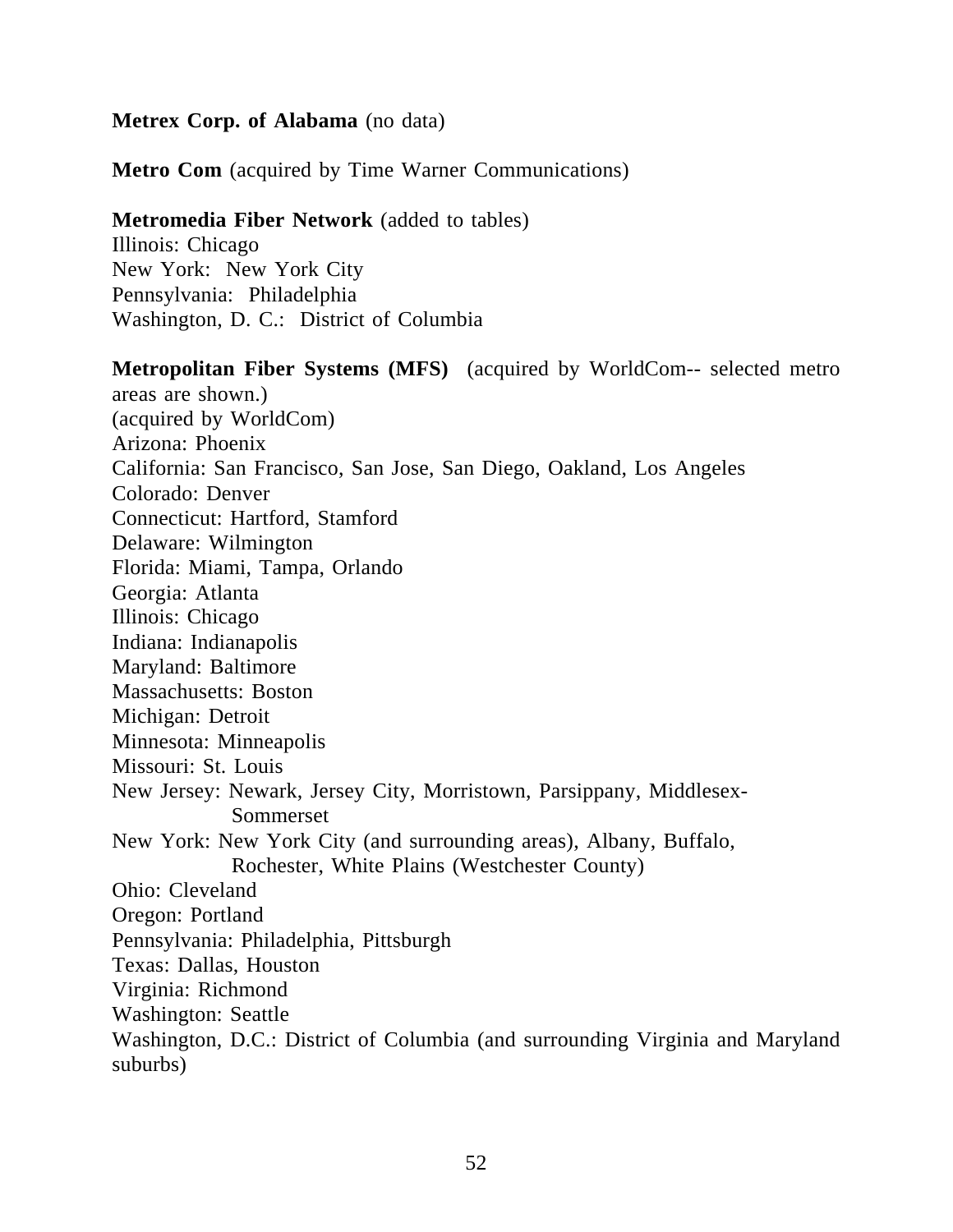**Metrex Corp. of Alabama** (no data)

**Metro Com** (acquired by Time Warner Communications)

**Metromedia Fiber Network** (added to tables)
Illinois: Chicago
New York: New York City
Pennsylvania: Philadelphia
Washington, D. C.: District of Columbia

**Metropolitan Fiber Systems (MFS)** (acquired by WorldCom-- selected metro areas are shown.)
(acquired by WorldCom)
Arizona: Phoenix
California: San Francisco, San Jose, San Diego, Oakland, Los Angeles
Colorado: Denver
Connecticut: Hartford, Stamford
Delaware: Wilmington
Florida: Miami, Tampa, Orlando
Georgia: Atlanta
Illinois: Chicago
Indiana: Indianapolis
Maryland: Baltimore
Massachusetts: Boston
Michigan: Detroit
Minnesota: Minneapolis
Missouri: St. Louis
New Jersey: Newark, Jersey City, Morristown, Parsippany, Middlesex-Sommerset
New York: New York City (and surrounding areas), Albany, Buffalo, Rochester, White Plains (Westchester County)
Ohio: Cleveland
Oregon: Portland
Pennsylvania: Philadelphia, Pittsburgh
Texas: Dallas, Houston
Virginia: Richmond
Washington: Seattle
Washington, D.C.: District of Columbia (and surrounding Virginia and Maryland suburbs)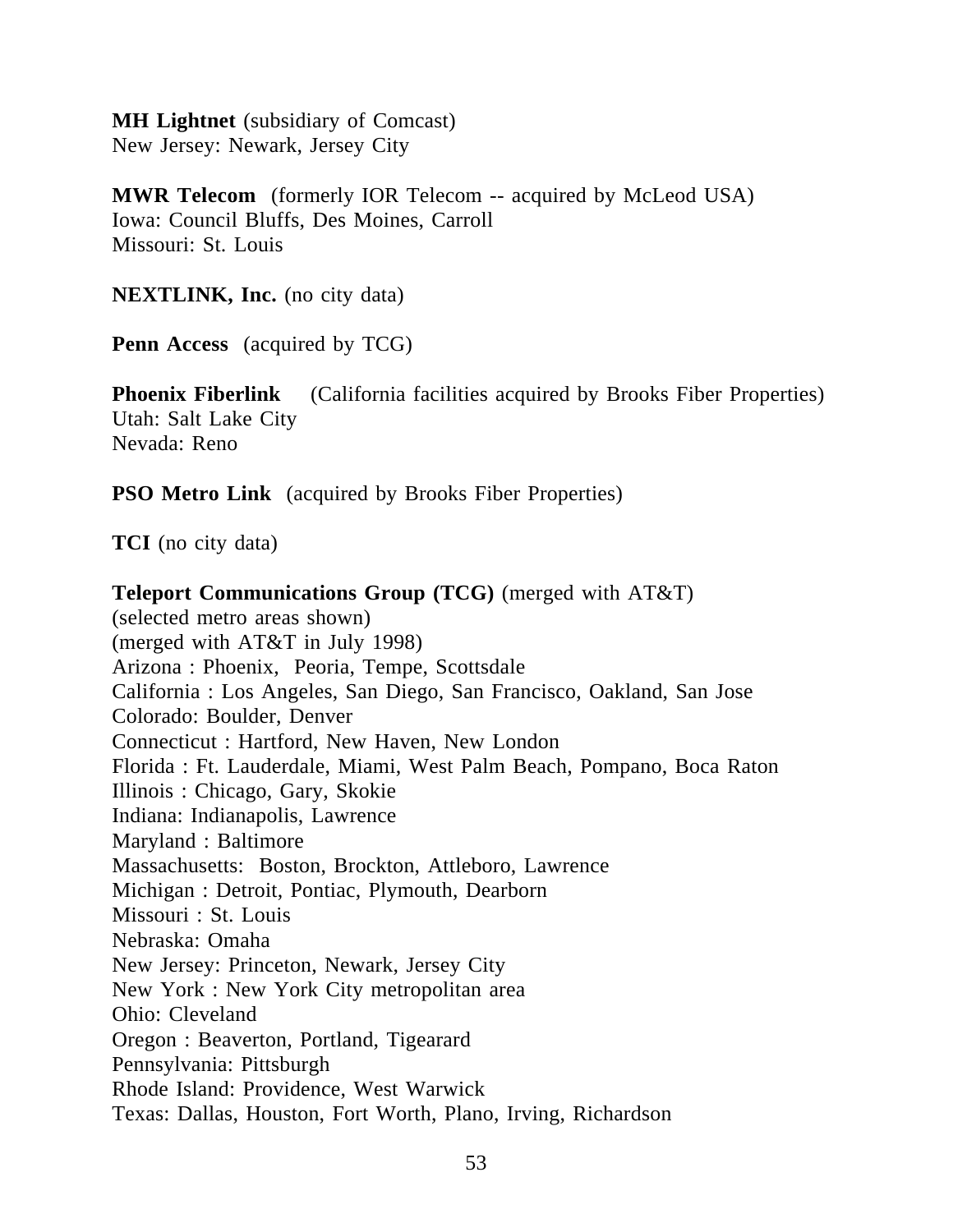**MH Lightnet** (subsidiary of Comcast)
New Jersey: Newark, Jersey City

**MWR Telecom** (formerly IOR Telecom -- acquired by McLeod USA)
Iowa: Council Bluffs, Des Moines, Carroll
Missouri: St. Louis

**NEXTLINK, Inc.** (no city data)

**Penn Access** (acquired by TCG)

**Phoenix Fiberlink** (California facilities acquired by Brooks Fiber Properties)
Utah: Salt Lake City
Nevada: Reno

**PSO Metro Link** (acquired by Brooks Fiber Properties)

**TCI** (no city data)

**Teleport Communications Group (TCG)** (merged with AT&T)
(selected metro areas shown)
(merged with AT&T in July 1998)
Arizona : Phoenix, Peoria, Tempe, Scottsdale
California : Los Angeles, San Diego, San Francisco, Oakland, San Jose
Colorado: Boulder, Denver
Connecticut : Hartford, New Haven, New London
Florida : Ft. Lauderdale, Miami, West Palm Beach, Pompano, Boca Raton
Illinois : Chicago, Gary, Skokie
Indiana: Indianapolis, Lawrence
Maryland : Baltimore
Massachusetts: Boston, Brockton, Attleboro, Lawrence
Michigan : Detroit, Pontiac, Plymouth, Dearborn
Missouri : St. Louis
Nebraska: Omaha
New Jersey: Princeton, Newark, Jersey City
New York : New York City metropolitan area
Ohio: Cleveland
Oregon : Beaverton, Portland, Tigearard
Pennsylvania: Pittsburgh
Rhode Island: Providence, West Warwick
Texas: Dallas, Houston, Fort Worth, Plano, Irving, Richardson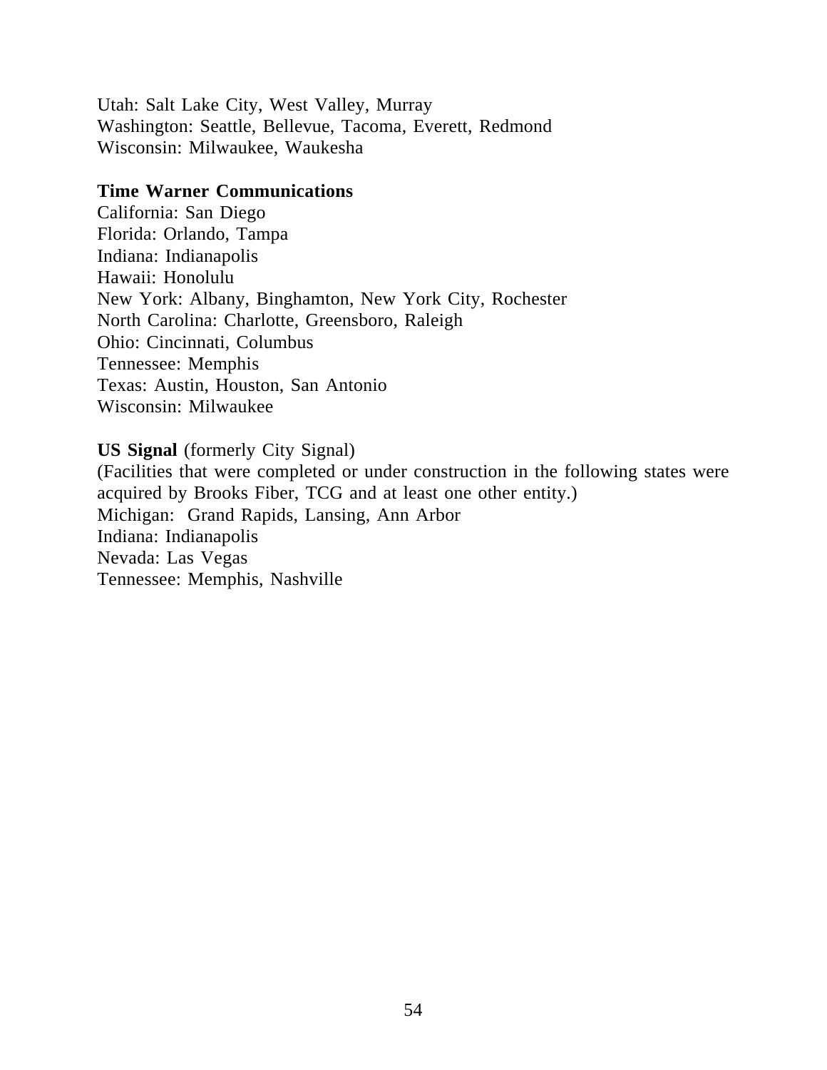Utah: Salt Lake City, West Valley, Murray
Washington: Seattle, Bellevue, Tacoma, Everett, Redmond
Wisconsin: Milwaukee, Waukesha

**Time Warner Communications**
California: San Diego
Florida: Orlando, Tampa
Indiana: Indianapolis
Hawaii: Honolulu
New York: Albany, Binghamton, New York City, Rochester
North Carolina: Charlotte, Greensboro, Raleigh
Ohio: Cincinnati, Columbus
Tennessee: Memphis
Texas: Austin, Houston, San Antonio
Wisconsin: Milwaukee

**US Signal** (formerly City Signal)
(Facilities that were completed or under construction in the following states were acquired by Brooks Fiber, TCG and at least one other entity.)
Michigan: Grand Rapids, Lansing, Ann Arbor
Indiana: Indianapolis
Nevada: Las Vegas
Tennessee: Memphis, Nashville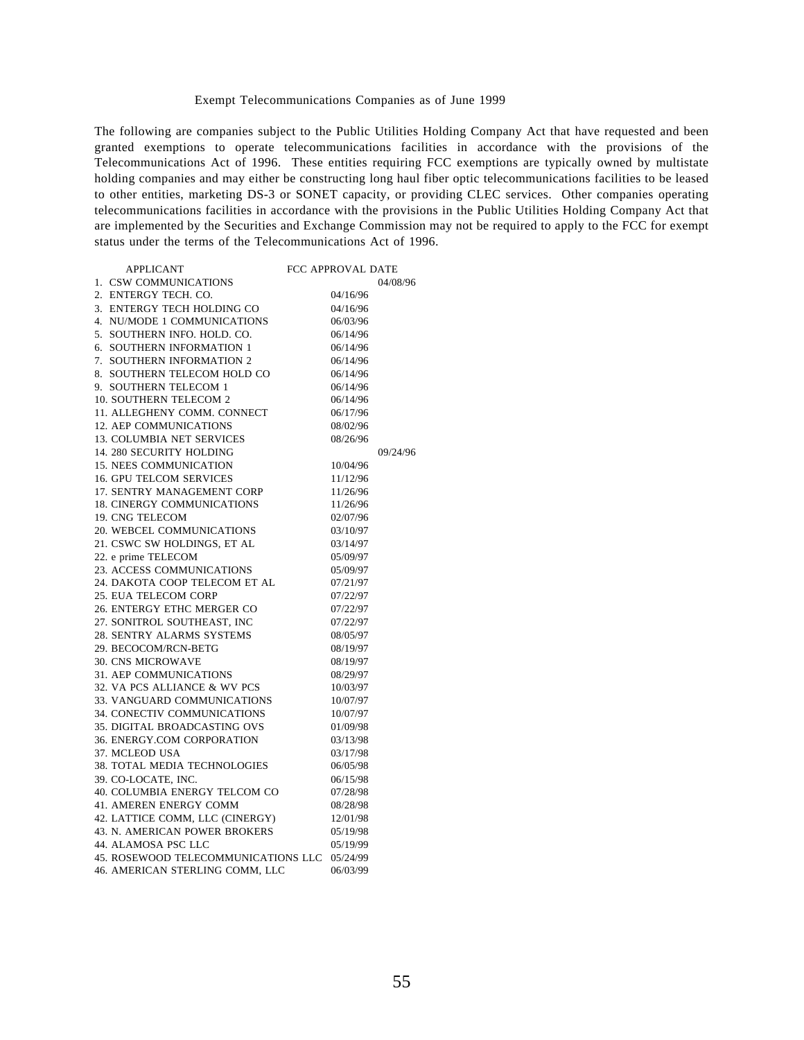Exempt Telecommunications Companies as of June 1999

The following are companies subject to the Public Utilities Holding Company Act that have requested and been granted exemptions to operate telecommunications facilities in accordance with the provisions of the Telecommunications Act of 1996. These entities requiring FCC exemptions are typically owned by multistate holding companies and may either be constructing long haul fiber optic telecommunications facilities to be leased to other entities, marketing DS-3 or SONET capacity, or providing CLEC services. Other companies operating telecommunications facilities in accordance with the provisions in the Public Utilities Holding Company Act that are implemented by the Securities and Exchange Commission may not be required to apply to the FCC for exempt status under the terms of the Telecommunications Act of 1996.

| APPLICANT | FCC APPROVAL DATE |
|---|---|
| 1. CSW COMMUNICATIONS | 04/08/96 |
| 2. ENTERGY TECH. CO. | 04/16/96 |
| 3. ENTERGY TECH HOLDING CO | 04/16/96 |
| 4. NU/MODE 1 COMMUNICATIONS | 06/03/96 |
| 5. SOUTHERN INFO. HOLD. CO. | 06/14/96 |
| 6. SOUTHERN INFORMATION 1 | 06/14/96 |
| 7. SOUTHERN INFORMATION 2 | 06/14/96 |
| 8. SOUTHERN TELECOM HOLD CO | 06/14/96 |
| 9. SOUTHERN TELECOM 1 | 06/14/96 |
| 10. SOUTHERN TELECOM 2 | 06/14/96 |
| 11. ALLEGHENY COMM. CONNECT | 06/17/96 |
| 12. AEP COMMUNICATIONS | 08/02/96 |
| 13. COLUMBIA NET SERVICES | 08/26/96 |
| 14. 280 SECURITY HOLDING | 09/24/96 |
| 15. NEES COMMUNICATION | 10/04/96 |
| 16. GPU TELCOM SERVICES | 11/12/96 |
| 17. SENTRY MANAGEMENT CORP | 11/26/96 |
| 18. CINERGY COMMUNICATIONS | 11/26/96 |
| 19. CNG TELECOM | 02/07/96 |
| 20. WEBCEL COMMUNICATIONS | 03/10/97 |
| 21. CSWC SW HOLDINGS, ET AL | 03/14/97 |
| 22. e prime TELECOM | 05/09/97 |
| 23. ACCESS COMMUNICATIONS | 05/09/97 |
| 24. DAKOTA COOP TELECOM ET AL | 07/21/97 |
| 25. EUA TELECOM CORP | 07/22/97 |
| 26. ENTERGY ETHC MERGER CO | 07/22/97 |
| 27. SONITROL SOUTHEAST, INC | 07/22/97 |
| 28. SENTRY ALARMS SYSTEMS | 08/05/97 |
| 29. BECOCOM/RCN-BETG | 08/19/97 |
| 30. CNS MICROWAVE | 08/19/97 |
| 31. AEP COMMUNICATIONS | 08/29/97 |
| 32. VA PCS ALLIANCE & WV PCS | 10/03/97 |
| 33. VANGUARD COMMUNICATIONS | 10/07/97 |
| 34. CONECTIV COMMUNICATIONS | 10/07/97 |
| 35. DIGITAL BROADCASTING OVS | 01/09/98 |
| 36. ENERGY.COM CORPORATION | 03/13/98 |
| 37. MCLEOD USA | 03/17/98 |
| 38. TOTAL MEDIA TECHNOLOGIES | 06/05/98 |
| 39. CO-LOCATE, INC. | 06/15/98 |
| 40. COLUMBIA ENERGY TELCOM CO | 07/28/98 |
| 41. AMEREN ENERGY COMM | 08/28/98 |
| 42. LATTICE COMM, LLC (CINERGY) | 12/01/98 |
| 43. N. AMERICAN POWER BROKERS | 05/19/98 |
| 44. ALAMOSA PSC LLC | 05/19/99 |
| 45. ROSEWOOD TELECOMMUNICATIONS LLC | 05/24/99 |
| 46. AMERICAN STERLING COMM, LLC | 06/03/99 |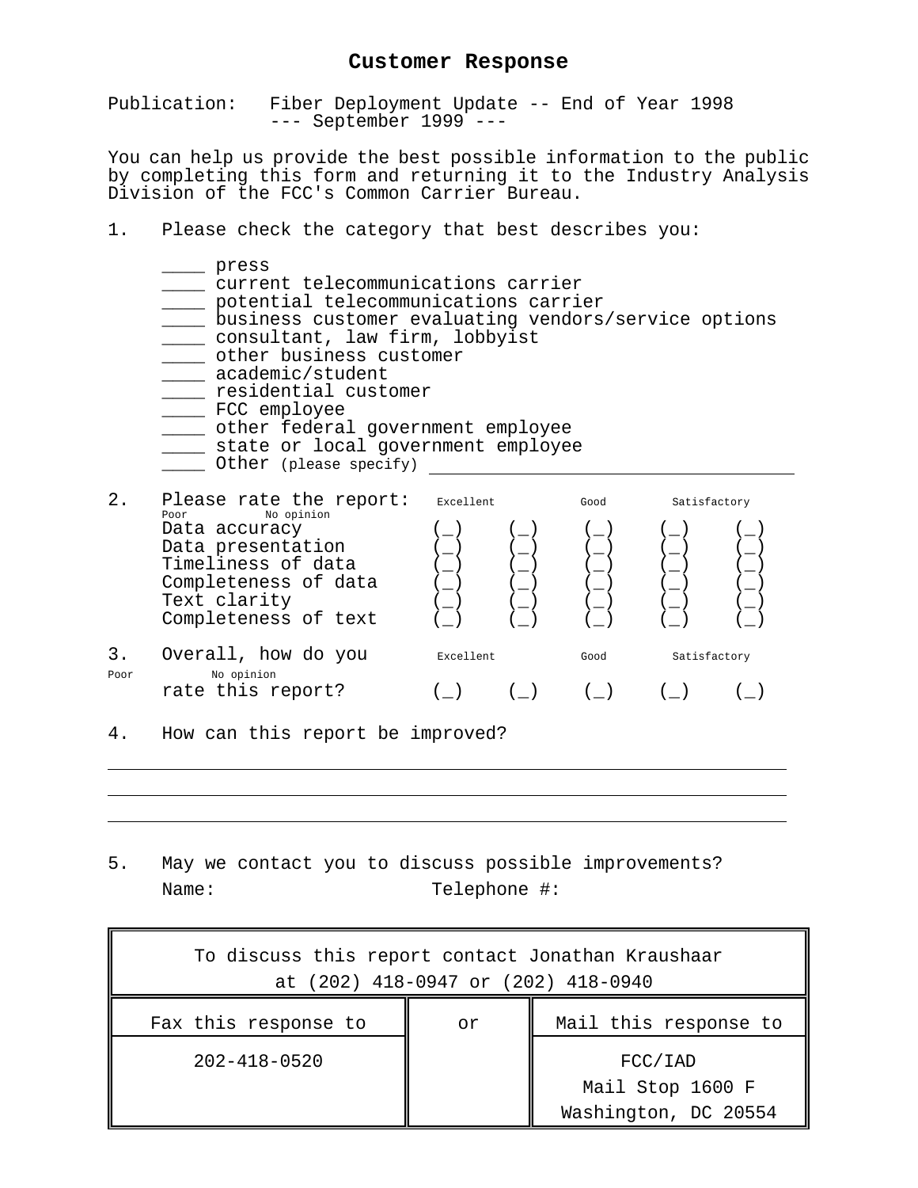# Customer Response

Publication: Fiber Deployment Update -- End of Year 1998
--- September 1999 ---

You can help us provide the best possible information to the public by completing this form and returning it to the Industry Analysis Division of the FCC's Common Carrier Bureau.

1. Please check the category that best describes you:

____ press
____ current telecommunications carrier
____ potential telecommunications carrier
____ business customer evaluating vendors/service options
____ consultant, law firm, lobbyist
____ other business customer
____ academic/student
____ residential customer
____ FCC employee
____ other federal government employee
____ state or local government employee
____ Other (please specify) ________________________________

2. Please rate the report:

| | Excellent | | Good | | Satisfactory |
|---|---|---|---|---|---|
| | Poor | No opinion | | | |
| Data accuracy | (_) | (_) | (_) | (_) | (_) |
| Data presentation | (_) | (_) | (_) | (_) | (_) |
| Timeliness of data | (_) | (_) | (_) | (_) | (_) |
| Completeness of data | (_) | (_) | (_) | (_) | (_) |
| Text clarity | (_) | (_) | (_) | (_) | (_) |
| Completeness of text | (_) | (_) | (_) | (_) | (_) |

3. Overall, how do you rate this report?

| | Excellent | | Good | | Satisfactory |
|---|---|---|---|---|---|
| | Poor | No opinion | | | |
| rate this report? | (_) | (_) | (_) | (_) | (_) |

4. How can this report be improved?

________________________________________________________________

________________________________________________________________

________________________________________________________________

5. May we contact you to discuss possible improvements?
Name: Telephone #:

| To discuss this report contact Jonathan Kraushaar at (202) 418-0947 or (202) 418-0940 | | |
|---|---|---|
| Fax this response to | or | Mail this response to |
| 202-418-0520 | | FCC/IAD<br>Mail Stop 1600 F<br>Washington, DC 20554 |